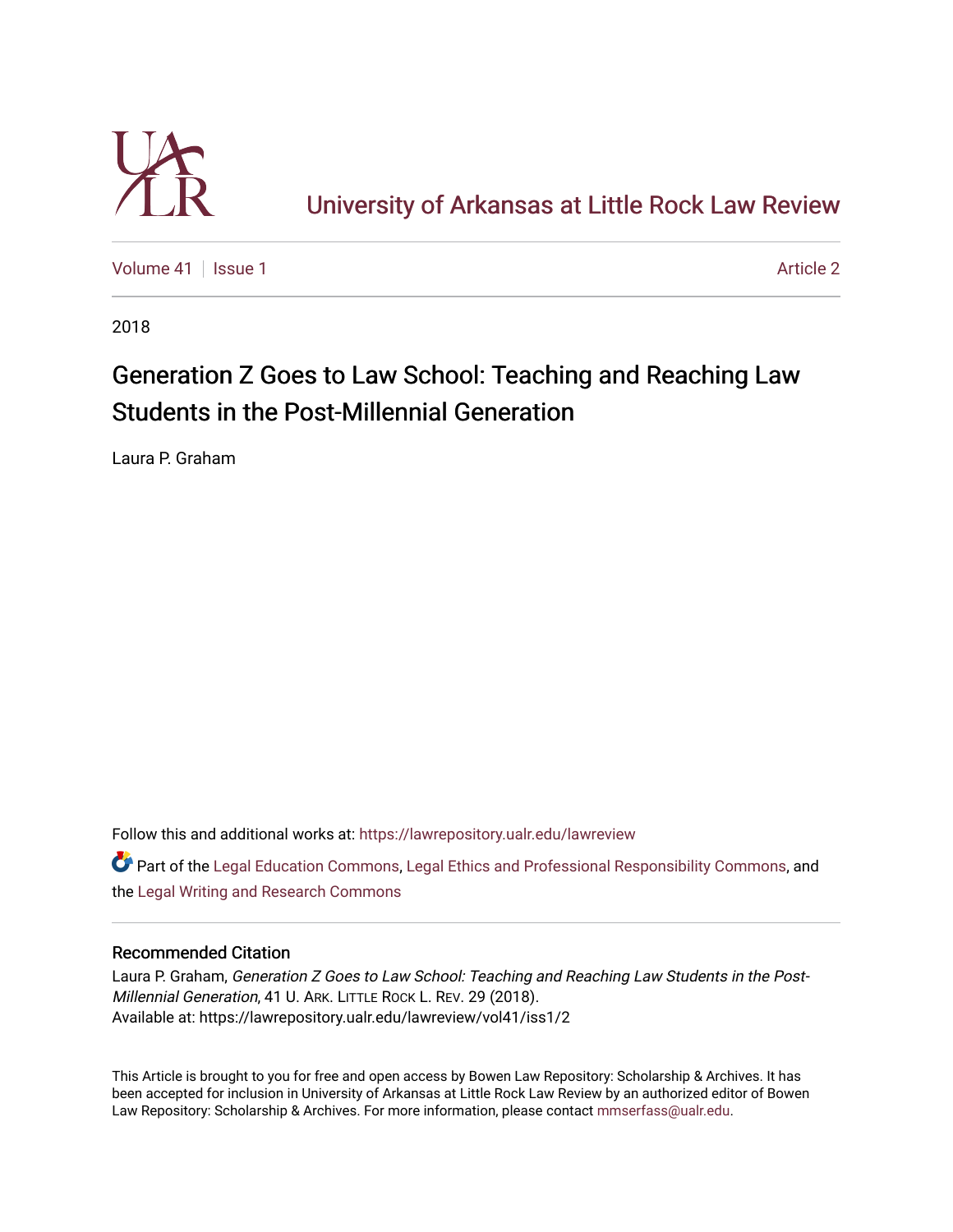University of Arkansas at Little Rock Law Review

Volume 41 | Issue 1 | Article 2

2018

# Generation Z Goes to Law School: Teaching and Reaching Law Students in the Post-Millennial Generation

Laura P. Graham

Follow this and additional works at: https://lawrepository.ualr.edu/lawreview

Part of the Legal Education Commons, Legal Ethics and Professional Responsibility Commons, and the Legal Writing and Research Commons

## Recommended Citation

Laura P. Graham, *Generation Z Goes to Law School: Teaching and Reaching Law Students in the Post-Millennial Generation*, 41 U. ARK. LITTLE ROCK L. REV. 29 (2018).
Available at: https://lawrepository.ualr.edu/lawreview/vol41/iss1/2

This Article is brought to you for free and open access by Bowen Law Repository: Scholarship & Archives. It has been accepted for inclusion in University of Arkansas at Little Rock Law Review by an authorized editor of Bowen Law Repository: Scholarship & Archives. For more information, please contact mmserfass@ualr.edu.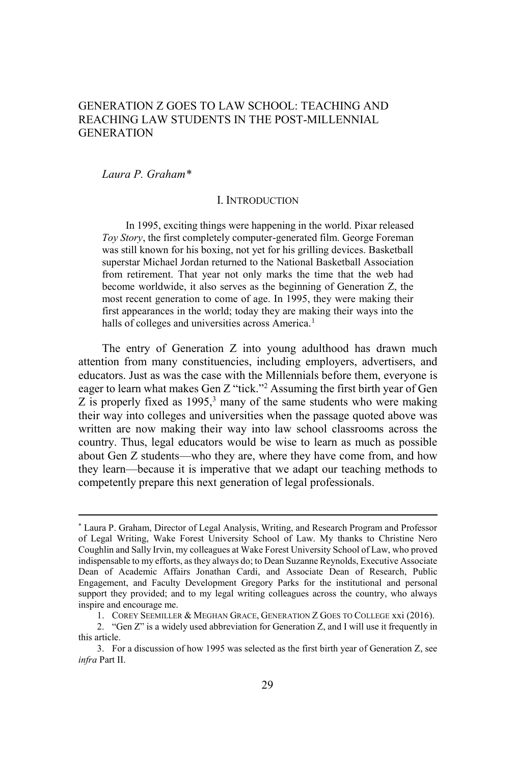# GENERATION Z GOES TO LAW SCHOOL: TEACHING AND REACHING LAW STUDENTS IN THE POST-MILLENNIAL GENERATION

*Laura P. Graham\**

## I. INTRODUCTION

> In 1995, exciting things were happening in the world. Pixar released *Toy Story*, the first completely computer-generated film. George Foreman was still known for his boxing, not yet for his grilling devices. Basketball superstar Michael Jordan returned to the National Basketball Association from retirement. That year not only marks the time that the web had become worldwide, it also serves as the beginning of Generation Z, the most recent generation to come of age. In 1995, they were making their first appearances in the world; today they are making their ways into the halls of colleges and universities across America.[1]

The entry of Generation Z into young adulthood has drawn much attention from many constituencies, including employers, advertisers, and educators. Just as was the case with the Millennials before them, everyone is eager to learn what makes Gen Z "tick."[2] Assuming the first birth year of Gen Z is properly fixed as 1995,[3] many of the same students who were making their way into colleges and universities when the passage quoted above was written are now making their way into law school classrooms across the country. Thus, legal educators would be wise to learn as much as possible about Gen Z students—who they are, where they have come from, and how they learn—because it is imperative that we adapt our teaching methods to competently prepare this next generation of legal professionals.

---

\* Laura P. Graham, Director of Legal Analysis, Writing, and Research Program and Professor of Legal Writing, Wake Forest University School of Law. My thanks to Christine Nero Coughlin and Sally Irvin, my colleagues at Wake Forest University School of Law, who proved indispensable to my efforts, as they always do; to Dean Suzanne Reynolds, Executive Associate Dean of Academic Affairs Jonathan Cardi, and Associate Dean of Research, Public Engagement, and Faculty Development Gregory Parks for the institutional and personal support they provided; and to my legal writing colleagues across the country, who always inspire and encourage me.

1. COREY SEEMILLER & MEGHAN GRACE, GENERATION Z GOES TO COLLEGE xxi (2016).

2. "Gen Z" is a widely used abbreviation for Generation Z, and I will use it frequently in this article.

3. For a discussion of how 1995 was selected as the first birth year of Generation Z, see *infra* Part II.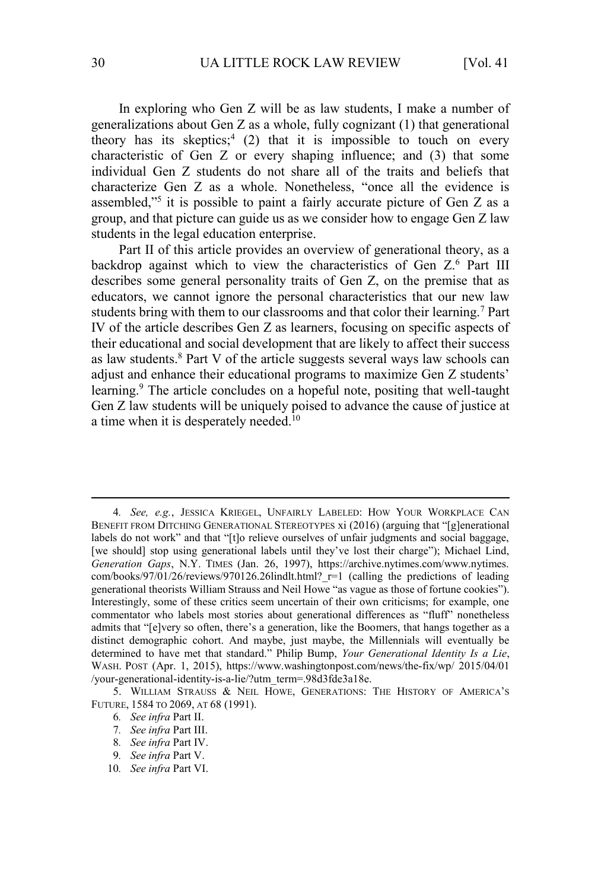In exploring who Gen Z will be as law students, I make a number of generalizations about Gen Z as a whole, fully cognizant (1) that generational theory has its skeptics;[4] (2) that it is impossible to touch on every characteristic of Gen Z or every shaping influence; and (3) that some individual Gen Z students do not share all of the traits and beliefs that characterize Gen Z as a whole. Nonetheless, "once all the evidence is assembled,"[5] it is possible to paint a fairly accurate picture of Gen Z as a group, and that picture can guide us as we consider how to engage Gen Z law students in the legal education enterprise.

Part II of this article provides an overview of generational theory, as a backdrop against which to view the characteristics of Gen Z.[6] Part III describes some general personality traits of Gen Z, on the premise that as educators, we cannot ignore the personal characteristics that our new law students bring with them to our classrooms and that color their learning.[7] Part IV of the article describes Gen Z as learners, focusing on specific aspects of their educational and social development that are likely to affect their success as law students.[8] Part V of the article suggests several ways law schools can adjust and enhance their educational programs to maximize Gen Z students' learning.[9] The article concludes on a hopeful note, positing that well-taught Gen Z law students will be uniquely poised to advance the cause of justice at a time when it is desperately needed.[10]

---

4. *See, e.g.*, JESSICA KRIEGEL, UNFAIRLY LABELED: HOW YOUR WORKPLACE CAN BENEFIT FROM DITCHING GENERATIONAL STEREOTYPES xi (2016) (arguing that "[g]enerational labels do not work" and that "[t]o relieve ourselves of unfair judgments and social baggage, [we should] stop using generational labels until they've lost their charge"); Michael Lind, *Generation Gaps*, N.Y. TIMES (Jan. 26, 1997), https://archive.nytimes.com/www.nytimes.com/books/97/01/26/reviews/970126.26lindlt.html?_r=1 (calling the predictions of leading generational theorists William Strauss and Neil Howe "as vague as those of fortune cookies"). Interestingly, some of these critics seem uncertain of their own criticisms; for example, one commentator who labels most stories about generational differences as "fluff" nonetheless admits that "[e]very so often, there's a generation, like the Boomers, that hangs together as a distinct demographic cohort. And maybe, just maybe, the Millennials will eventually be determined to have met that standard." Philip Bump, *Your Generational Identity Is a Lie*, WASH. POST (Apr. 1, 2015), https://www.washingtonpost.com/news/the-fix/wp/ 2015/04/01 /your-generational-identity-is-a-lie/?utm_term=.98d3fde3a18e.

5. WILLIAM STRAUSS & NEIL HOWE, GENERATIONS: THE HISTORY OF AMERICA'S FUTURE, 1584 TO 2069, AT 68 (1991).

6. *See infra* Part II.

7. *See infra* Part III.

8. *See infra* Part IV.

9. *See infra* Part V.

10. *See infra* Part VI.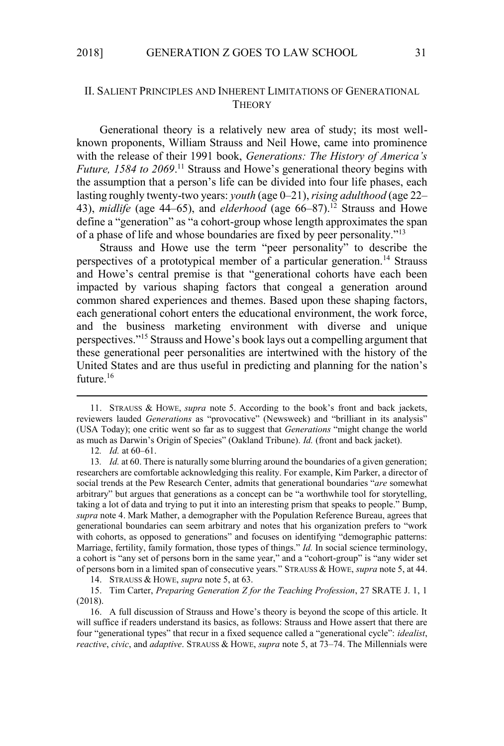## II. Salient Principles and Inherent Limitations of Generational Theory

Generational theory is a relatively new area of study; its most well-known proponents, William Strauss and Neil Howe, came into prominence with the release of their 1991 book, *Generations: The History of America's Future, 1584 to 2069*.[11] Strauss and Howe's generational theory begins with the assumption that a person's life can be divided into four life phases, each lasting roughly twenty-two years: *youth* (age 0–21), *rising adulthood* (age 22–43), *midlife* (age 44–65), and *elderhood* (age 66–87).[12] Strauss and Howe define a "generation" as "a cohort-group whose length approximates the span of a phase of life and whose boundaries are fixed by peer personality."[13]

Strauss and Howe use the term "peer personality" to describe the perspectives of a prototypical member of a particular generation.[14] Strauss and Howe's central premise is that "generational cohorts have each been impacted by various shaping factors that congeal a generation around common shared experiences and themes. Based upon these shaping factors, each generational cohort enters the educational environment, the work force, and the business marketing environment with diverse and unique perspectives."[15] Strauss and Howe's book lays out a compelling argument that these generational peer personalities are intertwined with the history of the United States and are thus useful in predicting and planning for the nation's future.[16]

---

11. STRAUSS & HOWE, *supra* note 5. According to the book's front and back jackets, reviewers lauded *Generations* as "provocative" (Newsweek) and "brilliant in its analysis" (USA Today); one critic went so far as to suggest that *Generations* "might change the world as much as Darwin's Origin of Species" (Oakland Tribune). *Id.* (front and back jacket).

12. *Id.* at 60–61.

13. *Id.* at 60. There is naturally some blurring around the boundaries of a given generation; researchers are comfortable acknowledging this reality. For example, Kim Parker, a director of social trends at the Pew Research Center, admits that generational boundaries "*are* somewhat arbitrary" but argues that generations as a concept can be "a worthwhile tool for storytelling, taking a lot of data and trying to put it into an interesting prism that speaks to people." Bump, *supra* note 4. Mark Mather, a demographer with the Population Reference Bureau, agrees that generational boundaries can seem arbitrary and notes that his organization prefers to "work with cohorts, as opposed to generations" and focuses on identifying "demographic patterns: Marriage, fertility, family formation, those types of things." *Id.* In social science terminology, a cohort is "any set of persons born in the same year," and a "cohort-group" is "any wider set of persons born in a limited span of consecutive years." STRAUSS & HOWE, *supra* note 5, at 44.

14. STRAUSS & HOWE, *supra* note 5, at 63.

15. Tim Carter, *Preparing Generation Z for the Teaching Profession*, 27 SRATE J. 1, 1 (2018).

16. A full discussion of Strauss and Howe's theory is beyond the scope of this article. It will suffice if readers understand its basics, as follows: Strauss and Howe assert that there are four "generational types" that recur in a fixed sequence called a "generational cycle": *idealist*, *reactive*, *civic*, and *adaptive*. STRAUSS & HOWE, *supra* note 5, at 73–74. The Millennials were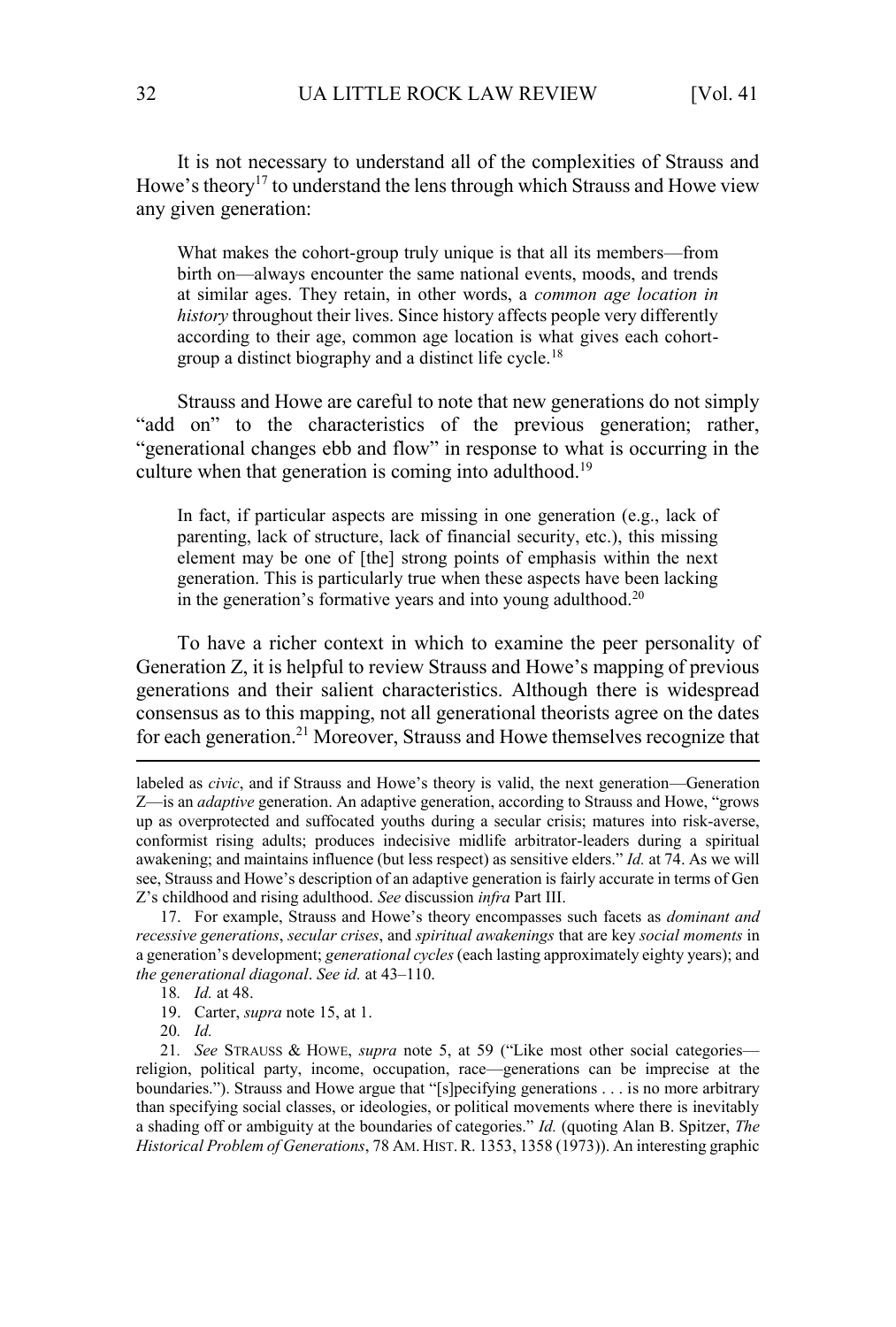It is not necessary to understand all of the complexities of Strauss and Howe's theory[17] to understand the lens through which Strauss and Howe view any given generation:

> What makes the cohort-group truly unique is that all its members—from birth on—always encounter the same national events, moods, and trends at similar ages. They retain, in other words, a *common age location in history* throughout their lives. Since history affects people very differently according to their age, common age location is what gives each cohort-group a distinct biography and a distinct life cycle.[18]

Strauss and Howe are careful to note that new generations do not simply "add on" to the characteristics of the previous generation; rather, "generational changes ebb and flow" in response to what is occurring in the culture when that generation is coming into adulthood.[19]

> In fact, if particular aspects are missing in one generation (e.g., lack of parenting, lack of structure, lack of financial security, etc.), this missing element may be one of [the] strong points of emphasis within the next generation. This is particularly true when these aspects have been lacking in the generation's formative years and into young adulthood.[20]

To have a richer context in which to examine the peer personality of Generation Z, it is helpful to review Strauss and Howe's mapping of previous generations and their salient characteristics. Although there is widespread consensus as to this mapping, not all generational theorists agree on the dates for each generation.[21] Moreover, Strauss and Howe themselves recognize that

---

labeled as *civic*, and if Strauss and Howe's theory is valid, the next generation—Generation Z—is an *adaptive* generation. An adaptive generation, according to Strauss and Howe, "grows up as overprotected and suffocated youths during a secular crisis; matures into risk-averse, conformist rising adults; produces indecisive midlife arbitrator-leaders during a spiritual awakening; and maintains influence (but less respect) as sensitive elders." *Id.* at 74. As we will see, Strauss and Howe's description of an adaptive generation is fairly accurate in terms of Gen Z's childhood and rising adulthood. *See* discussion *infra* Part III.

17. For example, Strauss and Howe's theory encompasses such facets as *dominant and recessive generations*, *secular crises*, and *spiritual awakenings* that are key *social moments* in a generation's development; *generational cycles* (each lasting approximately eighty years); and *the generational diagonal*. *See id.* at 43–110.

18. *Id.* at 48.

19. Carter, *supra* note 15, at 1.

20. *Id.*

21. *See* STRAUSS & HOWE, *supra* note 5, at 59 ("Like most other social categories—religion, political party, income, occupation, race—generations can be imprecise at the boundaries."). Strauss and Howe argue that "[s]pecifying generations . . . is no more arbitrary than specifying social classes, or ideologies, or political movements where there is inevitably a shading off or ambiguity at the boundaries of categories." *Id.* (quoting Alan B. Spitzer, *The Historical Problem of Generations*, 78 AM. HIST. R. 1353, 1358 (1973)). An interesting graphic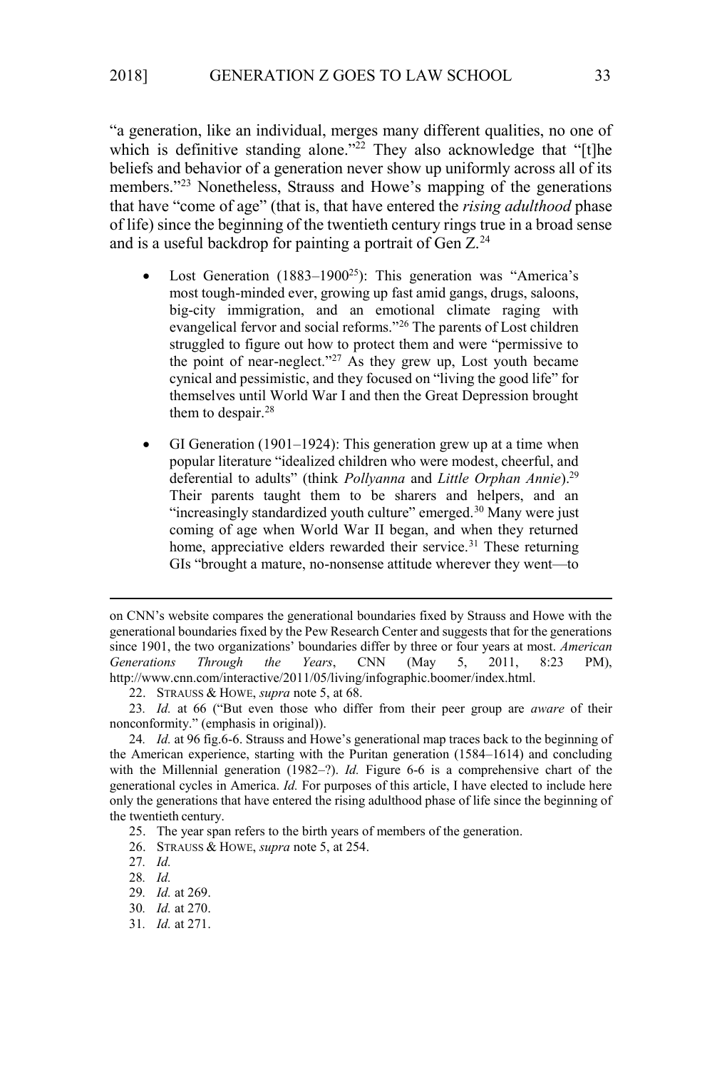"a generation, like an individual, merges many different qualities, no one of which is definitive standing alone."[22] They also acknowledge that "[t]he beliefs and behavior of a generation never show up uniformly across all of its members."[23] Nonetheless, Strauss and Howe's mapping of the generations that have "come of age" (that is, that have entered the *rising adulthood* phase of life) since the beginning of the twentieth century rings true in a broad sense and is a useful backdrop for painting a portrait of Gen Z.[24]

- Lost Generation (1883–1900[25]): This generation was "America's most tough-minded ever, growing up fast amid gangs, drugs, saloons, big-city immigration, and an emotional climate raging with evangelical fervor and social reforms."[26] The parents of Lost children struggled to figure out how to protect them and were "permissive to the point of near-neglect."[27] As they grew up, Lost youth became cynical and pessimistic, and they focused on "living the good life" for themselves until World War I and then the Great Depression brought them to despair.[28]

- GI Generation (1901–1924): This generation grew up at a time when popular literature "idealized children who were modest, cheerful, and deferential to adults" (think *Pollyanna* and *Little Orphan Annie*).[29] Their parents taught them to be sharers and helpers, and an "increasingly standardized youth culture" emerged.[30] Many were just coming of age when World War II began, and when they returned home, appreciative elders rewarded their service.[31] These returning GIs "brought a mature, no-nonsense attitude wherever they went—to

---

on CNN's website compares the generational boundaries fixed by Strauss and Howe with the generational boundaries fixed by the Pew Research Center and suggests that for the generations since 1901, the two organizations' boundaries differ by three or four years at most. *American Generations Through the Years*, CNN (May 5, 2011, 8:23 PM), http://www.cnn.com/interactive/2011/05/living/infographic.boomer/index.html.

22. STRAUSS & HOWE, *supra* note 5, at 68.

23. *Id.* at 66 ("But even those who differ from their peer group are *aware* of their nonconformity." (emphasis in original)).

24. *Id.* at 96 fig.6-6. Strauss and Howe's generational map traces back to the beginning of the American experience, starting with the Puritan generation (1584–1614) and concluding with the Millennial generation (1982–?). *Id.* Figure 6-6 is a comprehensive chart of the generational cycles in America. *Id.* For purposes of this article, I have elected to include here only the generations that have entered the rising adulthood phase of life since the beginning of the twentieth century.

25. The year span refers to the birth years of members of the generation.

26. STRAUSS & HOWE, *supra* note 5, at 254.

27. *Id.*

28. *Id.*

29. *Id.* at 269.

30. *Id.* at 270.

31. *Id.* at 271.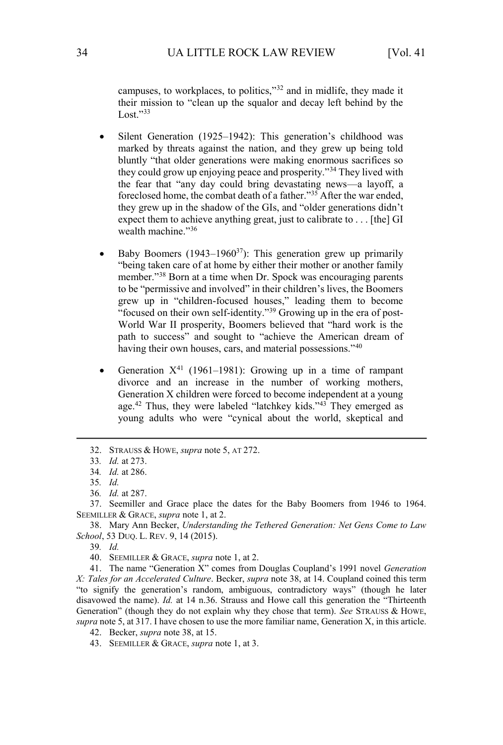campuses, to workplaces, to politics,"[32] and in midlife, they made it their mission to "clean up the squalor and decay left behind by the Lost."[33]

- Silent Generation (1925–1942): This generation's childhood was marked by threats against the nation, and they grew up being told bluntly "that older generations were making enormous sacrifices so they could grow up enjoying peace and prosperity."[34] They lived with the fear that "any day could bring devastating news—a layoff, a foreclosed home, the combat death of a father."[35] After the war ended, they grew up in the shadow of the GIs, and "older generations didn't expect them to achieve anything great, just to calibrate to . . . [the] GI wealth machine."[36]

- Baby Boomers (1943–1960[37]): This generation grew up primarily "being taken care of at home by either their mother or another family member."[38] Born at a time when Dr. Spock was encouraging parents to be "permissive and involved" in their children's lives, the Boomers grew up in "children-focused houses," leading them to become "focused on their own self-identity."[39] Growing up in the era of post-World War II prosperity, Boomers believed that "hard work is the path to success" and sought to "achieve the American dream of having their own houses, cars, and material possessions."[40]

- Generation X[41] (1961–1981): Growing up in a time of rampant divorce and an increase in the number of working mothers, Generation X children were forced to become independent at a young age.[42] Thus, they were labeled "latchkey kids."[43] They emerged as young adults who were "cynical about the world, skeptical and

---

32. STRAUSS & HOWE, *supra* note 5, AT 272.

33. *Id.* at 273.

34. *Id.* at 286.

35. *Id.*

36. *Id.* at 287.

37. Seemiller and Grace place the dates for the Baby Boomers from 1946 to 1964. SEEMILLER & GRACE, *supra* note 1, at 2.

38. Mary Ann Becker, *Understanding the Tethered Generation: Net Gens Come to Law School*, 53 DUQ. L. REV. 9, 14 (2015).

39. *Id.*

40. SEEMILLER & GRACE, *supra* note 1, at 2.

41. The name "Generation X" comes from Douglas Coupland's 1991 novel *Generation X: Tales for an Accelerated Culture*. Becker, *supra* note 38, at 14. Coupland coined this term "to signify the generation's random, ambiguous, contradictory ways" (though he later disavowed the name). *Id.* at 14 n.36. Strauss and Howe call this generation the "Thirteenth Generation" (though they do not explain why they chose that term). *See* STRAUSS & HOWE, *supra* note 5, at 317. I have chosen to use the more familiar name, Generation X, in this article.

42. Becker, *supra* note 38, at 15.

43. SEEMILLER & GRACE, *supra* note 1, at 3.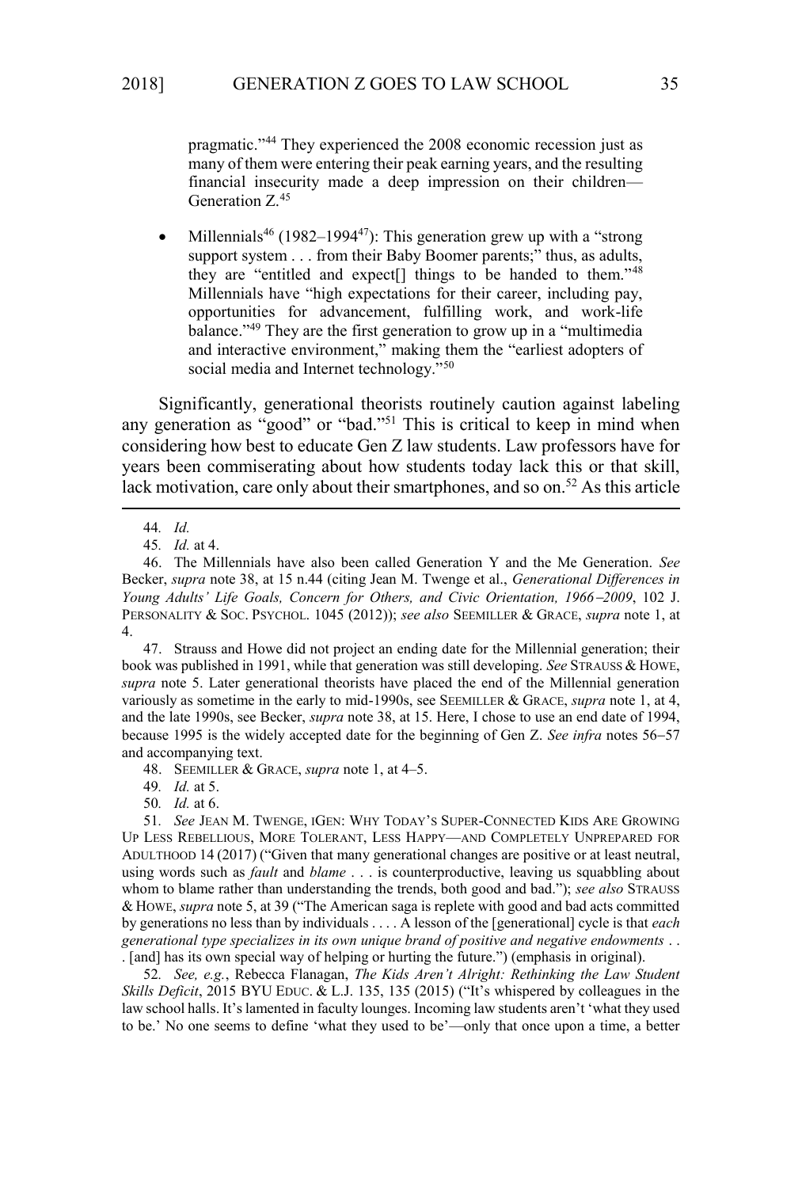pragmatic."[44] They experienced the 2008 economic recession just as many of them were entering their peak earning years, and the resulting financial insecurity made a deep impression on their children—Generation Z.[45]

- Millennials[46] (1982–1994[47]): This generation grew up with a "strong support system . . . from their Baby Boomer parents;" thus, as adults, they are "entitled and expect[] things to be handed to them."[48] Millennials have "high expectations for their career, including pay, opportunities for advancement, fulfilling work, and work-life balance."[49] They are the first generation to grow up in a "multimedia and interactive environment," making them the "earliest adopters of social media and Internet technology."[50]

Significantly, generational theorists routinely caution against labeling any generation as "good" or "bad."[51] This is critical to keep in mind when considering how best to educate Gen Z law students. Law professors have for years been commiserating about how students today lack this or that skill, lack motivation, care only about their smartphones, and so on.[52] As this article

---

44. *Id.*

45. *Id.* at 4.

46. The Millennials have also been called Generation Y and the Me Generation. *See* Becker, *supra* note 38, at 15 n.44 (citing Jean M. Twenge et al., *Generational Differences in Young Adults' Life Goals, Concern for Others, and Civic Orientation, 1966–2009*, 102 J. PERSONALITY & SOC. PSYCHOL. 1045 (2012)); *see also* SEEMILLER & GRACE, *supra* note 1, at 4.

47. Strauss and Howe did not project an ending date for the Millennial generation; their book was published in 1991, while that generation was still developing. *See* STRAUSS & HOWE, *supra* note 5. Later generational theorists have placed the end of the Millennial generation variously as sometime in the early to mid-1990s, see SEEMILLER & GRACE, *supra* note 1, at 4, and the late 1990s, see Becker, *supra* note 38, at 15. Here, I chose to use an end date of 1994, because 1995 is the widely accepted date for the beginning of Gen Z. *See infra* notes 56–57 and accompanying text.

48. SEEMILLER & GRACE, *supra* note 1, at 4–5.

49. *Id.* at 5.

50. *Id.* at 6.

51. *See* JEAN M. TWENGE, IGEN: WHY TODAY'S SUPER-CONNECTED KIDS ARE GROWING UP LESS REBELLIOUS, MORE TOLERANT, LESS HAPPY—AND COMPLETELY UNPREPARED FOR ADULTHOOD 14 (2017) ("Given that many generational changes are positive or at least neutral, using words such as *fault* and *blame* . . . is counterproductive, leaving us squabbling about whom to blame rather than understanding the trends, both good and bad."); *see also* STRAUSS & HOWE, *supra* note 5, at 39 ("The American saga is replete with good and bad acts committed by generations no less than by individuals . . . . A lesson of the [generational] cycle is that *each generational type specializes in its own unique brand of positive and negative endowments* . . . [and] has its own special way of helping or hurting the future.") (emphasis in original).

52. *See, e.g.*, Rebecca Flanagan, *The Kids Aren't Alright: Rethinking the Law Student Skills Deficit*, 2015 BYU EDUC. & L.J. 135, 135 (2015) ("It's whispered by colleagues in the law school halls. It's lamented in faculty lounges. Incoming law students aren't 'what they used to be.' No one seems to define 'what they used to be'—only that once upon a time, a better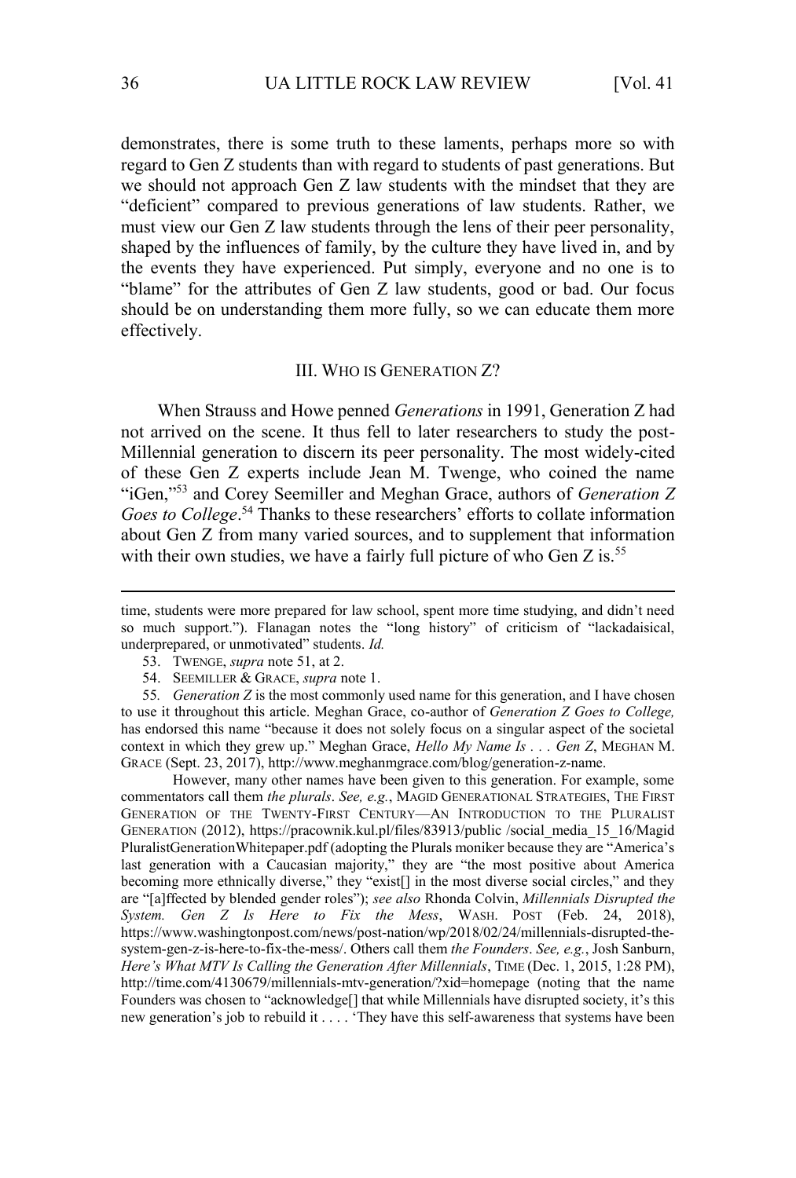demonstrates, there is some truth to these laments, perhaps more so with regard to Gen Z students than with regard to students of past generations. But we should not approach Gen Z law students with the mindset that they are "deficient" compared to previous generations of law students. Rather, we must view our Gen Z law students through the lens of their peer personality, shaped by the influences of family, by the culture they have lived in, and by the events they have experienced. Put simply, everyone and no one is to "blame" for the attributes of Gen Z law students, good or bad. Our focus should be on understanding them more fully, so we can educate them more effectively.

## III. WHO IS GENERATION Z?

When Strauss and Howe penned *Generations* in 1991, Generation Z had not arrived on the scene. It thus fell to later researchers to study the post-Millennial generation to discern its peer personality. The most widely-cited of these Gen Z experts include Jean M. Twenge, who coined the name "iGen,"[53] and Corey Seemiller and Meghan Grace, authors of *Generation Z Goes to College*.[54] Thanks to these researchers' efforts to collate information about Gen Z from many varied sources, and to supplement that information with their own studies, we have a fairly full picture of who Gen Z is.[55]

---

time, students were more prepared for law school, spent more time studying, and didn't need so much support."). Flanagan notes the "long history" of criticism of "lackadaisical, underprepared, or unmotivated" students. *Id.*

53. TWENGE, *supra* note 51, at 2.

54. SEEMILLER & GRACE, *supra* note 1.

55. *Generation Z* is the most commonly used name for this generation, and I have chosen to use it throughout this article. Meghan Grace, co-author of *Generation Z Goes to College,* has endorsed this name "because it does not solely focus on a singular aspect of the societal context in which they grew up." Meghan Grace, *Hello My Name Is . . . Gen Z*, MEGHAN M. GRACE (Sept. 23, 2017), http://www.meghanmgrace.com/blog/generation-z-name.

However, many other names have been given to this generation. For example, some commentators call them *the plurals*. *See, e.g.*, MAGID GENERATIONAL STRATEGIES, THE FIRST GENERATION OF THE TWENTY-FIRST CENTURY—AN INTRODUCTION TO THE PLURALIST GENERATION (2012), https://pracownik.kul.pl/files/83913/public /social_media_15_16/Magid PluralistGenerationWhitepaper.pdf (adopting the Plurals moniker because they are "America's last generation with a Caucasian majority," they are "the most positive about America becoming more ethnically diverse," they "exist[] in the most diverse social circles," and they are "[a]ffected by blended gender roles"); *see also* Rhonda Colvin, *Millennials Disrupted the System. Gen Z Is Here to Fix the Mess*, WASH. POST (Feb. 24, 2018), https://www.washingtonpost.com/news/post-nation/wp/2018/02/24/millennials-disrupted-the-system-gen-z-is-here-to-fix-the-mess/. Others call them *the Founders*. *See, e.g.*, Josh Sanburn, *Here's What MTV Is Calling the Generation After Millennials*, TIME (Dec. 1, 2015, 1:28 PM), http://time.com/4130679/millennials-mtv-generation/?xid=homepage (noting that the name Founders was chosen to "acknowledge[] that while Millennials have disrupted society, it's this new generation's job to rebuild it . . . . 'They have this self-awareness that systems have been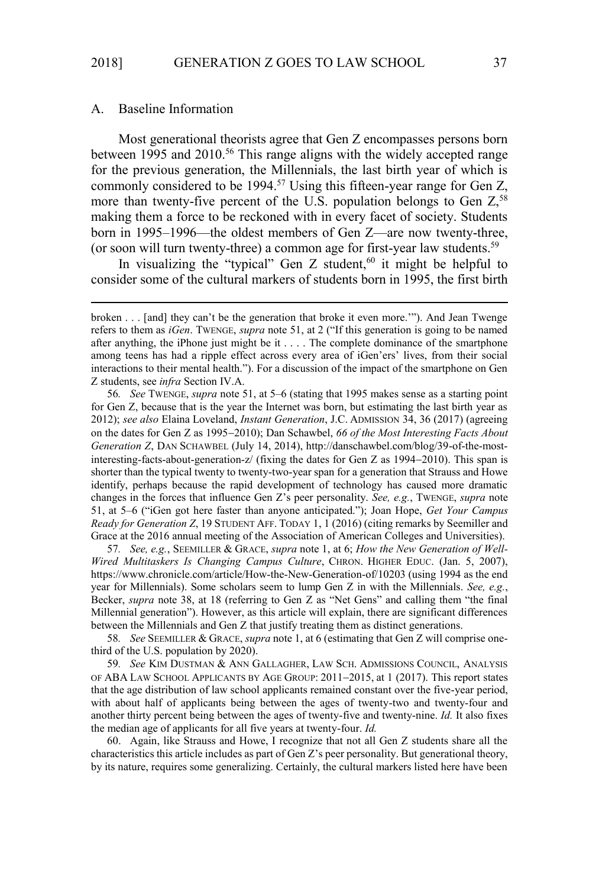### A. Baseline Information

Most generational theorists agree that Gen Z encompasses persons born between 1995 and 2010.[56] This range aligns with the widely accepted range for the previous generation, the Millennials, the last birth year of which is commonly considered to be 1994.[57] Using this fifteen-year range for Gen Z, more than twenty-five percent of the U.S. population belongs to Gen Z,[58] making them a force to be reckoned with in every facet of society. Students born in 1995–1996—the oldest members of Gen Z—are now twenty-three, (or soon will turn twenty-three) a common age for first-year law students.[59]

In visualizing the "typical" Gen Z student,[60] it might be helpful to consider some of the cultural markers of students born in 1995, the first birth

---

broken . . . [and] they can't be the generation that broke it even more.'"). And Jean Twenge refers to them as *iGen*. TWENGE, *supra* note 51, at 2 ("If this generation is going to be named after anything, the iPhone just might be it . . . . The complete dominance of the smartphone among teens has had a ripple effect across every area of iGen'ers' lives, from their social interactions to their mental health."). For a discussion of the impact of the smartphone on Gen Z students, see *infra* Section IV.A.

56. *See* TWENGE, *supra* note 51, at 5–6 (stating that 1995 makes sense as a starting point for Gen Z, because that is the year the Internet was born, but estimating the last birth year as 2012); *see also* Elaina Loveland, *Instant Generation*, J.C. ADMISSION 34, 36 (2017) (agreeing on the dates for Gen Z as 1995–2010); Dan Schawbel, *66 of the Most Interesting Facts About Generation Z*, DAN SCHAWBEL (July 14, 2014), http://danschawbel.com/blog/39-of-the-most-interesting-facts-about-generation-z/ (fixing the dates for Gen Z as 1994–2010). This span is shorter than the typical twenty to twenty-two-year span for a generation that Strauss and Howe identify, perhaps because the rapid development of technology has caused more dramatic changes in the forces that influence Gen Z's peer personality. *See, e.g.*, TWENGE, *supra* note 51, at 5–6 ("iGen got here faster than anyone anticipated."); Joan Hope, *Get Your Campus Ready for Generation Z*, 19 STUDENT AFF. TODAY 1, 1 (2016) (citing remarks by Seemiller and Grace at the 2016 annual meeting of the Association of American Colleges and Universities).

57. *See, e.g.*, SEEMILLER & GRACE, *supra* note 1, at 6; *How the New Generation of Well-Wired Multitaskers Is Changing Campus Culture*, CHRON. HIGHER EDUC. (Jan. 5, 2007), https://www.chronicle.com/article/How-the-New-Generation-of/10203 (using 1994 as the end year for Millennials). Some scholars seem to lump Gen Z in with the Millennials. *See, e.g.*, Becker, *supra* note 38, at 18 (referring to Gen Z as "Net Gens" and calling them "the final Millennial generation"). However, as this article will explain, there are significant differences between the Millennials and Gen Z that justify treating them as distinct generations.

58. *See* SEEMILLER & GRACE, *supra* note 1, at 6 (estimating that Gen Z will comprise one-third of the U.S. population by 2020).

59. *See* KIM DUSTMAN & ANN GALLAGHER, LAW SCH. ADMISSIONS COUNCIL, ANALYSIS OF ABA LAW SCHOOL APPLICANTS BY AGE GROUP: 2011–2015, at 1 (2017). This report states that the age distribution of law school applicants remained constant over the five-year period, with about half of applicants being between the ages of twenty-two and twenty-four and another thirty percent being between the ages of twenty-five and twenty-nine. *Id.* It also fixes the median age of applicants for all five years at twenty-four. *Id.*

60. Again, like Strauss and Howe, I recognize that not all Gen Z students share all the characteristics this article includes as part of Gen Z's peer personality. But generational theory, by its nature, requires some generalizing. Certainly, the cultural markers listed here have been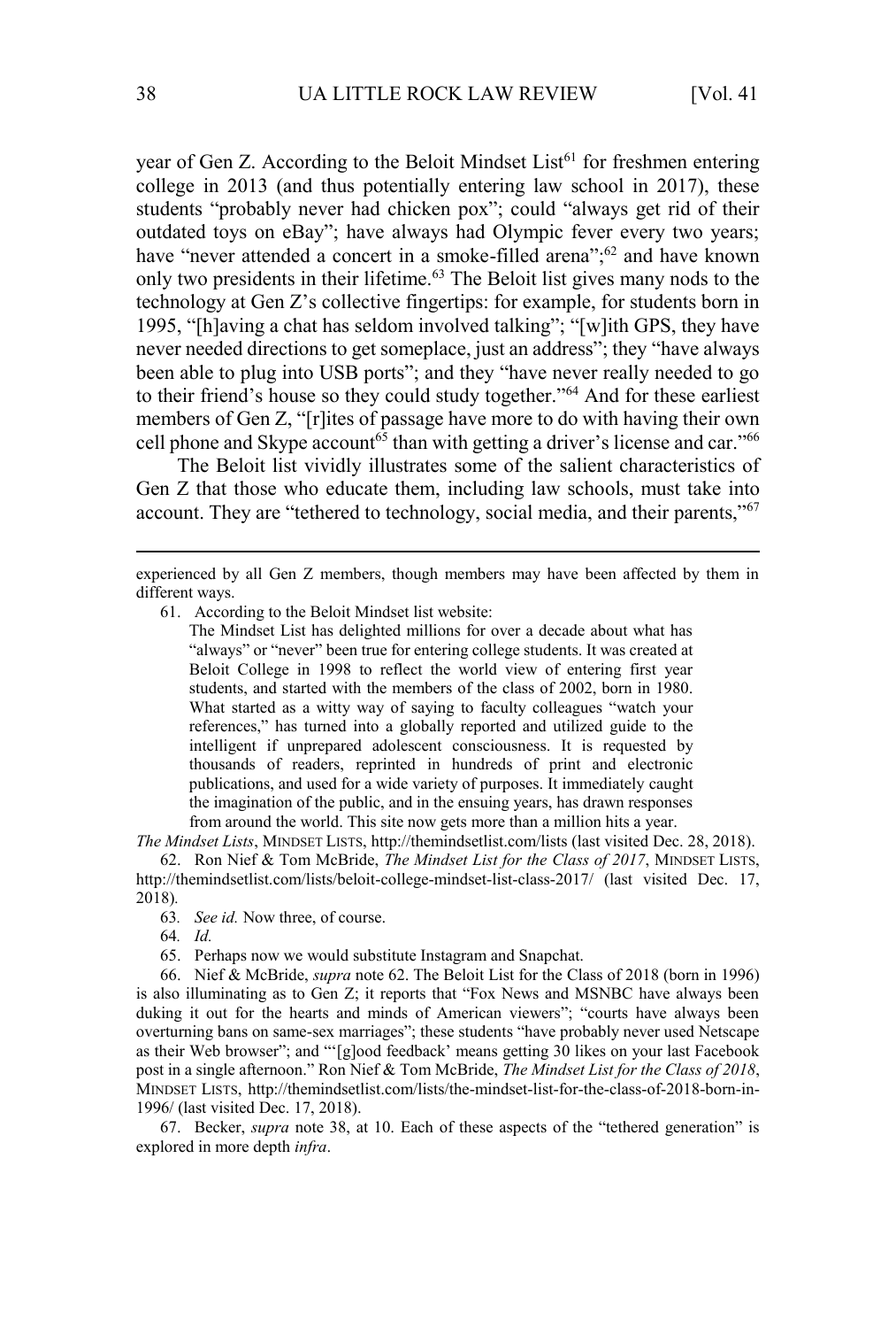year of Gen Z. According to the Beloit Mindset List[61] for freshmen entering college in 2013 (and thus potentially entering law school in 2017), these students "probably never had chicken pox"; could "always get rid of their outdated toys on eBay"; have always had Olympic fever every two years; have "never attended a concert in a smoke-filled arena";[62] and have known only two presidents in their lifetime.[63] The Beloit list gives many nods to the technology at Gen Z's collective fingertips: for example, for students born in 1995, "[h]aving a chat has seldom involved talking"; "[w]ith GPS, they have never needed directions to get someplace, just an address"; they "have always been able to plug into USB ports"; and they "have never really needed to go to their friend's house so they could study together."[64] And for these earliest members of Gen Z, "[r]ites of passage have more to do with having their own cell phone and Skype account[65] than with getting a driver's license and car."[66]

The Beloit list vividly illustrates some of the salient characteristics of Gen Z that those who educate them, including law schools, must take into account. They are "tethered to technology, social media, and their parents,"[67]

---

experienced by all Gen Z members, though members may have been affected by them in different ways.

61. According to the Beloit Mindset list website:

> The Mindset List has delighted millions for over a decade about what has "always" or "never" been true for entering college students. It was created at Beloit College in 1998 to reflect the world view of entering first year students, and started with the members of the class of 2002, born in 1980. What started as a witty way of saying to faculty colleagues "watch your references," has turned into a globally reported and utilized guide to the intelligent if unprepared adolescent consciousness. It is requested by thousands of readers, reprinted in hundreds of print and electronic publications, and used for a wide variety of purposes. It immediately caught the imagination of the public, and in the ensuing years, has drawn responses from around the world. This site now gets more than a million hits a year.

*The Mindset Lists*, MINDSET LISTS, http://themindsetlist.com/lists (last visited Dec. 28, 2018).

62. Ron Nief & Tom McBride, *The Mindset List for the Class of 2017*, MINDSET LISTS, http://themindsetlist.com/lists/beloit-college-mindset-list-class-2017/ (last visited Dec. 17, 2018).

63. *See id.* Now three, of course.

64. *Id.*

65. Perhaps now we would substitute Instagram and Snapchat.

66. Nief & McBride, *supra* note 62. The Beloit List for the Class of 2018 (born in 1996) is also illuminating as to Gen Z; it reports that "Fox News and MSNBC have always been duking it out for the hearts and minds of American viewers"; "courts have always been overturning bans on same-sex marriages"; these students "have probably never used Netscape as their Web browser"; and "'[g]ood feedback' means getting 30 likes on your last Facebook post in a single afternoon." Ron Nief & Tom McBride, *The Mindset List for the Class of 2018*, MINDSET LISTS, http://themindsetlist.com/lists/the-mindset-list-for-the-class-of-2018-born-in-1996/ (last visited Dec. 17, 2018).

67. Becker, *supra* note 38, at 10. Each of these aspects of the "tethered generation" is explored in more depth *infra*.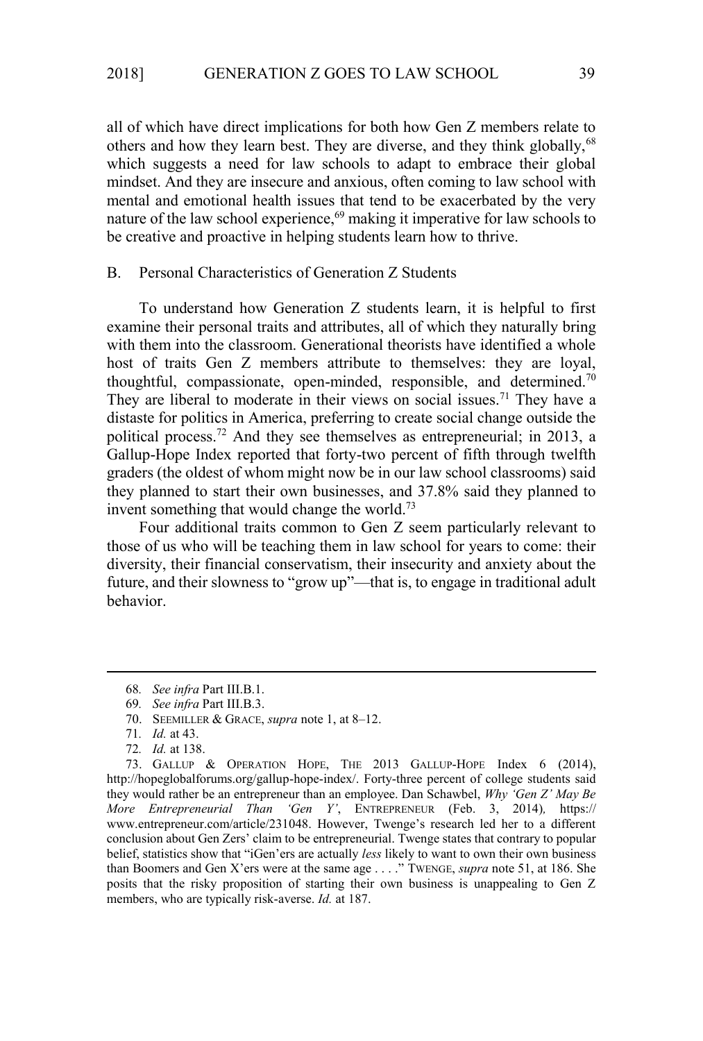all of which have direct implications for both how Gen Z members relate to others and how they learn best. They are diverse, and they think globally,[68] which suggests a need for law schools to adapt to embrace their global mindset. And they are insecure and anxious, often coming to law school with mental and emotional health issues that tend to be exacerbated by the very nature of the law school experience,[69] making it imperative for law schools to be creative and proactive in helping students learn how to thrive.

### B. Personal Characteristics of Generation Z Students

To understand how Generation Z students learn, it is helpful to first examine their personal traits and attributes, all of which they naturally bring with them into the classroom. Generational theorists have identified a whole host of traits Gen Z members attribute to themselves: they are loyal, thoughtful, compassionate, open-minded, responsible, and determined.[70] They are liberal to moderate in their views on social issues.[71] They have a distaste for politics in America, preferring to create social change outside the political process.[72] And they see themselves as entrepreneurial; in 2013, a Gallup-Hope Index reported that forty-two percent of fifth through twelfth graders (the oldest of whom might now be in our law school classrooms) said they planned to start their own businesses, and 37.8% said they planned to invent something that would change the world.[73]

Four additional traits common to Gen Z seem particularly relevant to those of us who will be teaching them in law school for years to come: their diversity, their financial conservatism, their insecurity and anxiety about the future, and their slowness to "grow up"—that is, to engage in traditional adult behavior.

---

68. *See infra* Part III.B.1.

69. *See infra* Part III.B.3.

70. SEEMILLER & GRACE, *supra* note 1, at 8–12.

71. *Id.* at 43.

72. *Id.* at 138.

73. GALLUP & OPERATION HOPE, THE 2013 GALLUP-HOPE Index 6 (2014), http://hopeglobalforums.org/gallup-hope-index/. Forty-three percent of college students said they would rather be an entrepreneur than an employee. Dan Schawbel, *Why 'Gen Z' May Be More Entrepreneurial Than 'Gen Y'*, ENTREPRENEUR (Feb. 3, 2014), https://www.entrepreneur.com/article/231048. However, Twenge's research led her to a different conclusion about Gen Zers' claim to be entrepreneurial. Twenge states that contrary to popular belief, statistics show that "iGen'ers are actually *less* likely to want to own their own business than Boomers and Gen X'ers were at the same age . . . ." TWENGE, *supra* note 51, at 186. She posits that the risky proposition of starting their own business is unappealing to Gen Z members, who are typically risk-averse. *Id.* at 187.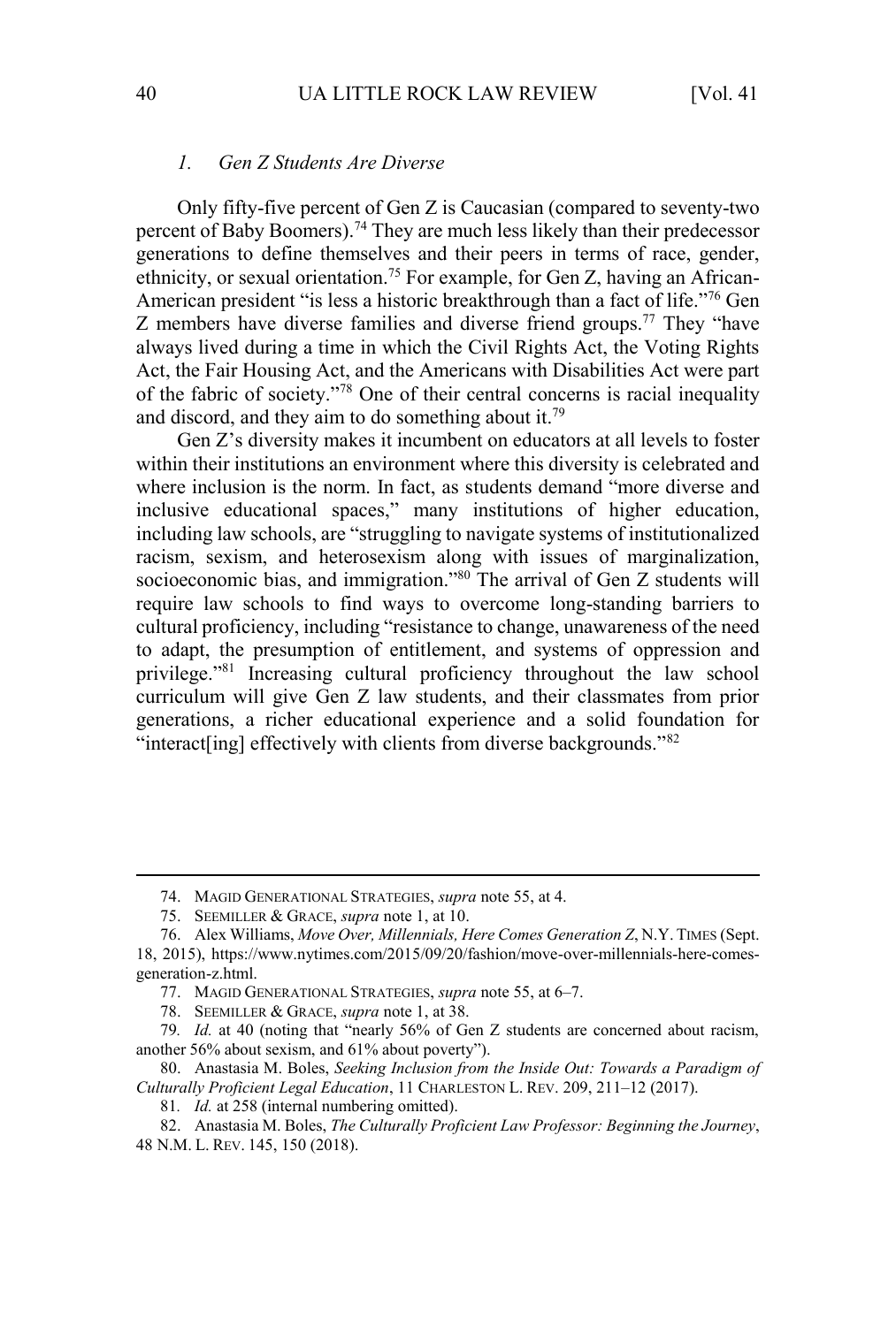### *1. Gen Z Students Are Diverse*

Only fifty-five percent of Gen Z is Caucasian (compared to seventy-two percent of Baby Boomers).[74] They are much less likely than their predecessor generations to define themselves and their peers in terms of race, gender, ethnicity, or sexual orientation.[75] For example, for Gen Z, having an African-American president "is less a historic breakthrough than a fact of life."[76] Gen Z members have diverse families and diverse friend groups.[77] They "have always lived during a time in which the Civil Rights Act, the Voting Rights Act, the Fair Housing Act, and the Americans with Disabilities Act were part of the fabric of society."[78] One of their central concerns is racial inequality and discord, and they aim to do something about it.[79]

Gen Z's diversity makes it incumbent on educators at all levels to foster within their institutions an environment where this diversity is celebrated and where inclusion is the norm. In fact, as students demand "more diverse and inclusive educational spaces," many institutions of higher education, including law schools, are "struggling to navigate systems of institutionalized racism, sexism, and heterosexism along with issues of marginalization, socioeconomic bias, and immigration."[80] The arrival of Gen Z students will require law schools to find ways to overcome long-standing barriers to cultural proficiency, including "resistance to change, unawareness of the need to adapt, the presumption of entitlement, and systems of oppression and privilege."[81] Increasing cultural proficiency throughout the law school curriculum will give Gen Z law students, and their classmates from prior generations, a richer educational experience and a solid foundation for "interact[ing] effectively with clients from diverse backgrounds."[82]

---

74. MAGID GENERATIONAL STRATEGIES, *supra* note 55, at 4.

75. SEEMILLER & GRACE, *supra* note 1, at 10.

76. Alex Williams, *Move Over, Millennials, Here Comes Generation Z*, N.Y. TIMES (Sept. 18, 2015), https://www.nytimes.com/2015/09/20/fashion/move-over-millennials-here-comes-generation-z.html.

77. MAGID GENERATIONAL STRATEGIES, *supra* note 55, at 6–7.

78. SEEMILLER & GRACE, *supra* note 1, at 38.

79. *Id.* at 40 (noting that "nearly 56% of Gen Z students are concerned about racism, another 56% about sexism, and 61% about poverty").

80. Anastasia M. Boles, *Seeking Inclusion from the Inside Out: Towards a Paradigm of Culturally Proficient Legal Education*, 11 CHARLESTON L. REV. 209, 211–12 (2017).

81. *Id.* at 258 (internal numbering omitted).

82. Anastasia M. Boles, *The Culturally Proficient Law Professor: Beginning the Journey*, 48 N.M. L. REV. 145, 150 (2018).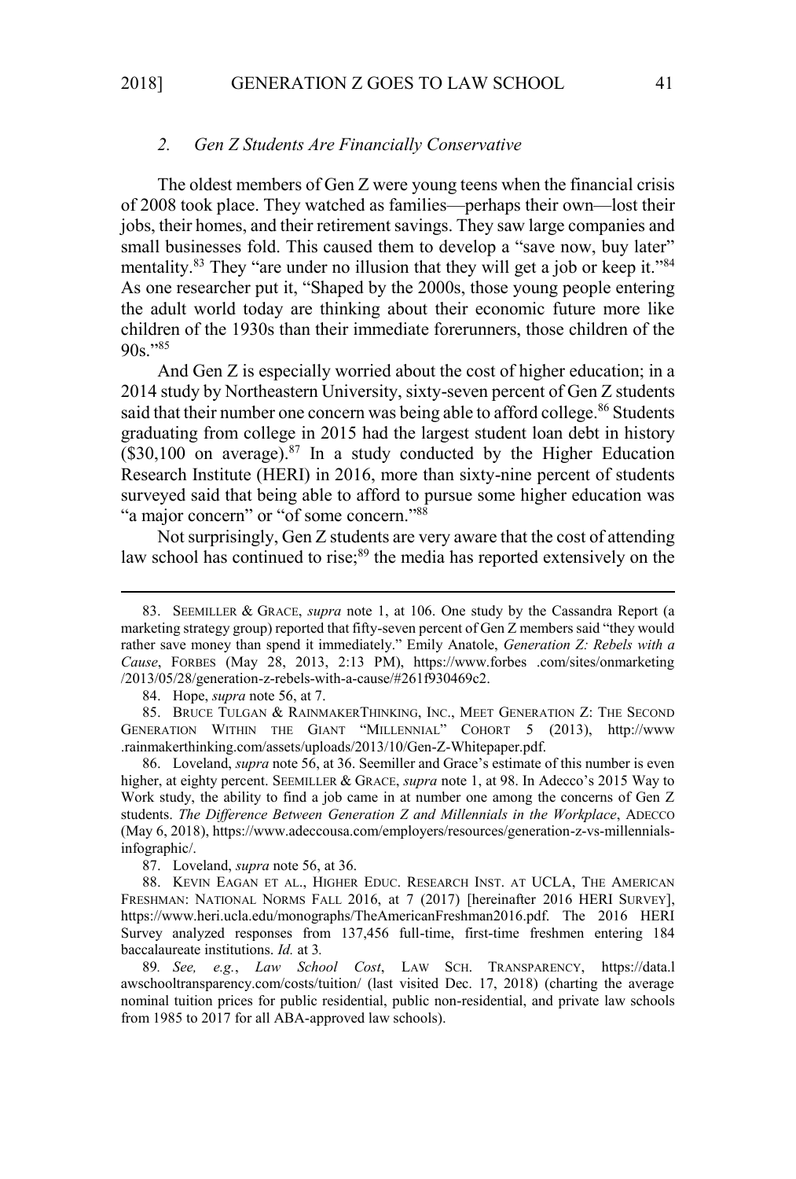### *2. Gen Z Students Are Financially Conservative*

The oldest members of Gen Z were young teens when the financial crisis of 2008 took place. They watched as families—perhaps their own—lost their jobs, their homes, and their retirement savings. They saw large companies and small businesses fold. This caused them to develop a "save now, buy later" mentality.[83] They "are under no illusion that they will get a job or keep it."[84] As one researcher put it, "Shaped by the 2000s, those young people entering the adult world today are thinking about their economic future more like children of the 1930s than their immediate forerunners, those children of the 90s."[85]

And Gen Z is especially worried about the cost of higher education; in a 2014 study by Northeastern University, sixty-seven percent of Gen Z students said that their number one concern was being able to afford college.[86] Students graduating from college in 2015 had the largest student loan debt in history ($30,100 on average).[87] In a study conducted by the Higher Education Research Institute (HERI) in 2016, more than sixty-nine percent of students surveyed said that being able to afford to pursue some higher education was "a major concern" or "of some concern."[88]

Not surprisingly, Gen Z students are very aware that the cost of attending law school has continued to rise;[89] the media has reported extensively on the

---

83. SEEMILLER & GRACE, *supra* note 1, at 106. One study by the Cassandra Report (a marketing strategy group) reported that fifty-seven percent of Gen Z members said "they would rather save money than spend it immediately." Emily Anatole, *Generation Z: Rebels with a Cause*, FORBES (May 28, 2013, 2:13 PM), https://www.forbes .com/sites/onmarketing /2013/05/28/generation-z-rebels-with-a-cause/#261f930469c2.

84. Hope, *supra* note 56, at 7.

85. BRUCE TULGAN & RAINMAKERTHINKING, INC., MEET GENERATION Z: THE SECOND GENERATION WITHIN THE GIANT "MILLENNIAL" COHORT 5 (2013), http://www .rainmakerthinking.com/assets/uploads/2013/10/Gen-Z-Whitepaper.pdf.

86. Loveland, *supra* note 56, at 36. Seemiller and Grace's estimate of this number is even higher, at eighty percent. SEEMILLER & GRACE, *supra* note 1, at 98. In Adecco's 2015 Way to Work study, the ability to find a job came in at number one among the concerns of Gen Z students. *The Difference Between Generation Z and Millennials in the Workplace*, ADECCO (May 6, 2018), https://www.adeccousa.com/employers/resources/generation-z-vs-millennials-infographic/.

87. Loveland, *supra* note 56, at 36.

88. KEVIN EAGAN ET AL., HIGHER EDUC. RESEARCH INST. AT UCLA, THE AMERICAN FRESHMAN: NATIONAL NORMS FALL 2016, at 7 (2017) [hereinafter 2016 HERI SURVEY], https://www.heri.ucla.edu/monographs/TheAmericanFreshman2016.pdf. The 2016 HERI Survey analyzed responses from 137,456 full-time, first-time freshmen entering 184 baccalaureate institutions. *Id.* at 3.

89*. See, e.g.*, *Law School Cost*, LAW SCH. TRANSPARENCY, https://data.l awschooltransparency.com/costs/tuition/ (last visited Dec. 17, 2018) (charting the average nominal tuition prices for public residential, public non-residential, and private law schools from 1985 to 2017 for all ABA-approved law schools).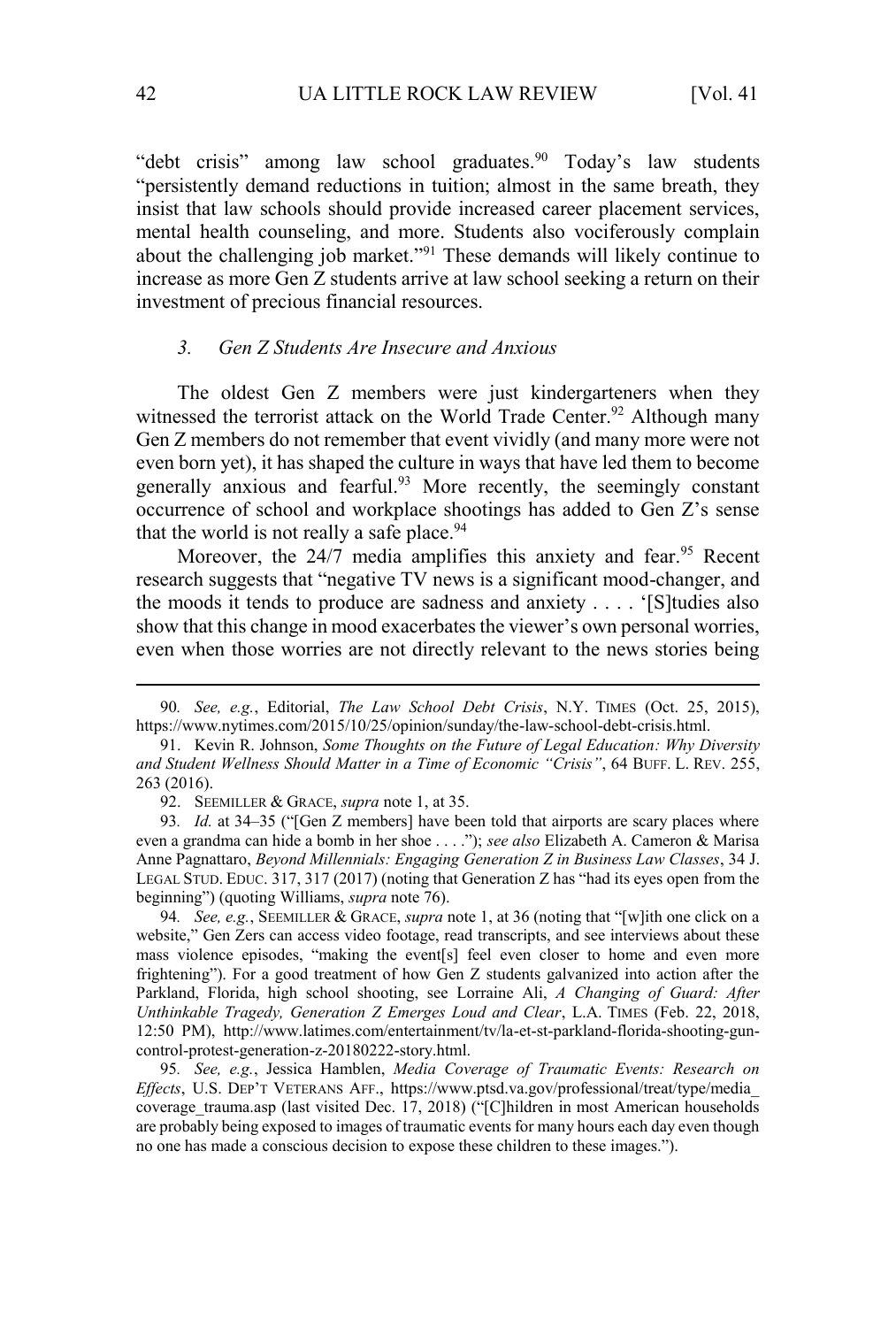"debt crisis" among law school graduates.[90] Today's law students "persistently demand reductions in tuition; almost in the same breath, they insist that law schools should provide increased career placement services, mental health counseling, and more. Students also vociferously complain about the challenging job market."[91] These demands will likely continue to increase as more Gen Z students arrive at law school seeking a return on their investment of precious financial resources.

### *3. Gen Z Students Are Insecure and Anxious*

The oldest Gen Z members were just kindergarteners when they witnessed the terrorist attack on the World Trade Center.[92] Although many Gen Z members do not remember that event vividly (and many more were not even born yet), it has shaped the culture in ways that have led them to become generally anxious and fearful.[93] More recently, the seemingly constant occurrence of school and workplace shootings has added to Gen Z's sense that the world is not really a safe place.[94]

Moreover, the 24/7 media amplifies this anxiety and fear.[95] Recent research suggests that "negative TV news is a significant mood-changer, and the moods it tends to produce are sadness and anxiety . . . . '[S]tudies also show that this change in mood exacerbates the viewer's own personal worries, even when those worries are not directly relevant to the news stories being

---

90. *See, e.g.*, Editorial, *The Law School Debt Crisis*, N.Y. TIMES (Oct. 25, 2015), https://www.nytimes.com/2015/10/25/opinion/sunday/the-law-school-debt-crisis.html.

91. Kevin R. Johnson, *Some Thoughts on the Future of Legal Education: Why Diversity and Student Wellness Should Matter in a Time of Economic "Crisis"*, 64 BUFF. L. REV. 255, 263 (2016).

92. SEEMILLER & GRACE, *supra* note 1, at 35.

93. *Id.* at 34–35 ("[Gen Z members] have been told that airports are scary places where even a grandma can hide a bomb in her shoe . . . ."); *see also* Elizabeth A. Cameron & Marisa Anne Pagnattaro, *Beyond Millennials: Engaging Generation Z in Business Law Classes*, 34 J. LEGAL STUD. EDUC. 317, 317 (2017) (noting that Generation Z has "had its eyes open from the beginning") (quoting Williams, *supra* note 76).

94. *See, e.g.*, SEEMILLER & GRACE, *supra* note 1, at 36 (noting that "[w]ith one click on a website," Gen Zers can access video footage, read transcripts, and see interviews about these mass violence episodes, "making the event[s] feel even closer to home and even more frightening"). For a good treatment of how Gen Z students galvanized into action after the Parkland, Florida, high school shooting, see Lorraine Ali, *A Changing of Guard: After Unthinkable Tragedy, Generation Z Emerges Loud and Clear*, L.A. TIMES (Feb. 22, 2018, 12:50 PM), http://www.latimes.com/entertainment/tv/la-et-st-parkland-florida-shooting-gun-control-protest-generation-z-20180222-story.html.

95. *See, e.g.*, Jessica Hamblen, *Media Coverage of Traumatic Events: Research on Effects*, U.S. DEP'T VETERANS AFF., https://www.ptsd.va.gov/professional/treat/type/media_coverage_trauma.asp (last visited Dec. 17, 2018) ("[C]hildren in most American households are probably being exposed to images of traumatic events for many hours each day even though no one has made a conscious decision to expose these children to these images.").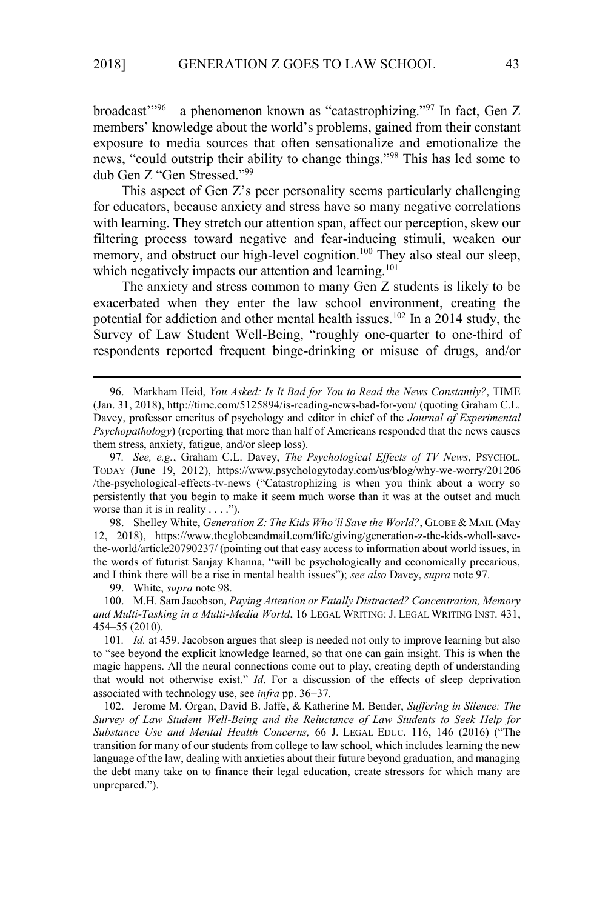broadcast'"[96]—a phenomenon known as "catastrophizing."[97] In fact, Gen Z members' knowledge about the world's problems, gained from their constant exposure to media sources that often sensationalize and emotionalize the news, "could outstrip their ability to change things."[98] This has led some to dub Gen Z "Gen Stressed."[99]

This aspect of Gen Z's peer personality seems particularly challenging for educators, because anxiety and stress have so many negative correlations with learning. They stretch our attention span, affect our perception, skew our filtering process toward negative and fear-inducing stimuli, weaken our memory, and obstruct our high-level cognition.[100] They also steal our sleep, which negatively impacts our attention and learning.[101]

The anxiety and stress common to many Gen Z students is likely to be exacerbated when they enter the law school environment, creating the potential for addiction and other mental health issues.[102] In a 2014 study, the Survey of Law Student Well-Being, "roughly one-quarter to one-third of respondents reported frequent binge-drinking or misuse of drugs, and/or

---

96. Markham Heid, *You Asked: Is It Bad for You to Read the News Constantly?*, TIME (Jan. 31, 2018), http://time.com/5125894/is-reading-news-bad-for-you/ (quoting Graham C.L. Davey, professor emeritus of psychology and editor in chief of the *Journal of Experimental Psychopathology*) (reporting that more than half of Americans responded that the news causes them stress, anxiety, fatigue, and/or sleep loss).

97. *See, e.g.*, Graham C.L. Davey, *The Psychological Effects of TV News*, PSYCHOL. TODAY (June 19, 2012), https://www.psychologytoday.com/us/blog/why-we-worry/201206/the-psychological-effects-tv-news ("Catastrophizing is when you think about a worry so persistently that you begin to make it seem much worse than it was at the outset and much worse than it is in reality . . . .").

98. Shelley White, *Generation Z: The Kids Who'll Save the World?*, GLOBE & MAIL (May 12, 2018), https://www.theglobeandmail.com/life/giving/generation-z-the-kids-wholl-save-the-world/article20790237/ (pointing out that easy access to information about world issues, in the words of futurist Sanjay Khanna, "will be psychologically and economically precarious, and I think there will be a rise in mental health issues"); *see also* Davey, *supra* note 97.

99. White, *supra* note 98.

100. M.H. Sam Jacobson, *Paying Attention or Fatally Distracted? Concentration, Memory and Multi-Tasking in a Multi-Media World*, 16 LEGAL WRITING: J. LEGAL WRITING INST. 431, 454–55 (2010).

101. *Id.* at 459. Jacobson argues that sleep is needed not only to improve learning but also to "see beyond the explicit knowledge learned, so that one can gain insight. This is when the magic happens. All the neural connections come out to play, creating depth of understanding that would not otherwise exist." *Id*. For a discussion of the effects of sleep deprivation associated with technology use, see *infra* pp. 36–37.

102. Jerome M. Organ, David B. Jaffe, & Katherine M. Bender, *Suffering in Silence: The Survey of Law Student Well-Being and the Reluctance of Law Students to Seek Help for Substance Use and Mental Health Concerns,* 66 J. LEGAL EDUC. 116, 146 (2016) ("The transition for many of our students from college to law school, which includes learning the new language of the law, dealing with anxieties about their future beyond graduation, and managing the debt many take on to finance their legal education, create stressors for which many are unprepared.").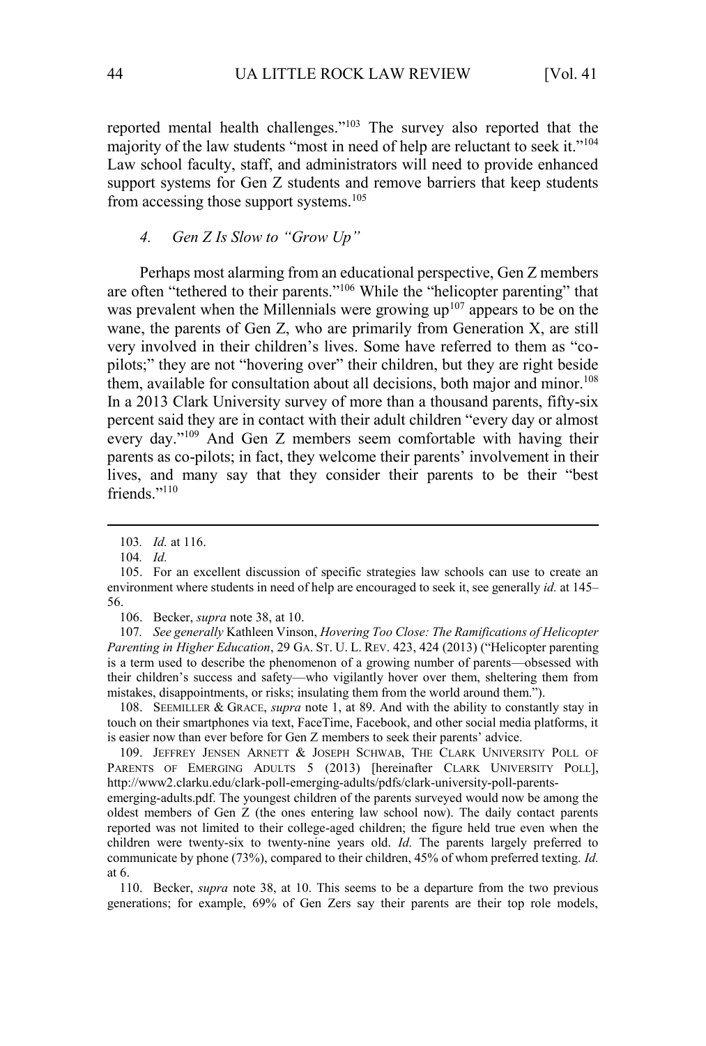reported mental health challenges."[103] The survey also reported that the majority of the law students "most in need of help are reluctant to seek it."[104] Law school faculty, staff, and administrators will need to provide enhanced support systems for Gen Z students and remove barriers that keep students from accessing those support systems.[105]

#### *4. Gen Z Is Slow to "Grow Up"*

Perhaps most alarming from an educational perspective, Gen Z members are often "tethered to their parents."[106] While the "helicopter parenting" that was prevalent when the Millennials were growing up[107] appears to be on the wane, the parents of Gen Z, who are primarily from Generation X, are still very involved in their children's lives. Some have referred to them as "co-pilots;" they are not "hovering over" their children, but they are right beside them, available for consultation about all decisions, both major and minor.[108] In a 2013 Clark University survey of more than a thousand parents, fifty-six percent said they are in contact with their adult children "every day or almost every day."[109] And Gen Z members seem comfortable with having their parents as co-pilots; in fact, they welcome their parents' involvement in their lives, and many say that they consider their parents to be their "best friends."[110]

---

103. *Id.* at 116.

104. *Id.*

105. For an excellent discussion of specific strategies law schools can use to create an environment where students in need of help are encouraged to seek it, see generally *id.* at 145–56.

106. Becker, *supra* note 38, at 10.

107. *See generally* Kathleen Vinson, *Hovering Too Close: The Ramifications of Helicopter Parenting in Higher Education*, 29 GA. ST. U. L. REV. 423, 424 (2013) ("Helicopter parenting is a term used to describe the phenomenon of a growing number of parents—obsessed with their children's success and safety—who vigilantly hover over them, sheltering them from mistakes, disappointments, or risks; insulating them from the world around them.").

108. SEEMILLER & GRACE, *supra* note 1, at 89. And with the ability to constantly stay in touch on their smartphones via text, FaceTime, Facebook, and other social media platforms, it is easier now than ever before for Gen Z members to seek their parents' advice.

109. JEFFREY JENSEN ARNETT & JOSEPH SCHWAB, THE CLARK UNIVERSITY POLL OF PARENTS OF EMERGING ADULTS 5 (2013) [hereinafter CLARK UNIVERSITY POLL], http://www2.clarku.edu/clark-poll-emerging-adults/pdfs/clark-university-poll-parents-emerging-adults.pdf. The youngest children of the parents surveyed would now be among the oldest members of Gen Z (the ones entering law school now). The daily contact parents reported was not limited to their college-aged children; the figure held true even when the children were twenty-six to twenty-nine years old. *Id.* The parents largely preferred to communicate by phone (73%), compared to their children, 45% of whom preferred texting. *Id.* at 6.

110. Becker, *supra* note 38, at 10. This seems to be a departure from the two previous generations; for example, 69% of Gen Zers say their parents are their top role models,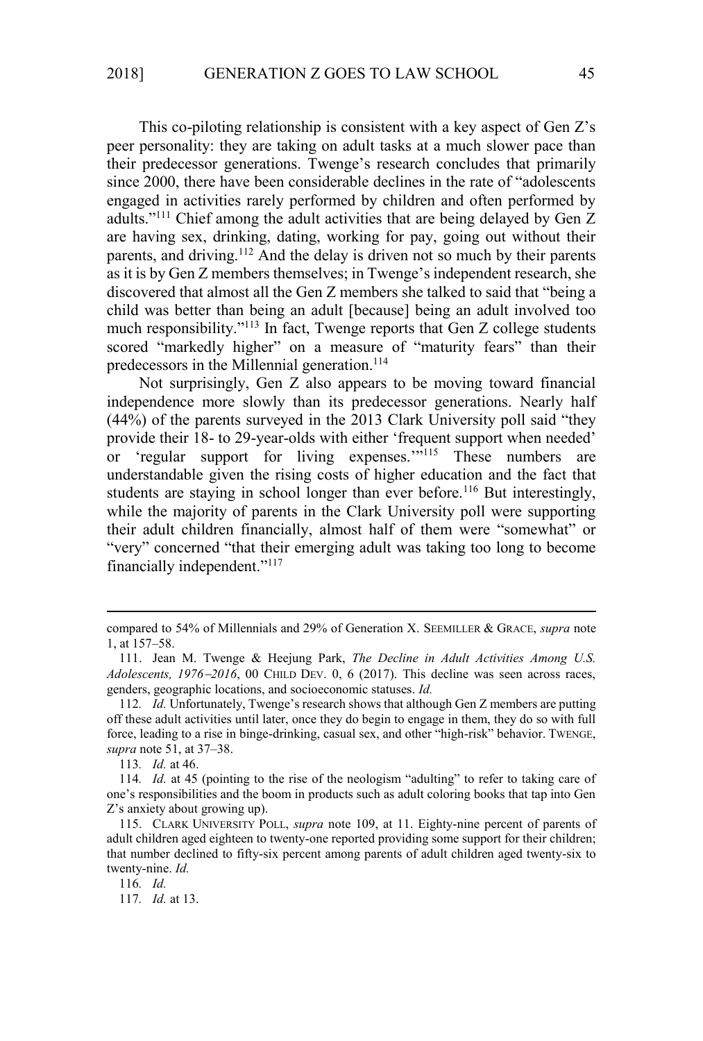This co-piloting relationship is consistent with a key aspect of Gen Z's peer personality: they are taking on adult tasks at a much slower pace than their predecessor generations. Twenge's research concludes that primarily since 2000, there have been considerable declines in the rate of "adolescents engaged in activities rarely performed by children and often performed by adults."[111] Chief among the adult activities that are being delayed by Gen Z are having sex, drinking, dating, working for pay, going out without their parents, and driving.[112] And the delay is driven not so much by their parents as it is by Gen Z members themselves; in Twenge's independent research, she discovered that almost all the Gen Z members she talked to said that "being a child was better than being an adult [because] being an adult involved too much responsibility."[113] In fact, Twenge reports that Gen Z college students scored "markedly higher" on a measure of "maturity fears" than their predecessors in the Millennial generation.[114]

Not surprisingly, Gen Z also appears to be moving toward financial independence more slowly than its predecessor generations. Nearly half (44%) of the parents surveyed in the 2013 Clark University poll said "they provide their 18- to 29-year-olds with either 'frequent support when needed' or 'regular support for living expenses.'"[115] These numbers are understandable given the rising costs of higher education and the fact that students are staying in school longer than ever before.[116] But interestingly, while the majority of parents in the Clark University poll were supporting their adult children financially, almost half of them were "somewhat" or "very" concerned "that their emerging adult was taking too long to become financially independent."[117]

---

compared to 54% of Millennials and 29% of Generation X. SEEMILLER & GRACE, *supra* note 1, at 157–58.

111. Jean M. Twenge & Heejung Park, *The Decline in Adult Activities Among U.S. Adolescents, 1976–2016*, 00 CHILD DEV. 0, 6 (2017). This decline was seen across races, genders, geographic locations, and socioeconomic statuses. *Id.*

112. *Id.* Unfortunately, Twenge's research shows that although Gen Z members are putting off these adult activities until later, once they do begin to engage in them, they do so with full force, leading to a rise in binge-drinking, casual sex, and other "high-risk" behavior. TWENGE, *supra* note 51, at 37–38.

113. *Id.* at 46.

114. *Id.* at 45 (pointing to the rise of the neologism "adulting" to refer to taking care of one's responsibilities and the boom in products such as adult coloring books that tap into Gen Z's anxiety about growing up).

115. CLARK UNIVERSITY POLL, *supra* note 109, at 11. Eighty-nine percent of parents of adult children aged eighteen to twenty-one reported providing some support for their children; that number declined to fifty-six percent among parents of adult children aged twenty-six to twenty-nine. *Id.*

116. *Id.*

117. *Id.* at 13.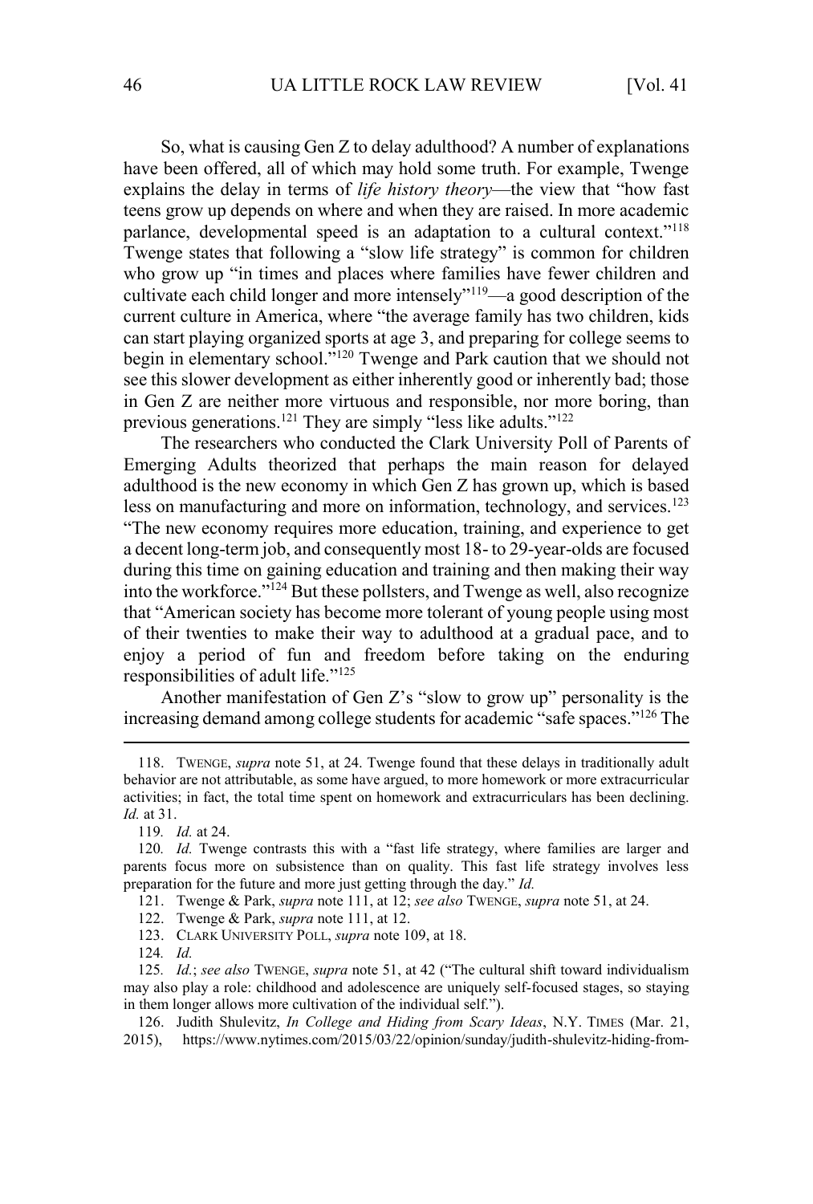So, what is causing Gen Z to delay adulthood? A number of explanations have been offered, all of which may hold some truth. For example, Twenge explains the delay in terms of *life history theory*—the view that "how fast teens grow up depends on where and when they are raised. In more academic parlance, developmental speed is an adaptation to a cultural context."[118] Twenge states that following a "slow life strategy" is common for children who grow up "in times and places where families have fewer children and cultivate each child longer and more intensely"[119]—a good description of the current culture in America, where "the average family has two children, kids can start playing organized sports at age 3, and preparing for college seems to begin in elementary school."[120] Twenge and Park caution that we should not see this slower development as either inherently good or inherently bad; those in Gen Z are neither more virtuous and responsible, nor more boring, than previous generations.[121] They are simply "less like adults."[122]

The researchers who conducted the Clark University Poll of Parents of Emerging Adults theorized that perhaps the main reason for delayed adulthood is the new economy in which Gen Z has grown up, which is based less on manufacturing and more on information, technology, and services.[123] "The new economy requires more education, training, and experience to get a decent long-term job, and consequently most 18- to 29-year-olds are focused during this time on gaining education and training and then making their way into the workforce."[124] But these pollsters, and Twenge as well, also recognize that "American society has become more tolerant of young people using most of their twenties to make their way to adulthood at a gradual pace, and to enjoy a period of fun and freedom before taking on the enduring responsibilities of adult life."[125]

Another manifestation of Gen Z's "slow to grow up" personality is the increasing demand among college students for academic "safe spaces."[126] The

---

118. TWENGE, *supra* note 51, at 24. Twenge found that these delays in traditionally adult behavior are not attributable, as some have argued, to more homework or more extracurricular activities; in fact, the total time spent on homework and extracurriculars has been declining. *Id.* at 31.

119. *Id.* at 24.

120. *Id.* Twenge contrasts this with a "fast life strategy, where families are larger and parents focus more on subsistence than on quality. This fast life strategy involves less preparation for the future and more just getting through the day." *Id.*

121. Twenge & Park, *supra* note 111, at 12; *see also* TWENGE, *supra* note 51, at 24.

122. Twenge & Park, *supra* note 111, at 12.

123. CLARK UNIVERSITY POLL, *supra* note 109, at 18.

124. *Id.*

125. *Id.*; *see also* TWENGE, *supra* note 51, at 42 ("The cultural shift toward individualism may also play a role: childhood and adolescence are uniquely self-focused stages, so staying in them longer allows more cultivation of the individual self.").

126. Judith Shulevitz, *In College and Hiding from Scary Ideas*, N.Y. TIMES (Mar. 21, 2015), https://www.nytimes.com/2015/03/22/opinion/sunday/judith-shulevitz-hiding-from-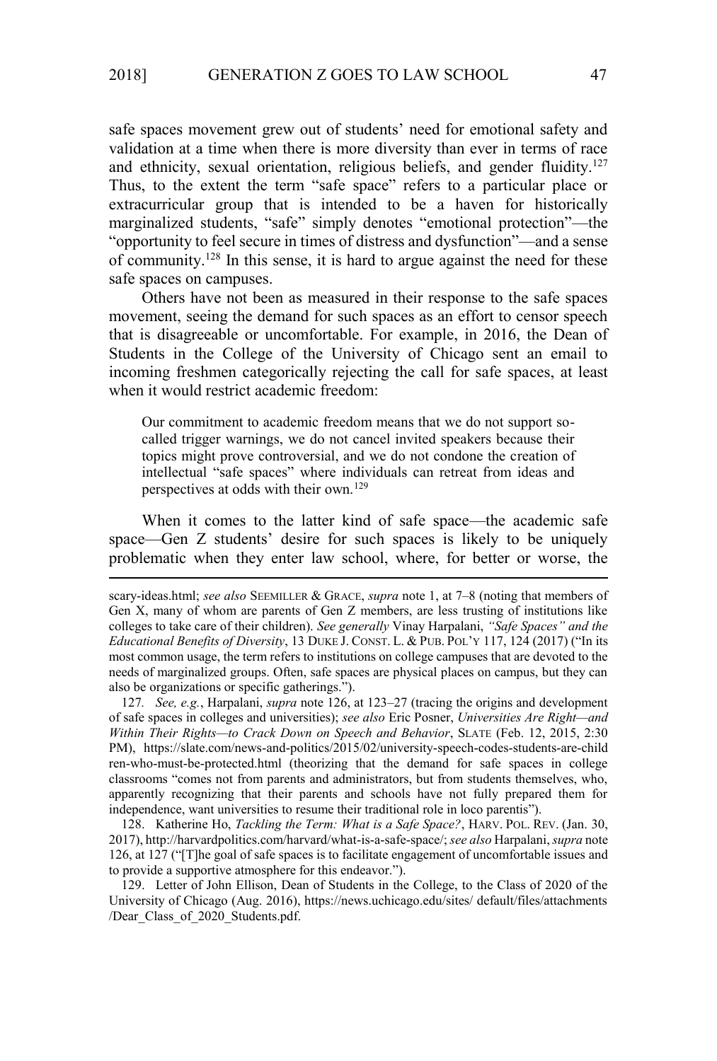safe spaces movement grew out of students' need for emotional safety and validation at a time when there is more diversity than ever in terms of race and ethnicity, sexual orientation, religious beliefs, and gender fluidity.[127] Thus, to the extent the term "safe space" refers to a particular place or extracurricular group that is intended to be a haven for historically marginalized students, "safe" simply denotes "emotional protection"—the "opportunity to feel secure in times of distress and dysfunction"—and a sense of community.[128] In this sense, it is hard to argue against the need for these safe spaces on campuses.

Others have not been as measured in their response to the safe spaces movement, seeing the demand for such spaces as an effort to censor speech that is disagreeable or uncomfortable. For example, in 2016, the Dean of Students in the College of the University of Chicago sent an email to incoming freshmen categorically rejecting the call for safe spaces, at least when it would restrict academic freedom:

> Our commitment to academic freedom means that we do not support so-called trigger warnings, we do not cancel invited speakers because their topics might prove controversial, and we do not condone the creation of intellectual "safe spaces" where individuals can retreat from ideas and perspectives at odds with their own.[129]

When it comes to the latter kind of safe space—the academic safe space—Gen Z students' desire for such spaces is likely to be uniquely problematic when they enter law school, where, for better or worse, the

---

scary-ideas.html; *see also* SEEMILLER & GRACE, *supra* note 1, at 7–8 (noting that members of Gen X, many of whom are parents of Gen Z members, are less trusting of institutions like colleges to take care of their children). *See generally* Vinay Harpalani, *"Safe Spaces" and the Educational Benefits of Diversity*, 13 DUKE J. CONST. L. & PUB. POL'Y 117, 124 (2017) ("In its most common usage, the term refers to institutions on college campuses that are devoted to the needs of marginalized groups. Often, safe spaces are physical places on campus, but they can also be organizations or specific gatherings.").

127. *See, e.g.*, Harpalani, *supra* note 126, at 123–27 (tracing the origins and development of safe spaces in colleges and universities); *see also* Eric Posner, *Universities Are Right—and Within Their Rights—to Crack Down on Speech and Behavior*, SLATE (Feb. 12, 2015, 2:30 PM), https://slate.com/news-and-politics/2015/02/university-speech-codes-students-are-children-who-must-be-protected.html (theorizing that the demand for safe spaces in college classrooms "comes not from parents and administrators, but from students themselves, who, apparently recognizing that their parents and schools have not fully prepared them for independence, want universities to resume their traditional role in loco parentis").

128. Katherine Ho, *Tackling the Term: What is a Safe Space?*, HARV. POL. REV. (Jan. 30, 2017), http://harvardpolitics.com/harvard/what-is-a-safe-space/; *see also* Harpalani, *supra* note 126, at 127 ("[T]he goal of safe spaces is to facilitate engagement of uncomfortable issues and to provide a supportive atmosphere for this endeavor.").

129. Letter of John Ellison, Dean of Students in the College, to the Class of 2020 of the University of Chicago (Aug. 2016), https://news.uchicago.edu/sites/ default/files/attachments /Dear_Class_of_2020_Students.pdf.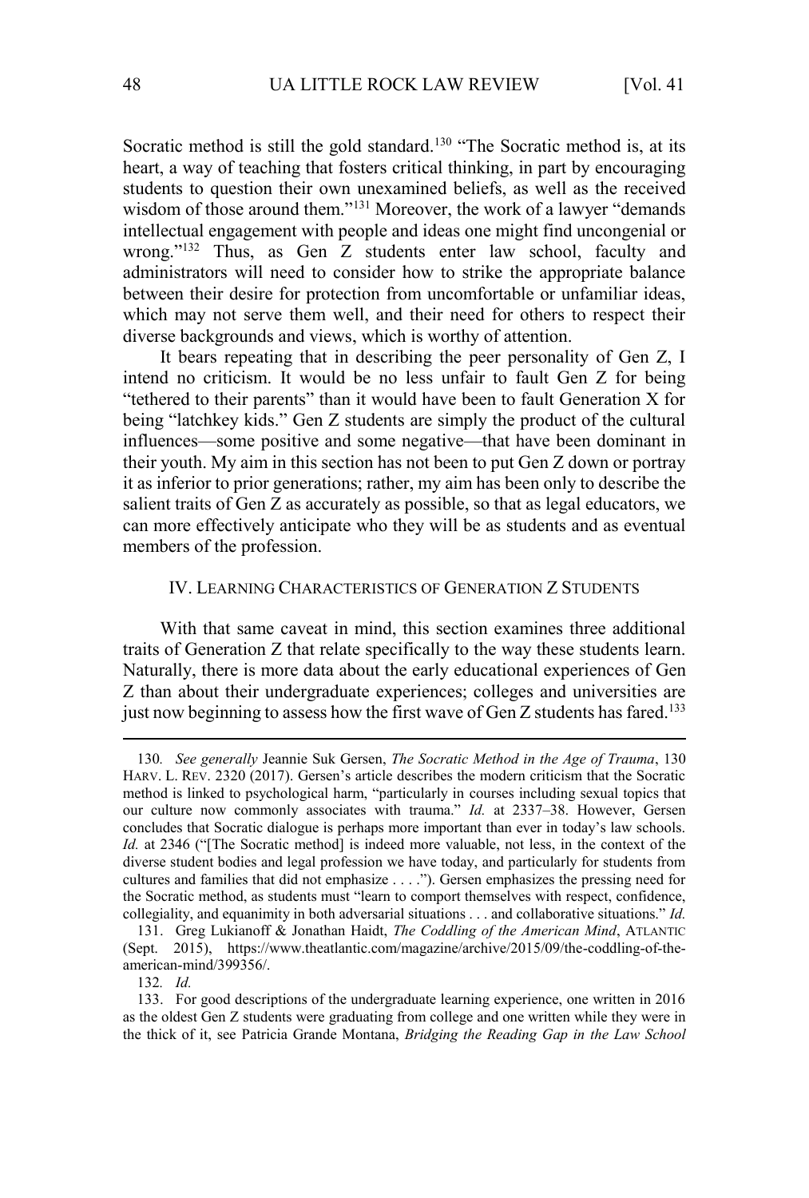Socratic method is still the gold standard.[130] "The Socratic method is, at its heart, a way of teaching that fosters critical thinking, in part by encouraging students to question their own unexamined beliefs, as well as the received wisdom of those around them."[131] Moreover, the work of a lawyer "demands intellectual engagement with people and ideas one might find uncongenial or wrong."[132] Thus, as Gen Z students enter law school, faculty and administrators will need to consider how to strike the appropriate balance between their desire for protection from uncomfortable or unfamiliar ideas, which may not serve them well, and their need for others to respect their diverse backgrounds and views, which is worthy of attention.

It bears repeating that in describing the peer personality of Gen Z, I intend no criticism. It would be no less unfair to fault Gen Z for being "tethered to their parents" than it would have been to fault Generation X for being "latchkey kids." Gen Z students are simply the product of the cultural influences—some positive and some negative—that have been dominant in their youth. My aim in this section has not been to put Gen Z down or portray it as inferior to prior generations; rather, my aim has been only to describe the salient traits of Gen Z as accurately as possible, so that as legal educators, we can more effectively anticipate who they will be as students and as eventual members of the profession.

## IV. LEARNING CHARACTERISTICS OF GENERATION Z STUDENTS

With that same caveat in mind, this section examines three additional traits of Generation Z that relate specifically to the way these students learn. Naturally, there is more data about the early educational experiences of Gen Z than about their undergraduate experiences; colleges and universities are just now beginning to assess how the first wave of Gen Z students has fared.[133]

---

130. *See generally* Jeannie Suk Gersen, *The Socratic Method in the Age of Trauma*, 130 HARV. L. REV. 2320 (2017). Gersen's article describes the modern criticism that the Socratic method is linked to psychological harm, "particularly in courses including sexual topics that our culture now commonly associates with trauma." *Id.* at 2337–38. However, Gersen concludes that Socratic dialogue is perhaps more important than ever in today's law schools. *Id.* at 2346 ("[The Socratic method] is indeed more valuable, not less, in the context of the diverse student bodies and legal profession we have today, and particularly for students from cultures and families that did not emphasize . . . ."). Gersen emphasizes the pressing need for the Socratic method, as students must "learn to comport themselves with respect, confidence, collegiality, and equanimity in both adversarial situations . . . and collaborative situations." *Id.*

131. Greg Lukianoff & Jonathan Haidt, *The Coddling of the American Mind*, ATLANTIC (Sept. 2015), https://www.theatlantic.com/magazine/archive/2015/09/the-coddling-of-the-american-mind/399356/.

132. *Id.*

133. For good descriptions of the undergraduate learning experience, one written in 2016 as the oldest Gen Z students were graduating from college and one written while they were in the thick of it, see Patricia Grande Montana, *Bridging the Reading Gap in the Law School*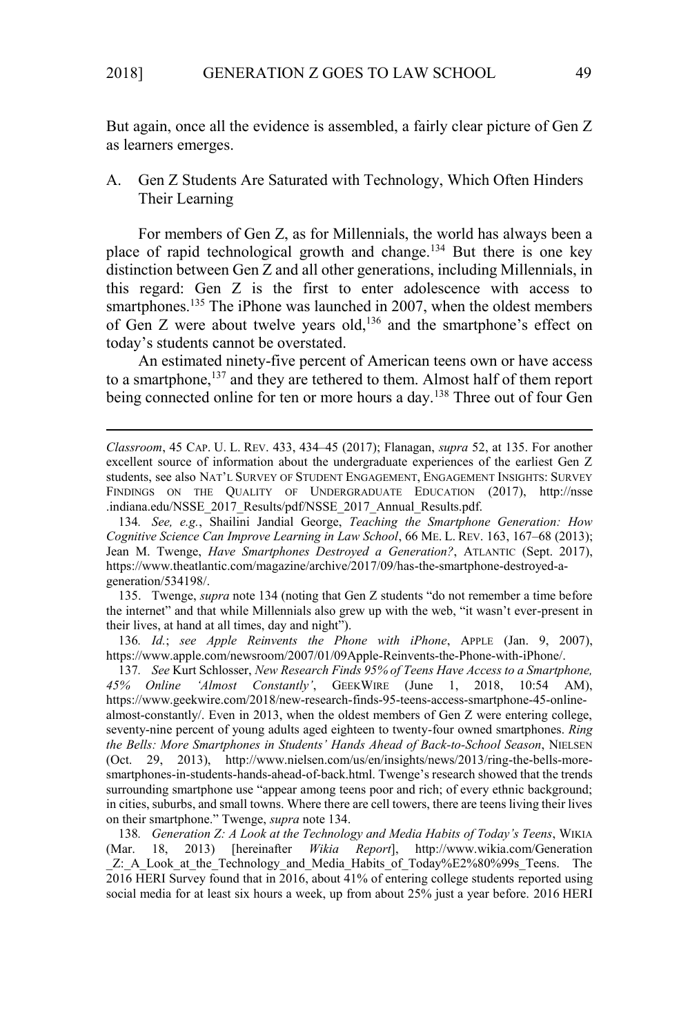But again, once all the evidence is assembled, a fairly clear picture of Gen Z as learners emerges.

### A. Gen Z Students Are Saturated with Technology, Which Often Hinders Their Learning

For members of Gen Z, as for Millennials, the world has always been a place of rapid technological growth and change.[134] But there is one key distinction between Gen Z and all other generations, including Millennials, in this regard: Gen Z is the first to enter adolescence with access to smartphones.[135] The iPhone was launched in 2007, when the oldest members of Gen Z were about twelve years old,[136] and the smartphone's effect on today's students cannot be overstated.

An estimated ninety-five percent of American teens own or have access to a smartphone,[137] and they are tethered to them. Almost half of them report being connected online for ten or more hours a day.[138] Three out of four Gen

---

*Classroom*, 45 CAP. U. L. REV. 433, 434–45 (2017); Flanagan, *supra* 52, at 135. For another excellent source of information about the undergraduate experiences of the earliest Gen Z students, see also NAT'L SURVEY OF STUDENT ENGAGEMENT, ENGAGEMENT INSIGHTS: SURVEY FINDINGS ON THE QUALITY OF UNDERGRADUATE EDUCATION (2017), http://nsse.indiana.edu/NSSE_2017_Results/pdf/NSSE_2017_Annual_Results.pdf.

134. *See, e.g.*, Shailini Jandial George, *Teaching the Smartphone Generation: How Cognitive Science Can Improve Learning in Law School*, 66 ME. L. REV. 163, 167–68 (2013); Jean M. Twenge, *Have Smartphones Destroyed a Generation?*, ATLANTIC (Sept. 2017), https://www.theatlantic.com/magazine/archive/2017/09/has-the-smartphone-destroyed-a-generation/534198/.

135. Twenge, *supra* note 134 (noting that Gen Z students "do not remember a time before the internet" and that while Millennials also grew up with the web, "it wasn't ever-present in their lives, at hand at all times, day and night").

136. *Id.*; *see Apple Reinvents the Phone with iPhone*, APPLE (Jan. 9, 2007), https://www.apple.com/newsroom/2007/01/09Apple-Reinvents-the-Phone-with-iPhone/.

137. *See* Kurt Schlosser, *New Research Finds 95% of Teens Have Access to a Smartphone, 45% Online 'Almost Constantly'*, GEEKWIRE (June 1, 2018, 10:54 AM), https://www.geekwire.com/2018/new-research-finds-95-teens-access-smartphone-45-online-almost-constantly/. Even in 2013, when the oldest members of Gen Z were entering college, seventy-nine percent of young adults aged eighteen to twenty-four owned smartphones. *Ring the Bells: More Smartphones in Students' Hands Ahead of Back-to-School Season*, NIELSEN (Oct. 29, 2013), http://www.nielsen.com/us/en/insights/news/2013/ring-the-bells-more-smartphones-in-students-hands-ahead-of-back.html. Twenge's research showed that the trends surrounding smartphone use "appear among teens poor and rich; of every ethnic background; in cities, suburbs, and small towns. Where there are cell towers, there are teens living their lives on their smartphone." Twenge, *supra* note 134.

138. *Generation Z: A Look at the Technology and Media Habits of Today's Teens*, WIKIA (Mar. 18, 2013) [hereinafter *Wikia Report*], http://www.wikia.com/Generation_Z:_A_Look_at_the_Technology_and_Media_Habits_of_Today%E2%80%99s_Teens. The 2016 HERI Survey found that in 2016, about 41% of entering college students reported using social media for at least six hours a week, up from about 25% just a year before. 2016 HERI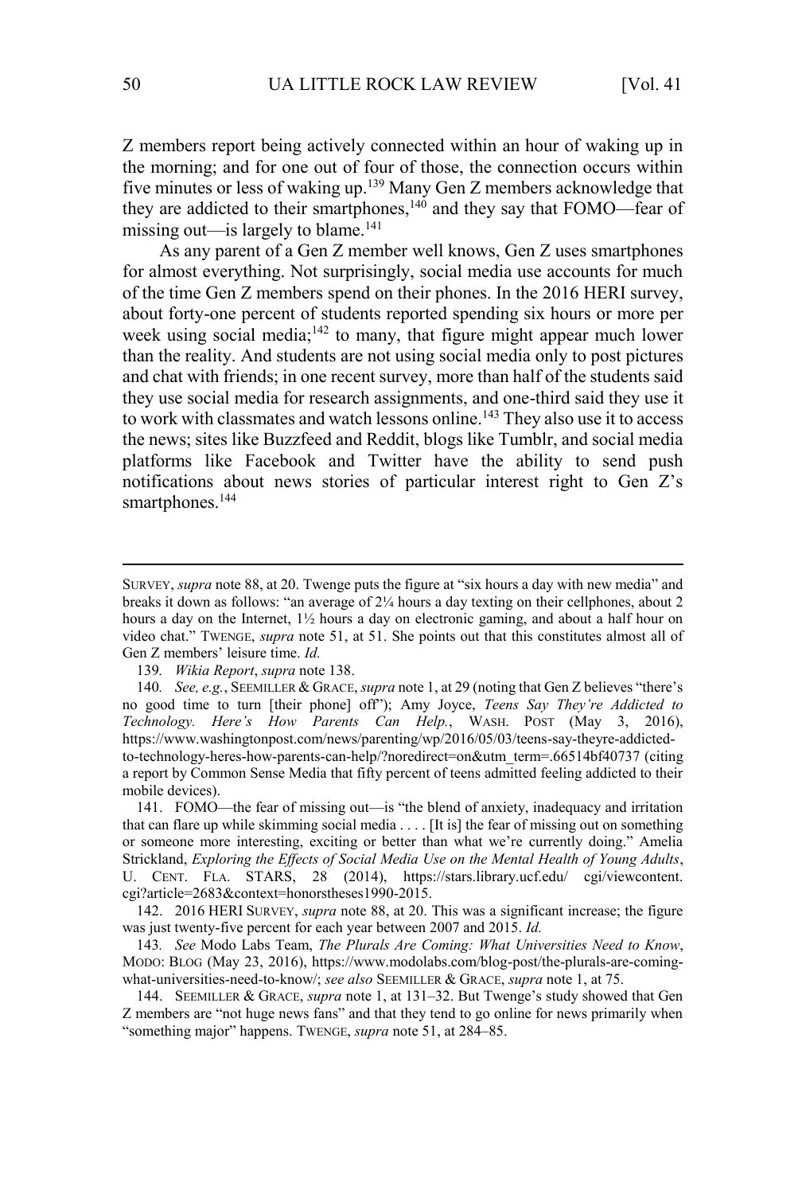Z members report being actively connected within an hour of waking up in the morning; and for one out of four of those, the connection occurs within five minutes or less of waking up.[139] Many Gen Z members acknowledge that they are addicted to their smartphones,[140] and they say that FOMO—fear of missing out—is largely to blame.[141]

As any parent of a Gen Z member well knows, Gen Z uses smartphones for almost everything. Not surprisingly, social media use accounts for much of the time Gen Z members spend on their phones. In the 2016 HERI survey, about forty-one percent of students reported spending six hours or more per week using social media;[142] to many, that figure might appear much lower than the reality. And students are not using social media only to post pictures and chat with friends; in one recent survey, more than half of the students said they use social media for research assignments, and one-third said they use it to work with classmates and watch lessons online.[143] They also use it to access the news; sites like Buzzfeed and Reddit, blogs like Tumblr, and social media platforms like Facebook and Twitter have the ability to send push notifications about news stories of particular interest right to Gen Z's smartphones.[144]

---

SURVEY, *supra* note 88, at 20. Twenge puts the figure at "six hours a day with new media" and breaks it down as follows: "an average of 2¼ hours a day texting on their cellphones, about 2 hours a day on the Internet, 1½ hours a day on electronic gaming, and about a half hour on video chat." TWENGE, *supra* note 51, at 51. She points out that this constitutes almost all of Gen Z members' leisure time. *Id.*

139. *Wikia Report*, *supra* note 138.

140. *See, e.g.*, SEEMILLER & GRACE, *supra* note 1, at 29 (noting that Gen Z believes "there's no good time to turn [their phone] off"); Amy Joyce, *Teens Say They're Addicted to Technology. Here's How Parents Can Help.*, WASH. POST (May 3, 2016), https://www.washingtonpost.com/news/parenting/wp/2016/05/03/teens-say-theyre-addicted-to-technology-heres-how-parents-can-help/?noredirect=on&utm_term=.66514bf40737 (citing a report by Common Sense Media that fifty percent of teens admitted feeling addicted to their mobile devices).

141. FOMO—the fear of missing out—is "the blend of anxiety, inadequacy and irritation that can flare up while skimming social media . . . . [It is] the fear of missing out on something or someone more interesting, exciting or better than what we're currently doing." Amelia Strickland, *Exploring the Effects of Social Media Use on the Mental Health of Young Adults*, U. CENT. FLA. STARS, 28 (2014), https://stars.library.ucf.edu/ cgi/viewcontent.cgi?article=2683&context=honorstheses1990-2015.

142. 2016 HERI SURVEY, *supra* note 88, at 20. This was a significant increase; the figure was just twenty-five percent for each year between 2007 and 2015. *Id.*

143. *See* Modo Labs Team, *The Plurals Are Coming: What Universities Need to Know*, MODO: BLOG (May 23, 2016), https://www.modolabs.com/blog-post/the-plurals-are-coming-what-universities-need-to-know/; *see also* SEEMILLER & GRACE, *supra* note 1, at 75.

144. SEEMILLER & GRACE, *supra* note 1, at 131–32. But Twenge's study showed that Gen Z members are "not huge news fans" and that they tend to go online for news primarily when "something major" happens. TWENGE, *supra* note 51, at 284–85.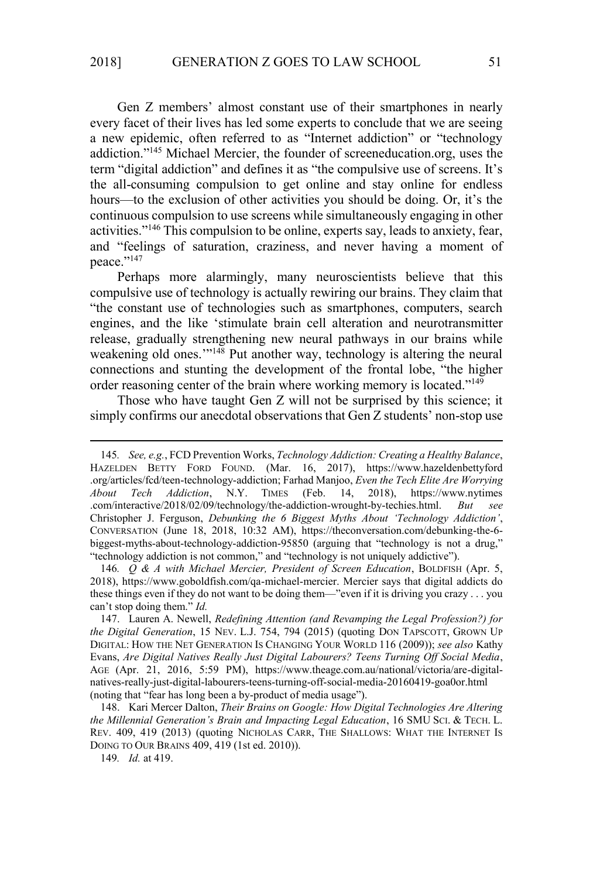Gen Z members' almost constant use of their smartphones in nearly every facet of their lives has led some experts to conclude that we are seeing a new epidemic, often referred to as "Internet addiction" or "technology addiction."[145] Michael Mercier, the founder of screeneducation.org, uses the term "digital addiction" and defines it as "the compulsive use of screens. It's the all-consuming compulsion to get online and stay online for endless hours—to the exclusion of other activities you should be doing. Or, it's the continuous compulsion to use screens while simultaneously engaging in other activities."[146] This compulsion to be online, experts say, leads to anxiety, fear, and "feelings of saturation, craziness, and never having a moment of peace."[147]

Perhaps more alarmingly, many neuroscientists believe that this compulsive use of technology is actually rewiring our brains. They claim that "the constant use of technologies such as smartphones, computers, search engines, and the like 'stimulate brain cell alteration and neurotransmitter release, gradually strengthening new neural pathways in our brains while weakening old ones.'"[148] Put another way, technology is altering the neural connections and stunting the development of the frontal lobe, "the higher order reasoning center of the brain where working memory is located."[149]

Those who have taught Gen Z will not be surprised by this science; it simply confirms our anecdotal observations that Gen Z students' non-stop use

---

145. *See, e.g.*, FCD Prevention Works, *Technology Addiction: Creating a Healthy Balance*, HAZELDEN BETTY FORD FOUND. (Mar. 16, 2017), https://www.hazeldenbettyford.org/articles/fcd/teen-technology-addiction; Farhad Manjoo, *Even the Tech Elite Are Worrying About Tech Addiction*, N.Y. TIMES (Feb. 14, 2018), https://www.nytimes.com/interactive/2018/02/09/technology/the-addiction-wrought-by-techies.html. *But see* Christopher J. Ferguson, *Debunking the 6 Biggest Myths About 'Technology Addiction'*, CONVERSATION (June 18, 2018, 10:32 AM), https://theconversation.com/debunking-the-6-biggest-myths-about-technology-addiction-95850 (arguing that "technology is not a drug," "technology addiction is not common," and "technology is not uniquely addictive").

146. *Q & A with Michael Mercier, President of Screen Education*, BOLDFISH (Apr. 5, 2018), https://www.goboldfish.com/qa-michael-mercier. Mercier says that digital addicts do these things even if they do not want to be doing them—"even if it is driving you crazy . . . you can't stop doing them." *Id.*

147. Lauren A. Newell, *Redefining Attention (and Revamping the Legal Profession?) for the Digital Generation*, 15 NEV. L.J. 754, 794 (2015) (quoting DON TAPSCOTT, GROWN UP DIGITAL: HOW THE NET GENERATION IS CHANGING YOUR WORLD 116 (2009)); *see also* Kathy Evans, *Are Digital Natives Really Just Digital Labourers? Teens Turning Off Social Media*, AGE (Apr. 21, 2016, 5:59 PM), https://www.theage.com.au/national/victoria/are-digital-natives-really-just-digital-labourers-teens-turning-off-social-media-20160419-goa0or.html (noting that "fear has long been a by-product of media usage").

148. Kari Mercer Dalton, *Their Brains on Google: How Digital Technologies Are Altering the Millennial Generation's Brain and Impacting Legal Education*, 16 SMU SCI. & TECH. L. REV. 409, 419 (2013) (quoting NICHOLAS CARR, THE SHALLOWS: WHAT THE INTERNET IS DOING TO OUR BRAINS 409, 419 (1st ed. 2010)).

149. *Id.* at 419.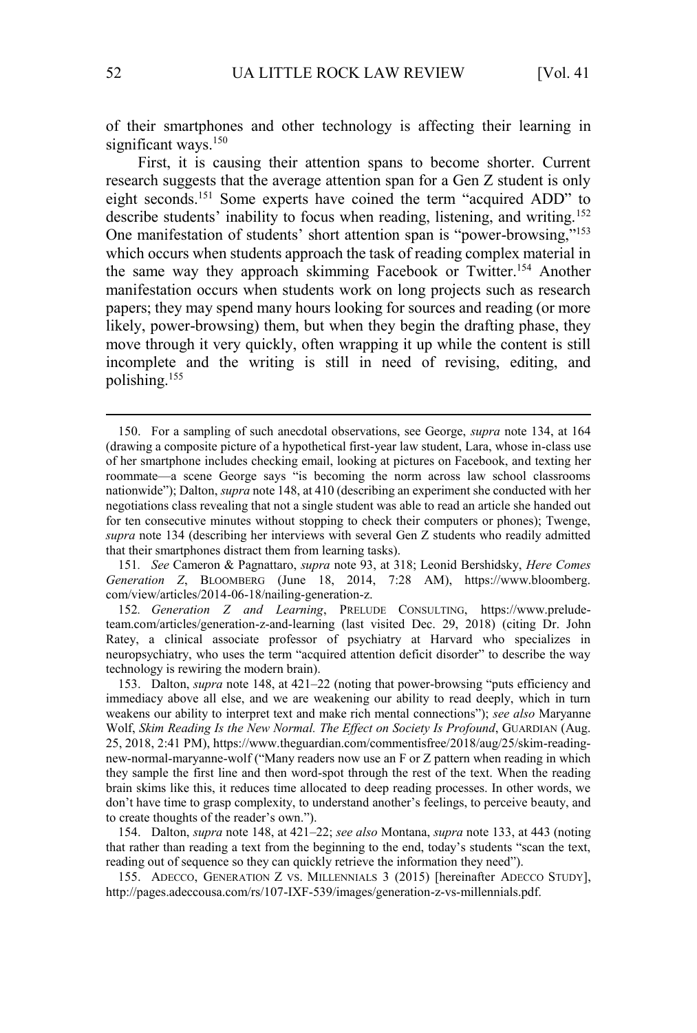of their smartphones and other technology is affecting their learning in significant ways.[150]

First, it is causing their attention spans to become shorter. Current research suggests that the average attention span for a Gen Z student is only eight seconds.[151] Some experts have coined the term "acquired ADD" to describe students' inability to focus when reading, listening, and writing.[152] One manifestation of students' short attention span is "power-browsing,"[153] which occurs when students approach the task of reading complex material in the same way they approach skimming Facebook or Twitter.[154] Another manifestation occurs when students work on long projects such as research papers; they may spend many hours looking for sources and reading (or more likely, power-browsing) them, but when they begin the drafting phase, they move through it very quickly, often wrapping it up while the content is still incomplete and the writing is still in need of revising, editing, and polishing.[155]

---

150. For a sampling of such anecdotal observations, see George, *supra* note 134, at 164 (drawing a composite picture of a hypothetical first-year law student, Lara, whose in-class use of her smartphone includes checking email, looking at pictures on Facebook, and texting her roommate—a scene George says "is becoming the norm across law school classrooms nationwide"); Dalton, *supra* note 148, at 410 (describing an experiment she conducted with her negotiations class revealing that not a single student was able to read an article she handed out for ten consecutive minutes without stopping to check their computers or phones); Twenge, *supra* note 134 (describing her interviews with several Gen Z students who readily admitted that their smartphones distract them from learning tasks).

151. *See* Cameron & Pagnattaro, *supra* note 93, at 318; Leonid Bershidsky, *Here Comes Generation Z*, BLOOMBERG (June 18, 2014, 7:28 AM), https://www.bloomberg.com/view/articles/2014-06-18/nailing-generation-z.

152. *Generation Z and Learning*, PRELUDE CONSULTING, https://www.prelude-team.com/articles/generation-z-and-learning (last visited Dec. 29, 2018) (citing Dr. John Ratey, a clinical associate professor of psychiatry at Harvard who specializes in neuropsychiatry, who uses the term "acquired attention deficit disorder" to describe the way technology is rewiring the modern brain).

153. Dalton, *supra* note 148, at 421–22 (noting that power-browsing "puts efficiency and immediacy above all else, and we are weakening our ability to read deeply, which in turn weakens our ability to interpret text and make rich mental connections"); *see also* Maryanne Wolf, *Skim Reading Is the New Normal. The Effect on Society Is Profound*, GUARDIAN (Aug. 25, 2018, 2:41 PM), https://www.theguardian.com/commentisfree/2018/aug/25/skim-reading-new-normal-maryanne-wolf ("Many readers now use an F or Z pattern when reading in which they sample the first line and then word-spot through the rest of the text. When the reading brain skims like this, it reduces time allocated to deep reading processes. In other words, we don't have time to grasp complexity, to understand another's feelings, to perceive beauty, and to create thoughts of the reader's own.").

154. Dalton, *supra* note 148, at 421–22; *see also* Montana, *supra* note 133, at 443 (noting that rather than reading a text from the beginning to the end, today's students "scan the text, reading out of sequence so they can quickly retrieve the information they need").

155. ADECCO, GENERATION Z VS. MILLENNIALS 3 (2015) [hereinafter ADECCO STUDY], http://pages.adeccousa.com/rs/107-IXF-539/images/generation-z-vs-millennials.pdf.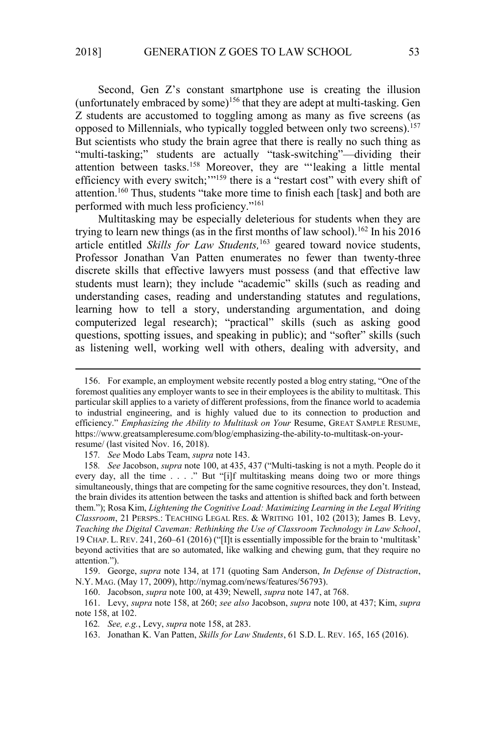Second, Gen Z's constant smartphone use is creating the illusion (unfortunately embraced by some)[156] that they are adept at multi-tasking. Gen Z students are accustomed to toggling among as many as five screens (as opposed to Millennials, who typically toggled between only two screens).[157] But scientists who study the brain agree that there is really no such thing as "multi-tasking;" students are actually "task-switching"—dividing their attention between tasks.[158] Moreover, they are "'leaking a little mental efficiency with every switch;'"[159] there is a "restart cost" with every shift of attention.[160] Thus, students "take more time to finish each [task] and both are performed with much less proficiency."[161]

Multitasking may be especially deleterious for students when they are trying to learn new things (as in the first months of law school).[162] In his 2016 article entitled *Skills for Law Students,*[163] geared toward novice students, Professor Jonathan Van Patten enumerates no fewer than twenty-three discrete skills that effective lawyers must possess (and that effective law students must learn); they include "academic" skills (such as reading and understanding cases, reading and understanding statutes and regulations, learning how to tell a story, understanding argumentation, and doing computerized legal research); "practical" skills (such as asking good questions, spotting issues, and speaking in public); and "softer" skills (such as listening well, working well with others, dealing with adversity, and

---

156. For example, an employment website recently posted a blog entry stating, "One of the foremost qualities any employer wants to see in their employees is the ability to multitask. This particular skill applies to a variety of different professions, from the finance world to academia to industrial engineering, and is highly valued due to its connection to production and efficiency." *Emphasizing the Ability to Multitask on Your* Resume, GREAT SAMPLE RESUME, https://www.greatsampleresume.com/blog/emphasizing-the-ability-to-multitask-on-your-resume/ (last visited Nov. 16, 2018).

157. *See* Modo Labs Team, *supra* note 143.

158. *See* Jacobson, *supra* note 100, at 435, 437 ("Multi-tasking is not a myth. People do it every day, all the time . . . ." But "[i]f multitasking means doing two or more things simultaneously, things that are competing for the same cognitive resources, they don't. Instead, the brain divides its attention between the tasks and attention is shifted back and forth between them."); Rosa Kim, *Lightening the Cognitive Load: Maximizing Learning in the Legal Writing Classroom*, 21 PERSPS.: TEACHING LEGAL RES. & WRITING 101, 102 (2013); James B. Levy, *Teaching the Digital Caveman: Rethinking the Use of Classroom Technology in Law School*, 19 CHAP. L. REV. 241, 260–61 (2016) ("[I]t is essentially impossible for the brain to 'multitask' beyond activities that are so automated, like walking and chewing gum, that they require no attention.").

159. George, *supra* note 134, at 171 (quoting Sam Anderson, *In Defense of Distraction*, N.Y. MAG. (May 17, 2009), http://nymag.com/news/features/56793).

160. Jacobson, *supra* note 100, at 439; Newell, *supra* note 147, at 768.

161. Levy, *supra* note 158, at 260; *see also* Jacobson, *supra* note 100, at 437; Kim, *supra* note 158, at 102.

162. *See, e.g.*, Levy, *supra* note 158, at 283.

163. Jonathan K. Van Patten, *Skills for Law Students*, 61 S.D. L. REV. 165, 165 (2016).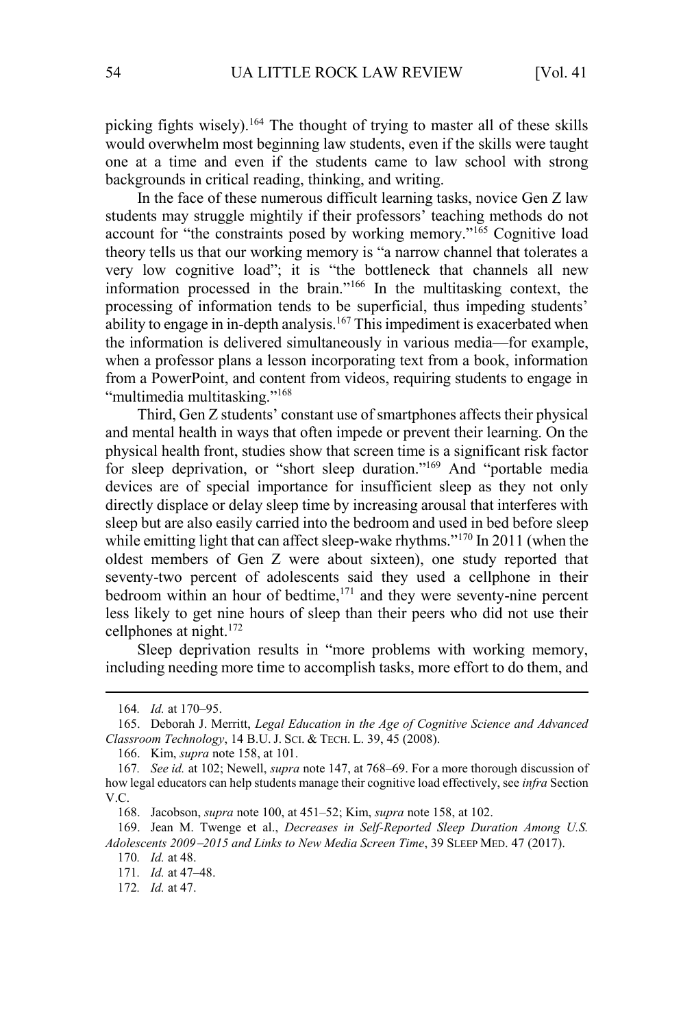picking fights wisely).[164] The thought of trying to master all of these skills would overwhelm most beginning law students, even if the skills were taught one at a time and even if the students came to law school with strong backgrounds in critical reading, thinking, and writing.

In the face of these numerous difficult learning tasks, novice Gen Z law students may struggle mightily if their professors' teaching methods do not account for "the constraints posed by working memory."[165] Cognitive load theory tells us that our working memory is "a narrow channel that tolerates a very low cognitive load"; it is "the bottleneck that channels all new information processed in the brain."[166] In the multitasking context, the processing of information tends to be superficial, thus impeding students' ability to engage in in-depth analysis.[167] This impediment is exacerbated when the information is delivered simultaneously in various media—for example, when a professor plans a lesson incorporating text from a book, information from a PowerPoint, and content from videos, requiring students to engage in "multimedia multitasking."[168]

Third, Gen Z students' constant use of smartphones affects their physical and mental health in ways that often impede or prevent their learning. On the physical health front, studies show that screen time is a significant risk factor for sleep deprivation, or "short sleep duration."[169] And "portable media devices are of special importance for insufficient sleep as they not only directly displace or delay sleep time by increasing arousal that interferes with sleep but are also easily carried into the bedroom and used in bed before sleep while emitting light that can affect sleep-wake rhythms."[170] In 2011 (when the oldest members of Gen Z were about sixteen), one study reported that seventy-two percent of adolescents said they used a cellphone in their bedroom within an hour of bedtime,[171] and they were seventy-nine percent less likely to get nine hours of sleep than their peers who did not use their cellphones at night.[172]

Sleep deprivation results in "more problems with working memory, including needing more time to accomplish tasks, more effort to do them, and

---

164. *Id.* at 170–95.

165. Deborah J. Merritt, *Legal Education in the Age of Cognitive Science and Advanced Classroom Technology*, 14 B.U. J. SCI. & TECH. L. 39, 45 (2008).

166. Kim, *supra* note 158, at 101.

167. *See id.* at 102; Newell, *supra* note 147, at 768–69. For a more thorough discussion of how legal educators can help students manage their cognitive load effectively, see *infra* Section V.C.

168. Jacobson, *supra* note 100, at 451–52; Kim, *supra* note 158, at 102.

169. Jean M. Twenge et al., *Decreases in Self-Reported Sleep Duration Among U.S. Adolescents 2009–2015 and Links to New Media Screen Time*, 39 SLEEP MED. 47 (2017).

170. *Id.* at 48.

171. *Id.* at 47–48.

172. *Id.* at 47.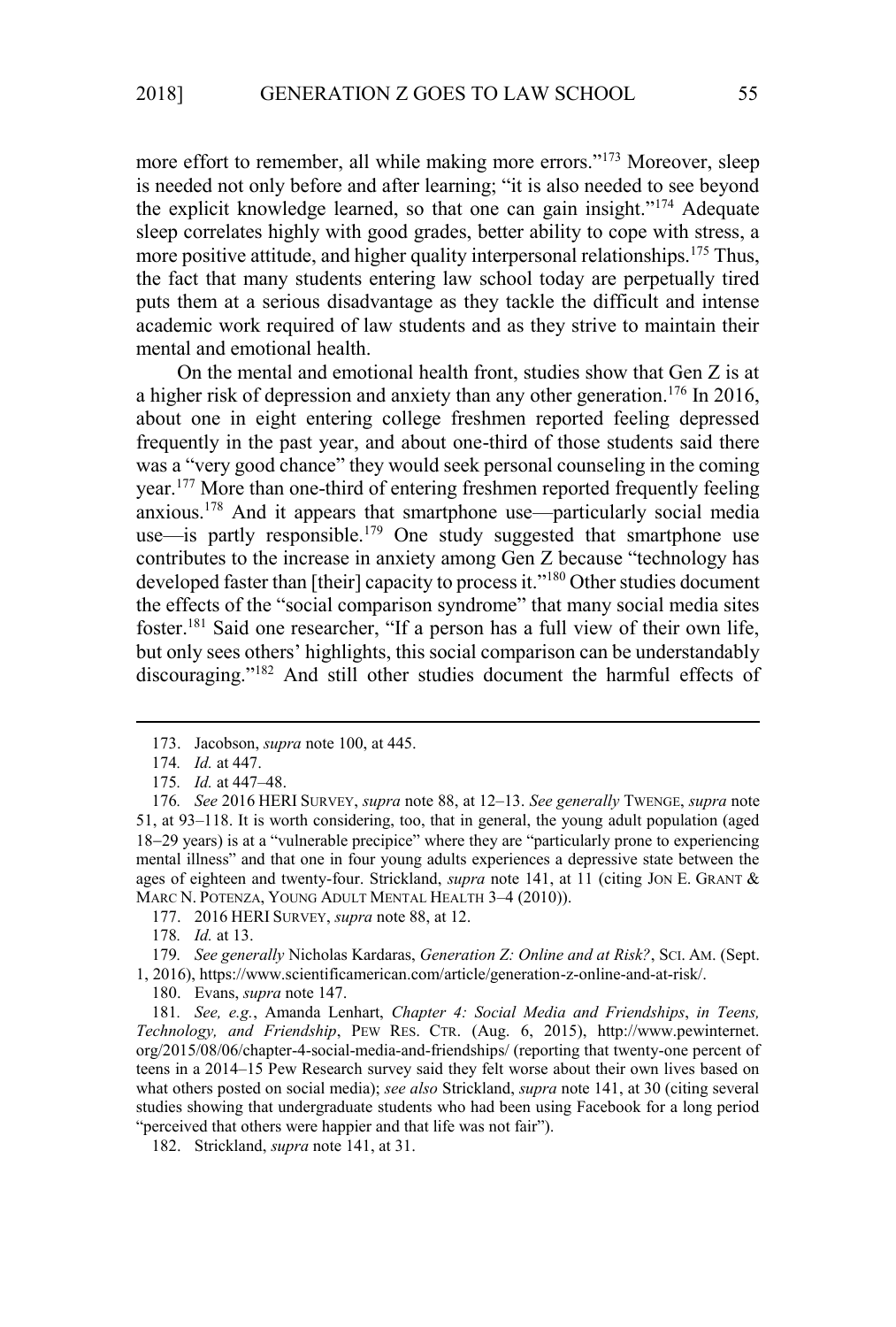more effort to remember, all while making more errors."[173] Moreover, sleep is needed not only before and after learning; "it is also needed to see beyond the explicit knowledge learned, so that one can gain insight."[174] Adequate sleep correlates highly with good grades, better ability to cope with stress, a more positive attitude, and higher quality interpersonal relationships.[175] Thus, the fact that many students entering law school today are perpetually tired puts them at a serious disadvantage as they tackle the difficult and intense academic work required of law students and as they strive to maintain their mental and emotional health.

On the mental and emotional health front, studies show that Gen Z is at a higher risk of depression and anxiety than any other generation.[176] In 2016, about one in eight entering college freshmen reported feeling depressed frequently in the past year, and about one-third of those students said there was a "very good chance" they would seek personal counseling in the coming year.[177] More than one-third of entering freshmen reported frequently feeling anxious.[178] And it appears that smartphone use—particularly social media use—is partly responsible.[179] One study suggested that smartphone use contributes to the increase in anxiety among Gen Z because "technology has developed faster than [their] capacity to process it."[180] Other studies document the effects of the "social comparison syndrome" that many social media sites foster.[181] Said one researcher, "If a person has a full view of their own life, but only sees others' highlights, this social comparison can be understandably discouraging."[182] And still other studies document the harmful effects of

---

173. Jacobson, *supra* note 100, at 445.

174. *Id.* at 447.

175. *Id.* at 447–48.

176. *See* 2016 HERI SURVEY, *supra* note 88, at 12–13. *See generally* TWENGE, *supra* note 51, at 93–118. It is worth considering, too, that in general, the young adult population (aged 18–29 years) is at a "vulnerable precipice" where they are "particularly prone to experiencing mental illness" and that one in four young adults experiences a depressive state between the ages of eighteen and twenty-four. Strickland, *supra* note 141, at 11 (citing JON E. GRANT & MARC N. POTENZA, YOUNG ADULT MENTAL HEALTH 3–4 (2010)).

177. 2016 HERI SURVEY, *supra* note 88, at 12.

178. *Id.* at 13.

179. *See generally* Nicholas Kardaras, *Generation Z: Online and at Risk?*, SCI. AM. (Sept. 1, 2016), https://www.scientificamerican.com/article/generation-z-online-and-at-risk/.

180. Evans, *supra* note 147.

181. *See, e.g.*, Amanda Lenhart, *Chapter 4: Social Media and Friendships*, *in Teens, Technology, and Friendship*, PEW RES. CTR. (Aug. 6, 2015), http://www.pewinternet.org/2015/08/06/chapter-4-social-media-and-friendships/ (reporting that twenty-one percent of teens in a 2014–15 Pew Research survey said they felt worse about their own lives based on what others posted on social media); *see also* Strickland, *supra* note 141, at 30 (citing several studies showing that undergraduate students who had been using Facebook for a long period "perceived that others were happier and that life was not fair").

182. Strickland, *supra* note 141, at 31.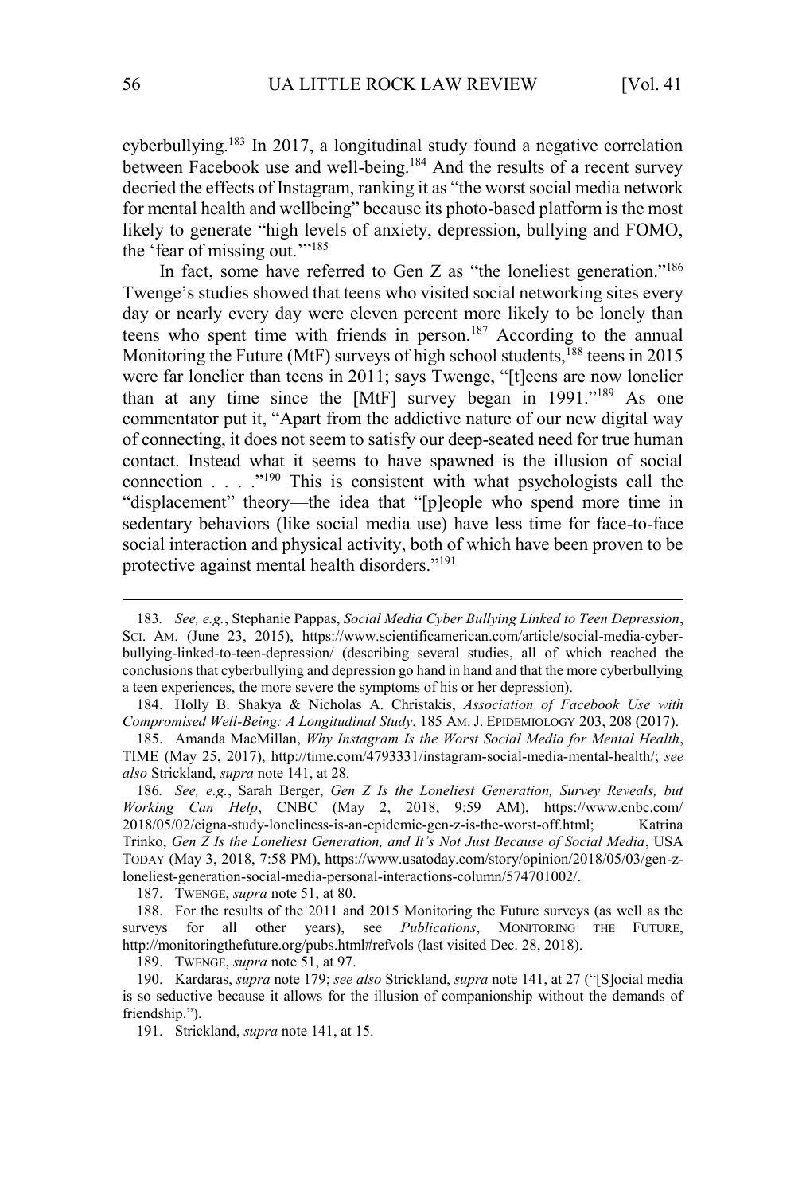cyberbullying.[183] In 2017, a longitudinal study found a negative correlation between Facebook use and well-being.[184] And the results of a recent survey decried the effects of Instagram, ranking it as "the worst social media network for mental health and wellbeing" because its photo-based platform is the most likely to generate "high levels of anxiety, depression, bullying and FOMO, the 'fear of missing out.'"[185]

In fact, some have referred to Gen Z as "the loneliest generation."[186] Twenge's studies showed that teens who visited social networking sites every day or nearly every day were eleven percent more likely to be lonely than teens who spent time with friends in person.[187] According to the annual Monitoring the Future (MtF) surveys of high school students,[188] teens in 2015 were far lonelier than teens in 2011; says Twenge, "[t]eens are now lonelier than at any time since the [MtF] survey began in 1991."[189] As one commentator put it, "Apart from the addictive nature of our new digital way of connecting, it does not seem to satisfy our deep-seated need for true human contact. Instead what it seems to have spawned is the illusion of social connection . . . ."[190] This is consistent with what psychologists call the "displacement" theory—the idea that "[p]eople who spend more time in sedentary behaviors (like social media use) have less time for face-to-face social interaction and physical activity, both of which have been proven to be protective against mental health disorders."[191]

---

183. *See, e.g.*, Stephanie Pappas, *Social Media Cyber Bullying Linked to Teen Depression*, SCI. AM. (June 23, 2015), https://www.scientificamerican.com/article/social-media-cyber-bullying-linked-to-teen-depression/ (describing several studies, all of which reached the conclusions that cyberbullying and depression go hand in hand and that the more cyberbullying a teen experiences, the more severe the symptoms of his or her depression).

184. Holly B. Shakya & Nicholas A. Christakis, *Association of Facebook Use with Compromised Well-Being: A Longitudinal Study*, 185 AM. J. EPIDEMIOLOGY 203, 208 (2017).

185. Amanda MacMillan, *Why Instagram Is the Worst Social Media for Mental Health*, TIME (May 25, 2017), http://time.com/4793331/instagram-social-media-mental-health/; *see also* Strickland, *supra* note 141, at 28.

186. *See, e.g.*, Sarah Berger, *Gen Z Is the Loneliest Generation, Survey Reveals, but Working Can Help*, CNBC (May 2, 2018, 9:59 AM), https://www.cnbc.com/2018/05/02/cigna-study-loneliness-is-an-epidemic-gen-z-is-the-worst-off.html; Katrina Trinko, *Gen Z Is the Loneliest Generation, and It's Not Just Because of Social Media*, USA TODAY (May 3, 2018, 7:58 PM), https://www.usatoday.com/story/opinion/2018/05/03/gen-z-loneliest-generation-social-media-personal-interactions-column/574701002/.

187. TWENGE, *supra* note 51, at 80.

188. For the results of the 2011 and 2015 Monitoring the Future surveys (as well as the surveys for all other years), see *Publications*, MONITORING THE FUTURE, http://monitoringthefuture.org/pubs.html#refvols (last visited Dec. 28, 2018).

189. TWENGE, *supra* note 51, at 97.

190. Kardaras, *supra* note 179; *see also* Strickland, *supra* note 141, at 27 ("[S]ocial media is so seductive because it allows for the illusion of companionship without the demands of friendship.").

191. Strickland, *supra* note 141, at 15.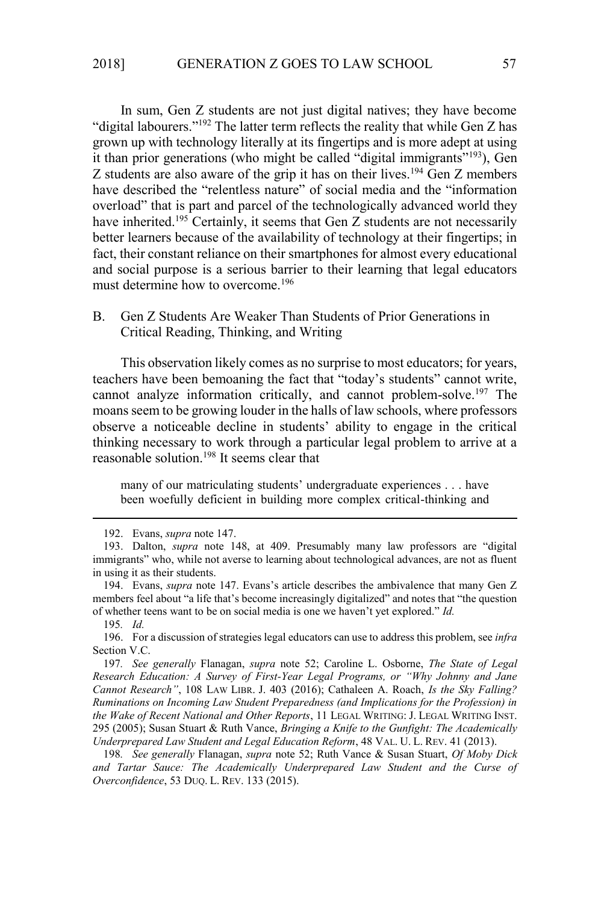In sum, Gen Z students are not just digital natives; they have become "digital labourers."[192] The latter term reflects the reality that while Gen Z has grown up with technology literally at its fingertips and is more adept at using it than prior generations (who might be called "digital immigrants"[193]), Gen Z students are also aware of the grip it has on their lives.[194] Gen Z members have described the "relentless nature" of social media and the "information overload" that is part and parcel of the technologically advanced world they have inherited.[195] Certainly, it seems that Gen Z students are not necessarily better learners because of the availability of technology at their fingertips; in fact, their constant reliance on their smartphones for almost every educational and social purpose is a serious barrier to their learning that legal educators must determine how to overcome.[196]

### B. Gen Z Students Are Weaker Than Students of Prior Generations in Critical Reading, Thinking, and Writing

This observation likely comes as no surprise to most educators; for years, teachers have been bemoaning the fact that "today's students" cannot write, cannot analyze information critically, and cannot problem-solve.[197] The moans seem to be growing louder in the halls of law schools, where professors observe a noticeable decline in students' ability to engage in the critical thinking necessary to work through a particular legal problem to arrive at a reasonable solution.[198] It seems clear that

> many of our matriculating students' undergraduate experiences . . . have been woefully deficient in building more complex critical-thinking and

---

192. Evans, *supra* note 147.

193. Dalton, *supra* note 148, at 409. Presumably many law professors are "digital immigrants" who, while not averse to learning about technological advances, are not as fluent in using it as their students.

194. Evans, *supra* note 147. Evans's article describes the ambivalence that many Gen Z members feel about "a life that's become increasingly digitalized" and notes that "the question of whether teens want to be on social media is one we haven't yet explored." *Id.*

195. *Id.*

196. For a discussion of strategies legal educators can use to address this problem, see *infra* Section V.C.

197. *See generally* Flanagan, *supra* note 52; Caroline L. Osborne, *The State of Legal Research Education: A Survey of First-Year Legal Programs, or "Why Johnny and Jane Cannot Research"*, 108 LAW LIBR. J. 403 (2016); Cathaleen A. Roach, *Is the Sky Falling? Ruminations on Incoming Law Student Preparedness (and Implications for the Profession) in the Wake of Recent National and Other Reports*, 11 LEGAL WRITING: J. LEGAL WRITING INST. 295 (2005); Susan Stuart & Ruth Vance, *Bringing a Knife to the Gunfight: The Academically Underprepared Law Student and Legal Education Reform*, 48 VAL. U. L. REV. 41 (2013).

198. *See generally* Flanagan, *supra* note 52; Ruth Vance & Susan Stuart, *Of Moby Dick and Tartar Sauce: The Academically Underprepared Law Student and the Curse of Overconfidence*, 53 DUQ. L. REV. 133 (2015).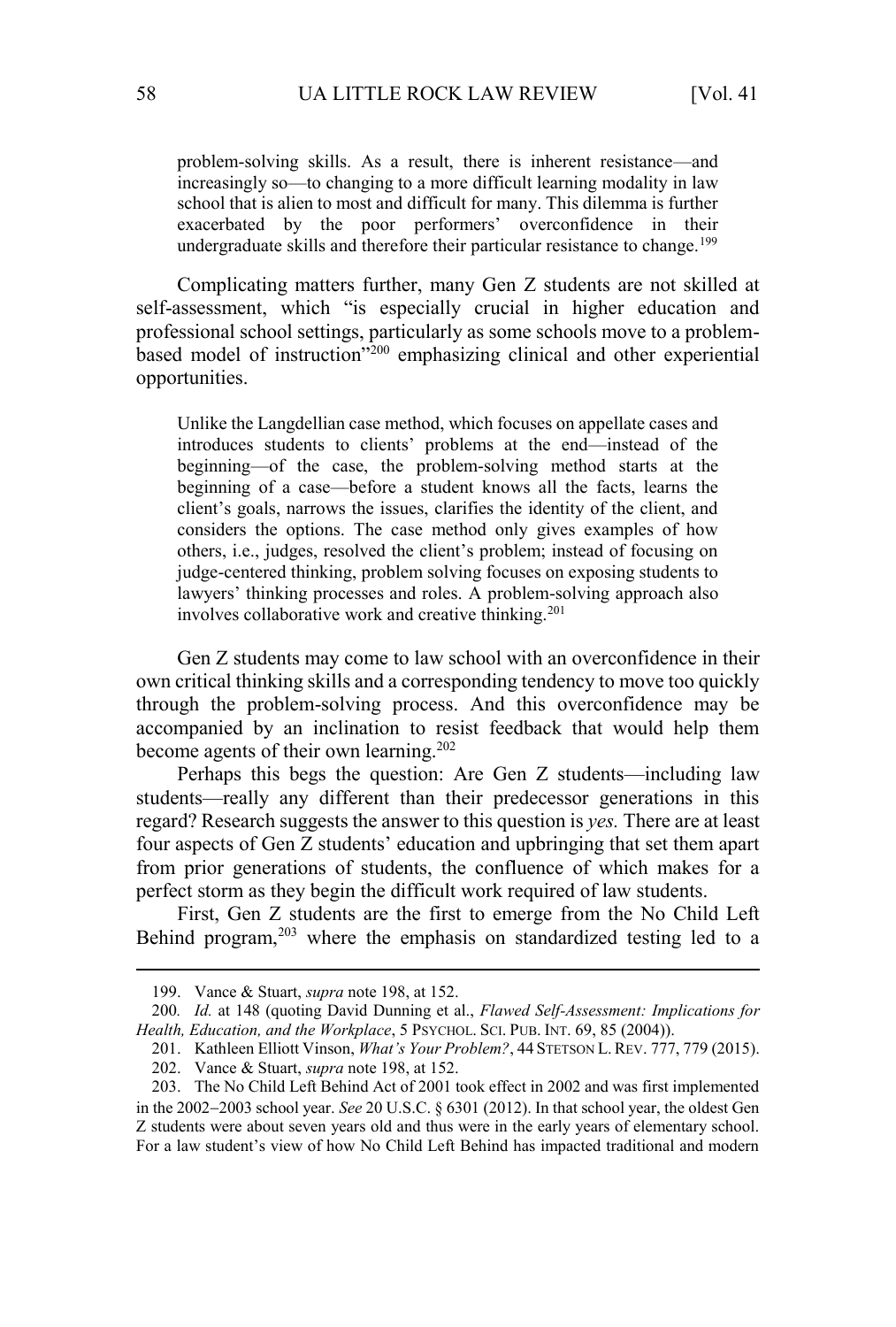> problem-solving skills. As a result, there is inherent resistance—and increasingly so—to changing to a more difficult learning modality in law school that is alien to most and difficult for many. This dilemma is further exacerbated by the poor performers' overconfidence in their undergraduate skills and therefore their particular resistance to change.[199]

Complicating matters further, many Gen Z students are not skilled at self-assessment, which "is especially crucial in higher education and professional school settings, particularly as some schools move to a problem-based model of instruction"[200] emphasizing clinical and other experiential opportunities.

> Unlike the Langdellian case method, which focuses on appellate cases and introduces students to clients' problems at the end—instead of the beginning—of the case, the problem-solving method starts at the beginning of a case—before a student knows all the facts, learns the client's goals, narrows the issues, clarifies the identity of the client, and considers the options. The case method only gives examples of how others, i.e., judges, resolved the client's problem; instead of focusing on judge-centered thinking, problem solving focuses on exposing students to lawyers' thinking processes and roles. A problem-solving approach also involves collaborative work and creative thinking.[201]

Gen Z students may come to law school with an overconfidence in their own critical thinking skills and a corresponding tendency to move too quickly through the problem-solving process. And this overconfidence may be accompanied by an inclination to resist feedback that would help them become agents of their own learning.[202]

Perhaps this begs the question: Are Gen Z students—including law students—really any different than their predecessor generations in this regard? Research suggests the answer to this question is *yes.* There are at least four aspects of Gen Z students' education and upbringing that set them apart from prior generations of students, the confluence of which makes for a perfect storm as they begin the difficult work required of law students.

First, Gen Z students are the first to emerge from the No Child Left Behind program,[203] where the emphasis on standardized testing led to a

---

199. Vance & Stuart, *supra* note 198, at 152.

200. *Id.* at 148 (quoting David Dunning et al., *Flawed Self-Assessment: Implications for Health, Education, and the Workplace*, 5 PSYCHOL. SCI. PUB. INT. 69, 85 (2004)).

201. Kathleen Elliott Vinson, *What's Your Problem?*, 44 STETSON L. REV. 777, 779 (2015).

202. Vance & Stuart, *supra* note 198, at 152.

203. The No Child Left Behind Act of 2001 took effect in 2002 and was first implemented in the 2002–2003 school year. *See* 20 U.S.C. § 6301 (2012). In that school year, the oldest Gen Z students were about seven years old and thus were in the early years of elementary school. For a law student's view of how No Child Left Behind has impacted traditional and modern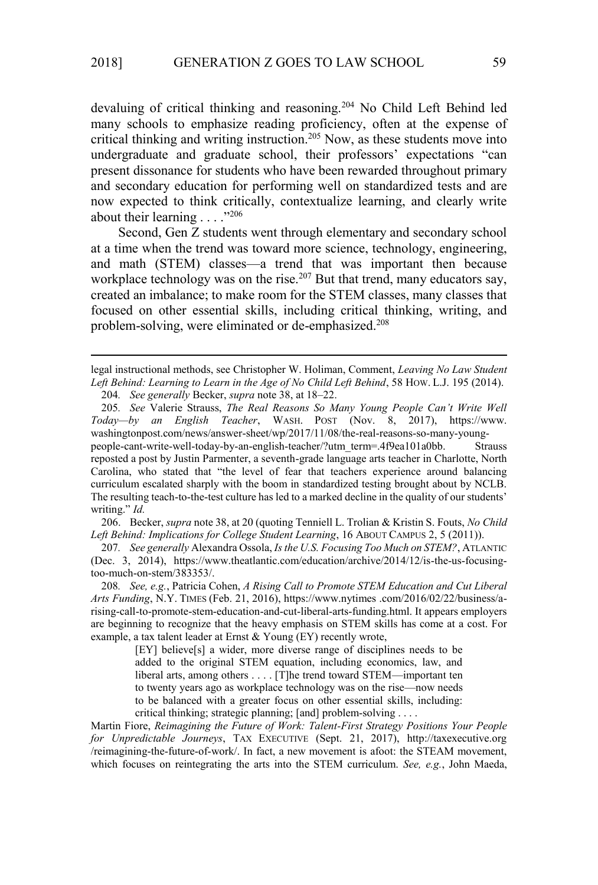devaluing of critical thinking and reasoning.[204] No Child Left Behind led many schools to emphasize reading proficiency, often at the expense of critical thinking and writing instruction.[205] Now, as these students move into undergraduate and graduate school, their professors' expectations "can present dissonance for students who have been rewarded throughout primary and secondary education for performing well on standardized tests and are now expected to think critically, contextualize learning, and clearly write about their learning . . . ."[206]

Second, Gen Z students went through elementary and secondary school at a time when the trend was toward more science, technology, engineering, and math (STEM) classes—a trend that was important then because workplace technology was on the rise.[207] But that trend, many educators say, created an imbalance; to make room for the STEM classes, many classes that focused on other essential skills, including critical thinking, writing, and problem-solving, were eliminated or de-emphasized.[208]

---

legal instructional methods, see Christopher W. Holiman, Comment, *Leaving No Law Student Left Behind: Learning to Learn in the Age of No Child Left Behind*, 58 HOW. L.J. 195 (2014).

204. *See generally* Becker, *supra* note 38, at 18–22.

205. *See* Valerie Strauss, *The Real Reasons So Many Young People Can't Write Well Today—by an English Teacher*, WASH. POST (Nov. 8, 2017), https://www.washingtonpost.com/news/answer-sheet/wp/2017/11/08/the-real-reasons-so-many-young-people-cant-write-well-today-by-an-english-teacher/?utm_term=.4f9ea101a0bb. Strauss reposted a post by Justin Parmenter, a seventh-grade language arts teacher in Charlotte, North Carolina, who stated that "the level of fear that teachers experience around balancing curriculum escalated sharply with the boom in standardized testing brought about by NCLB. The resulting teach-to-the-test culture has led to a marked decline in the quality of our students' writing." *Id.*

206. Becker, *supra* note 38, at 20 (quoting Tenniell L. Trolian & Kristin S. Fouts, *No Child Left Behind: Implications for College Student Learning*, 16 ABOUT CAMPUS 2, 5 (2011)).

207. *See generally* Alexandra Ossola, *Is the U.S. Focusing Too Much on STEM?*, ATLANTIC (Dec. 3, 2014), https://www.theatlantic.com/education/archive/2014/12/is-the-us-focusing-too-much-on-stem/383353/.

208. *See, e.g.*, Patricia Cohen, *A Rising Call to Promote STEM Education and Cut Liberal Arts Funding*, N.Y. TIMES (Feb. 21, 2016), https://www.nytimes .com/2016/02/22/business/a-rising-call-to-promote-stem-education-and-cut-liberal-arts-funding.html. It appears employers are beginning to recognize that the heavy emphasis on STEM skills has come at a cost. For example, a tax talent leader at Ernst & Young (EY) recently wrote,

> [EY] believe[s] a wider, more diverse range of disciplines needs to be added to the original STEM equation, including economics, law, and liberal arts, among others . . . . [T]he trend toward STEM—important ten to twenty years ago as workplace technology was on the rise—now needs to be balanced with a greater focus on other essential skills, including: critical thinking; strategic planning; [and] problem-solving . . . .

Martin Fiore, *Reimagining the Future of Work: Talent-First Strategy Positions Your People for Unpredictable Journeys*, TAX EXECUTIVE (Sept. 21, 2017), http://taxexecutive.org /reimagining-the-future-of-work/. In fact, a new movement is afoot: the STEAM movement, which focuses on reintegrating the arts into the STEM curriculum. *See, e.g.*, John Maeda,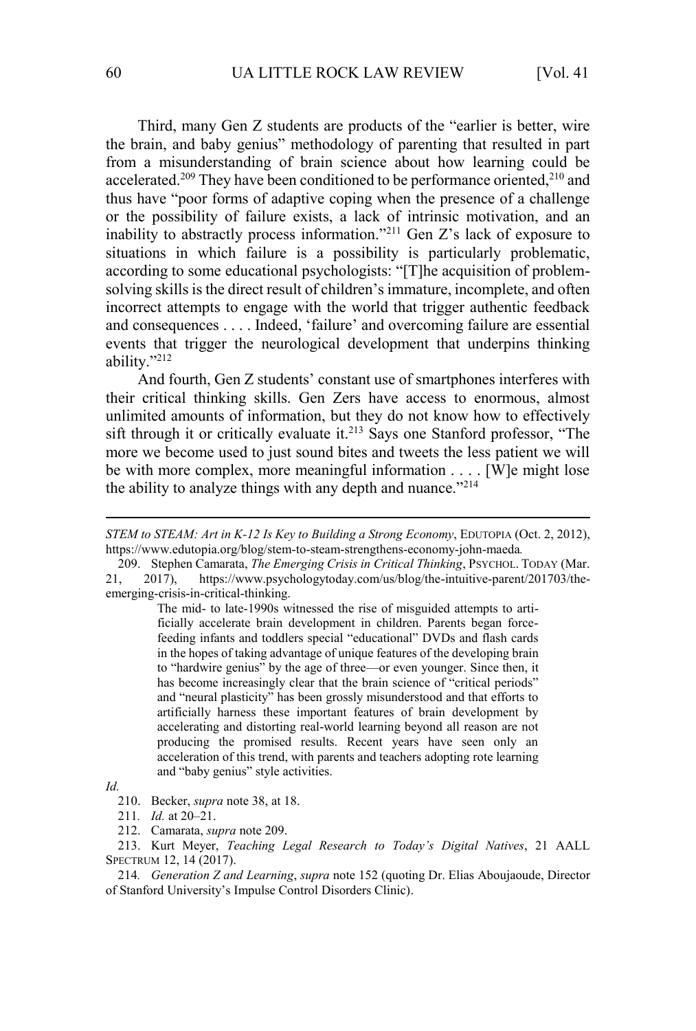Third, many Gen Z students are products of the "earlier is better, wire the brain, and baby genius" methodology of parenting that resulted in part from a misunderstanding of brain science about how learning could be accelerated.[209] They have been conditioned to be performance oriented,[210] and thus have "poor forms of adaptive coping when the presence of a challenge or the possibility of failure exists, a lack of intrinsic motivation, and an inability to abstractly process information."[211] Gen Z's lack of exposure to situations in which failure is a possibility is particularly problematic, according to some educational psychologists: "[T]he acquisition of problem-solving skills is the direct result of children's immature, incomplete, and often incorrect attempts to engage with the world that trigger authentic feedback and consequences . . . . Indeed, 'failure' and overcoming failure are essential events that trigger the neurological development that underpins thinking ability."[212]

And fourth, Gen Z students' constant use of smartphones interferes with their critical thinking skills. Gen Zers have access to enormous, almost unlimited amounts of information, but they do not know how to effectively sift through it or critically evaluate it.[213] Says one Stanford professor, "The more we become used to just sound bites and tweets the less patient we will be with more complex, more meaningful information . . . . [W]e might lose the ability to analyze things with any depth and nuance."[214]

---

*STEM to STEAM: Art in K-12 Is Key to Building a Strong Economy*, EDUTOPIA (Oct. 2, 2012), https://www.edutopia.org/blog/stem-to-steam-strengthens-economy-john-maeda.

209. Stephen Camarata, *The Emerging Crisis in Critical Thinking*, PSYCHOL. TODAY (Mar. 21, 2017), https://www.psychologytoday.com/us/blog/the-intuitive-parent/201703/the-emerging-crisis-in-critical-thinking.

> The mid- to late-1990s witnessed the rise of misguided attempts to artificially accelerate brain development in children. Parents began force-feeding infants and toddlers special "educational" DVDs and flash cards in the hopes of taking advantage of unique features of the developing brain to "hardwire genius" by the age of three—or even younger. Since then, it has become increasingly clear that the brain science of "critical periods" and "neural plasticity" has been grossly misunderstood and that efforts to artificially harness these important features of brain development by accelerating and distorting real-world learning beyond all reason are not producing the promised results. Recent years have seen only an acceleration of this trend, with parents and teachers adopting rote learning and "baby genius" style activities.

*Id.*

210. Becker, *supra* note 38, at 18.

211. *Id.* at 20–21.

212. Camarata, *supra* note 209.

213. Kurt Meyer, *Teaching Legal Research to Today's Digital Natives*, 21 AALL SPECTRUM 12, 14 (2017).

214. *Generation Z and Learning*, *supra* note 152 (quoting Dr. Elias Aboujaoude, Director of Stanford University's Impulse Control Disorders Clinic).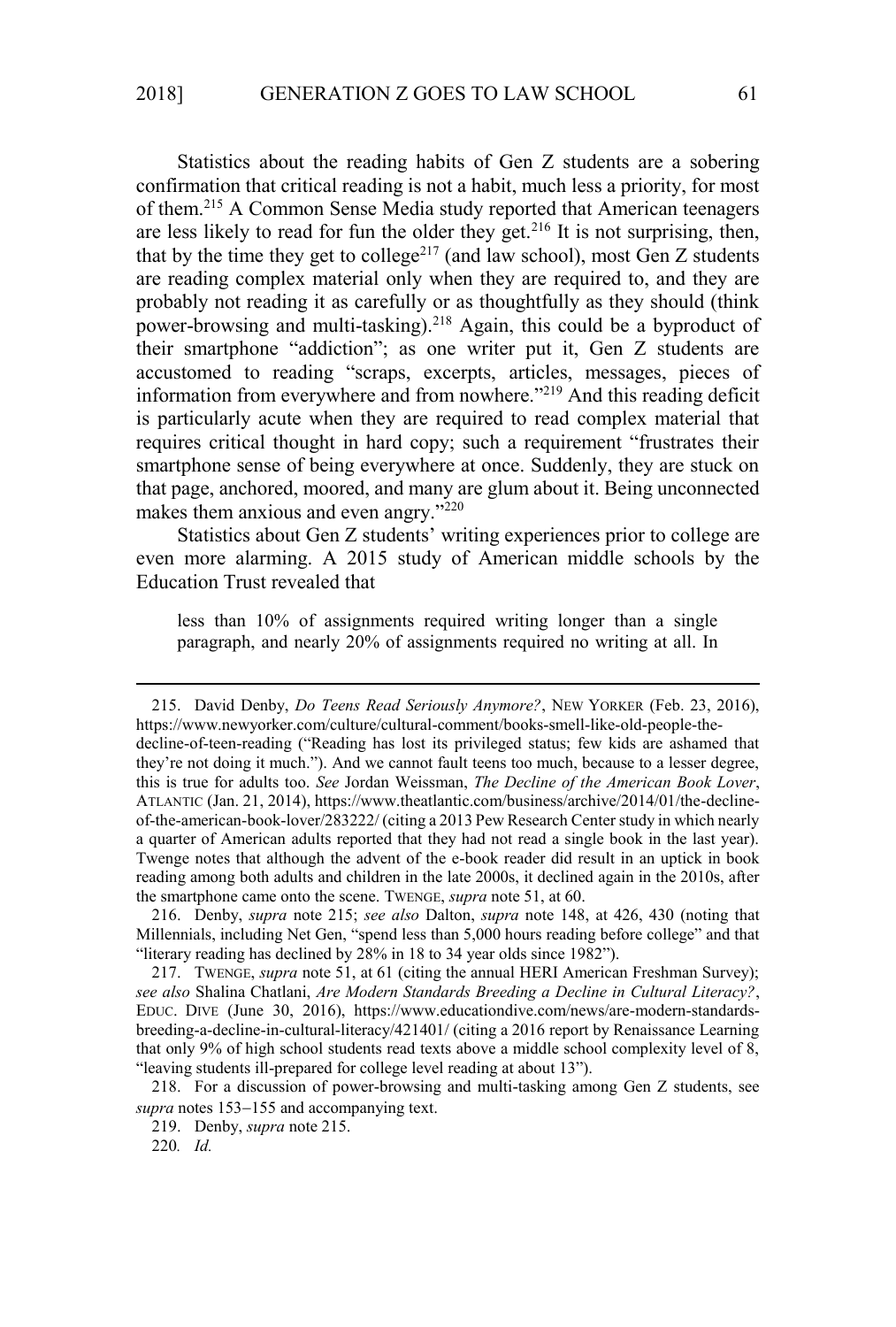Statistics about the reading habits of Gen Z students are a sobering confirmation that critical reading is not a habit, much less a priority, for most of them.[215] A Common Sense Media study reported that American teenagers are less likely to read for fun the older they get.[216] It is not surprising, then, that by the time they get to college[217] (and law school), most Gen Z students are reading complex material only when they are required to, and they are probably not reading it as carefully or as thoughtfully as they should (think power-browsing and multi-tasking).[218] Again, this could be a byproduct of their smartphone "addiction"; as one writer put it, Gen Z students are accustomed to reading "scraps, excerpts, articles, messages, pieces of information from everywhere and from nowhere."[219] And this reading deficit is particularly acute when they are required to read complex material that requires critical thought in hard copy; such a requirement "frustrates their smartphone sense of being everywhere at once. Suddenly, they are stuck on that page, anchored, moored, and many are glum about it. Being unconnected makes them anxious and even angry."[220]

Statistics about Gen Z students' writing experiences prior to college are even more alarming. A 2015 study of American middle schools by the Education Trust revealed that

> less than 10% of assignments required writing longer than a single paragraph, and nearly 20% of assignments required no writing at all. In

---

215. David Denby, *Do Teens Read Seriously Anymore?*, NEW YORKER (Feb. 23, 2016), https://www.newyorker.com/culture/cultural-comment/books-smell-like-old-people-the-decline-of-teen-reading ("Reading has lost its privileged status; few kids are ashamed that they're not doing it much."). And we cannot fault teens too much, because to a lesser degree, this is true for adults too. *See* Jordan Weissman, *The Decline of the American Book Lover*, ATLANTIC (Jan. 21, 2014), https://www.theatlantic.com/business/archive/2014/01/the-decline-of-the-american-book-lover/283222/ (citing a 2013 Pew Research Center study in which nearly a quarter of American adults reported that they had not read a single book in the last year). Twenge notes that although the advent of the e-book reader did result in an uptick in book reading among both adults and children in the late 2000s, it declined again in the 2010s, after the smartphone came onto the scene. TWENGE, *supra* note 51, at 60.

216. Denby, *supra* note 215; *see also* Dalton, *supra* note 148, at 426, 430 (noting that Millennials, including Net Gen, "spend less than 5,000 hours reading before college" and that "literary reading has declined by 28% in 18 to 34 year olds since 1982").

217. TWENGE, *supra* note 51, at 61 (citing the annual HERI American Freshman Survey); *see also* Shalina Chatlani, *Are Modern Standards Breeding a Decline in Cultural Literacy?*, EDUC. DIVE (June 30, 2016), https://www.educationdive.com/news/are-modern-standards-breeding-a-decline-in-cultural-literacy/421401/ (citing a 2016 report by Renaissance Learning that only 9% of high school students read texts above a middle school complexity level of 8, "leaving students ill-prepared for college level reading at about 13").

218. For a discussion of power-browsing and multi-tasking among Gen Z students, see *supra* notes 153–155 and accompanying text.

219. Denby, *supra* note 215.

220. *Id.*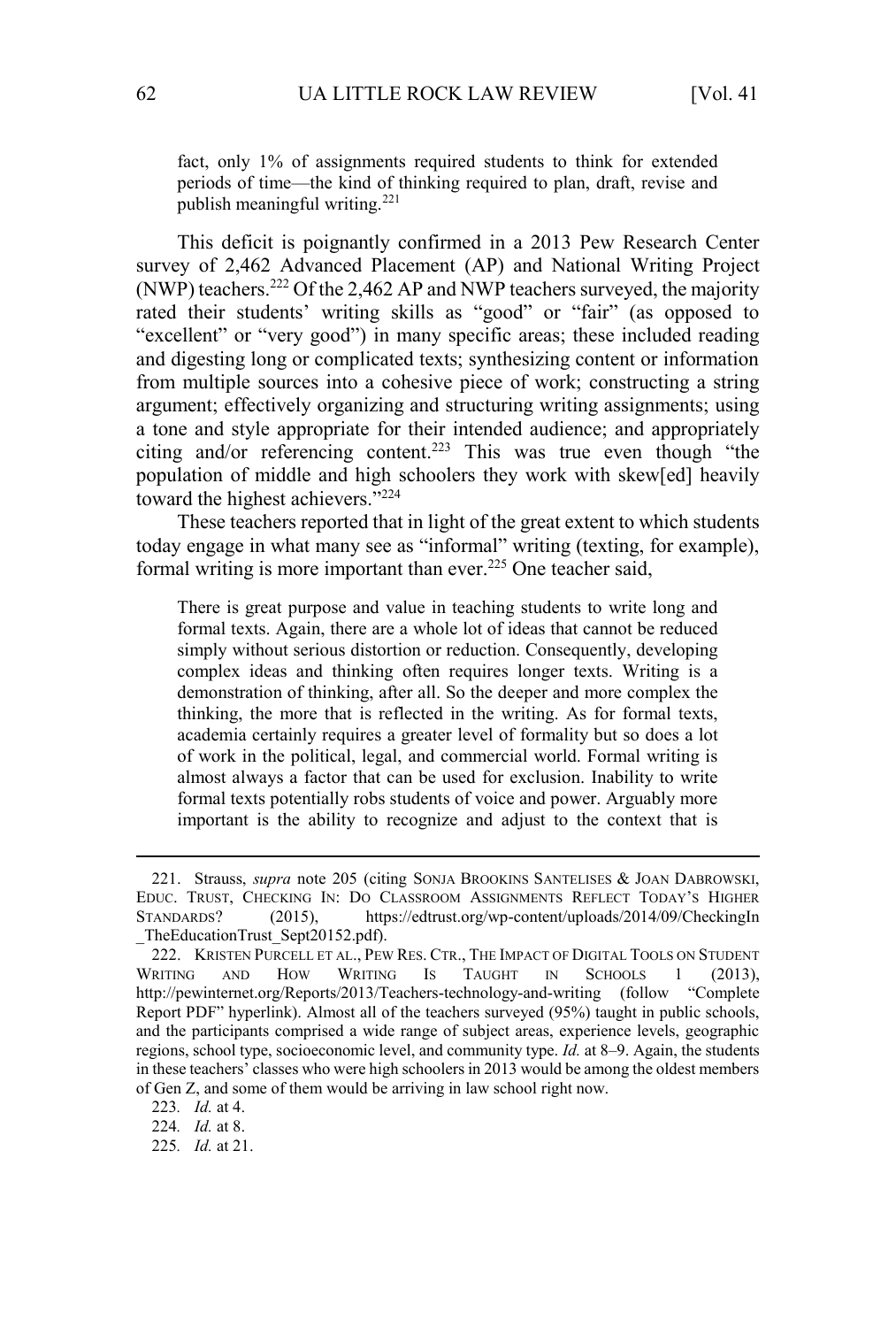> fact, only 1% of assignments required students to think for extended periods of time—the kind of thinking required to plan, draft, revise and publish meaningful writing.[221]

This deficit is poignantly confirmed in a 2013 Pew Research Center survey of 2,462 Advanced Placement (AP) and National Writing Project (NWP) teachers.[222] Of the 2,462 AP and NWP teachers surveyed, the majority rated their students' writing skills as "good" or "fair" (as opposed to "excellent" or "very good") in many specific areas; these included reading and digesting long or complicated texts; synthesizing content or information from multiple sources into a cohesive piece of work; constructing a string argument; effectively organizing and structuring writing assignments; using a tone and style appropriate for their intended audience; and appropriately citing and/or referencing content.[223] This was true even though "the population of middle and high schoolers they work with skew[ed] heavily toward the highest achievers."[224]

These teachers reported that in light of the great extent to which students today engage in what many see as "informal" writing (texting, for example), formal writing is more important than ever.[225] One teacher said,

> There is great purpose and value in teaching students to write long and formal texts. Again, there are a whole lot of ideas that cannot be reduced simply without serious distortion or reduction. Consequently, developing complex ideas and thinking often requires longer texts. Writing is a demonstration of thinking, after all. So the deeper and more complex the thinking, the more that is reflected in the writing. As for formal texts, academia certainly requires a greater level of formality but so does a lot of work in the political, legal, and commercial world. Formal writing is almost always a factor that can be used for exclusion. Inability to write formal texts potentially robs students of voice and power. Arguably more important is the ability to recognize and adjust to the context that is

---

221. Strauss, *supra* note 205 (citing SONJA BROOKINS SANTELISES & JOAN DABROWSKI, EDUC. TRUST, CHECKING IN: DO CLASSROOM ASSIGNMENTS REFLECT TODAY'S HIGHER STANDARDS? (2015), https://edtrust.org/wp-content/uploads/2014/09/CheckingIn_TheEducationTrust_Sept20152.pdf).

222. KRISTEN PURCELL ET AL., PEW RES. CTR., THE IMPACT OF DIGITAL TOOLS ON STUDENT WRITING AND HOW WRITING IS TAUGHT IN SCHOOLS 1 (2013), http://pewinternet.org/Reports/2013/Teachers-technology-and-writing (follow "Complete Report PDF" hyperlink). Almost all of the teachers surveyed (95%) taught in public schools, and the participants comprised a wide range of subject areas, experience levels, geographic regions, school type, socioeconomic level, and community type. *Id.* at 8–9. Again, the students in these teachers' classes who were high schoolers in 2013 would be among the oldest members of Gen Z, and some of them would be arriving in law school right now.

223. *Id.* at 4.

224. *Id.* at 8.

225. *Id.* at 21.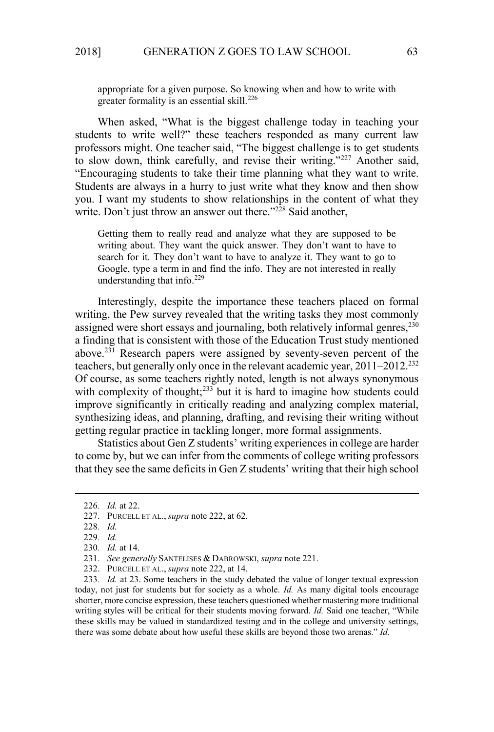appropriate for a given purpose. So knowing when and how to write with greater formality is an essential skill.[226]

When asked, "What is the biggest challenge today in teaching your students to write well?" these teachers responded as many current law professors might. One teacher said, "The biggest challenge is to get students to slow down, think carefully, and revise their writing."[227] Another said, "Encouraging students to take their time planning what they want to write. Students are always in a hurry to just write what they know and then show you. I want my students to show relationships in the content of what they write. Don't just throw an answer out there."[228] Said another,

> Getting them to really read and analyze what they are supposed to be writing about. They want the quick answer. They don't want to have to search for it. They don't want to have to analyze it. They want to go to Google, type a term in and find the info. They are not interested in really understanding that info.[229]

Interestingly, despite the importance these teachers placed on formal writing, the Pew survey revealed that the writing tasks they most commonly assigned were short essays and journaling, both relatively informal genres,[230] a finding that is consistent with those of the Education Trust study mentioned above.[231] Research papers were assigned by seventy-seven percent of the teachers, but generally only once in the relevant academic year, 2011–2012.[232] Of course, as some teachers rightly noted, length is not always synonymous with complexity of thought;[233] but it is hard to imagine how students could improve significantly in critically reading and analyzing complex material, synthesizing ideas, and planning, drafting, and revising their writing without getting regular practice in tackling longer, more formal assignments.

Statistics about Gen Z students' writing experiences in college are harder to come by, but we can infer from the comments of college writing professors that they see the same deficits in Gen Z students' writing that their high school

---

226. *Id.* at 22.

227. PURCELL ET AL., *supra* note 222, at 62.

228. *Id.*

229. *Id.*

230. *Id.* at 14.

231. *See generally* SANTELISES & DABROWSKI, *supra* note 221.

232. PURCELL ET AL., *supra* note 222, at 14.

233. *Id.* at 23. Some teachers in the study debated the value of longer textual expression today, not just for students but for society as a whole. *Id.* As many digital tools encourage shorter, more concise expression, these teachers questioned whether mastering more traditional writing styles will be critical for their students moving forward. *Id.* Said one teacher, "While these skills may be valued in standardized testing and in the college and university settings, there was some debate about how useful these skills are beyond those two arenas." *Id.*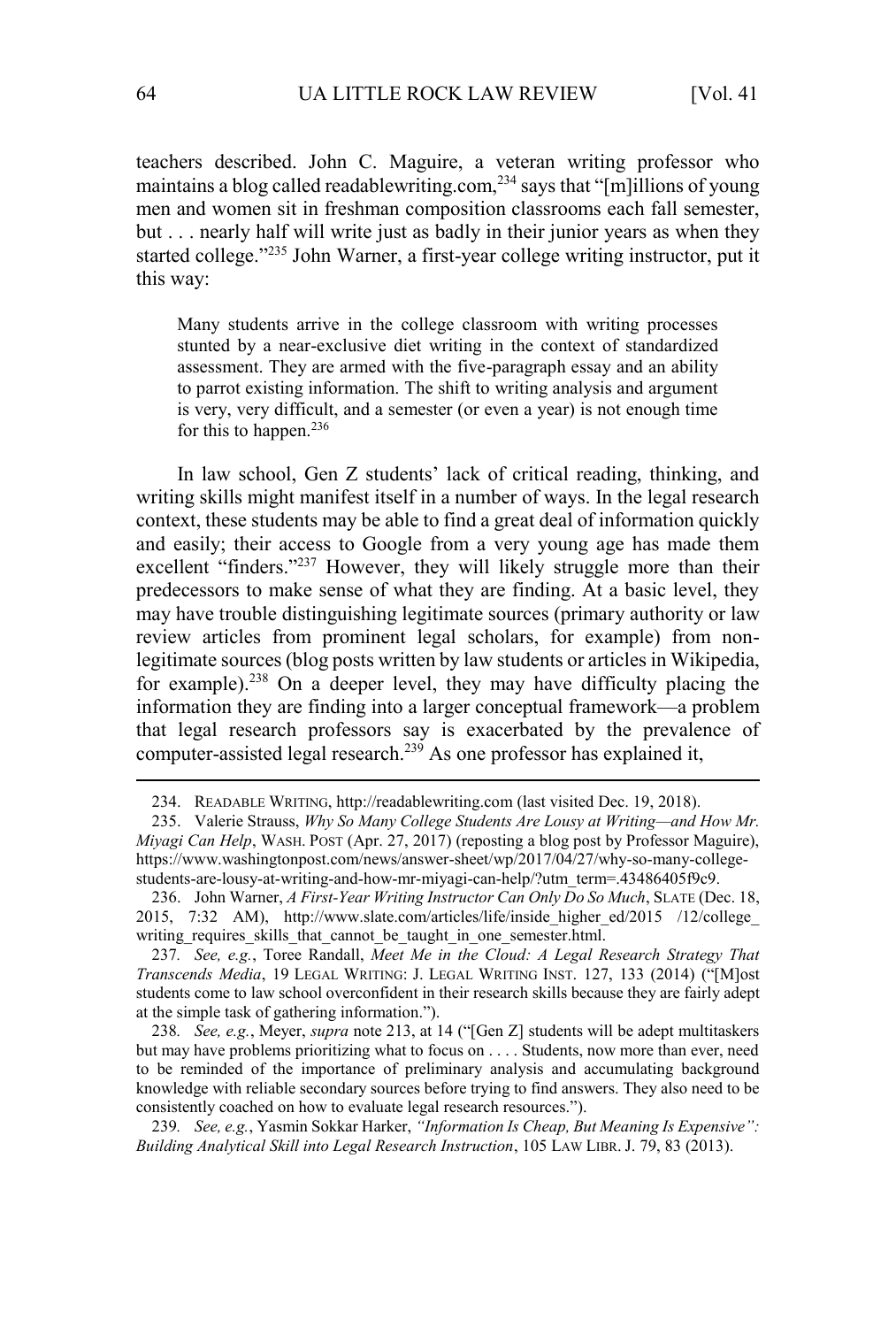teachers described. John C. Maguire, a veteran writing professor who maintains a blog called readablewriting.com,[234] says that "[m]illions of young men and women sit in freshman composition classrooms each fall semester, but . . . nearly half will write just as badly in their junior years as when they started college."[235] John Warner, a first-year college writing instructor, put it this way:

> Many students arrive in the college classroom with writing processes stunted by a near-exclusive diet writing in the context of standardized assessment. They are armed with the five-paragraph essay and an ability to parrot existing information. The shift to writing analysis and argument is very, very difficult, and a semester (or even a year) is not enough time for this to happen.[236]

In law school, Gen Z students' lack of critical reading, thinking, and writing skills might manifest itself in a number of ways. In the legal research context, these students may be able to find a great deal of information quickly and easily; their access to Google from a very young age has made them excellent "finders."[237] However, they will likely struggle more than their predecessors to make sense of what they are finding. At a basic level, they may have trouble distinguishing legitimate sources (primary authority or law review articles from prominent legal scholars, for example) from non-legitimate sources (blog posts written by law students or articles in Wikipedia, for example).[238] On a deeper level, they may have difficulty placing the information they are finding into a larger conceptual framework—a problem that legal research professors say is exacerbated by the prevalence of computer-assisted legal research.[239] As one professor has explained it,

---

234. READABLE WRITING, http://readablewriting.com (last visited Dec. 19, 2018).

235. Valerie Strauss, *Why So Many College Students Are Lousy at Writing—and How Mr. Miyagi Can Help*, WASH. POST (Apr. 27, 2017) (reposting a blog post by Professor Maguire), https://www.washingtonpost.com/news/answer-sheet/wp/2017/04/27/why-so-many-college-students-are-lousy-at-writing-and-how-mr-miyagi-can-help/?utm_term=.43486405f9c9.

236. John Warner, *A First-Year Writing Instructor Can Only Do So Much*, SLATE (Dec. 18, 2015, 7:32 AM), http://www.slate.com/articles/life/inside_higher_ed/2015 /12/college_writing_requires_skills_that_cannot_be_taught_in_one_semester.html.

237. *See, e.g.*, Toree Randall, *Meet Me in the Cloud: A Legal Research Strategy That Transcends Media*, 19 LEGAL WRITING: J. LEGAL WRITING INST. 127, 133 (2014) ("[M]ost students come to law school overconfident in their research skills because they are fairly adept at the simple task of gathering information.").

238. *See, e.g.*, Meyer, *supra* note 213, at 14 ("[Gen Z] students will be adept multitaskers but may have problems prioritizing what to focus on . . . . Students, now more than ever, need to be reminded of the importance of preliminary analysis and accumulating background knowledge with reliable secondary sources before trying to find answers. They also need to be consistently coached on how to evaluate legal research resources.").

239. *See, e.g.*, Yasmin Sokkar Harker, *"Information Is Cheap, But Meaning Is Expensive": Building Analytical Skill into Legal Research Instruction*, 105 LAW LIBR. J. 79, 83 (2013).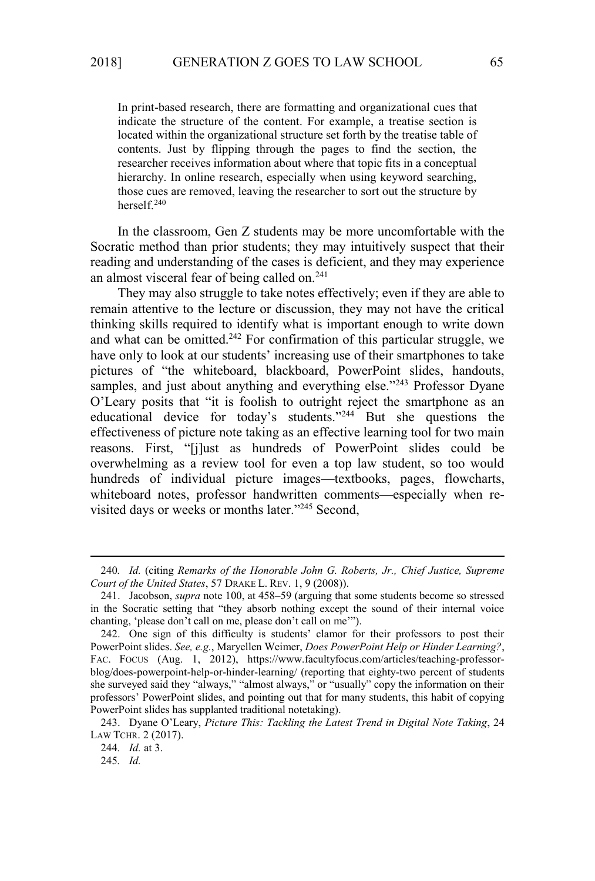> In print-based research, there are formatting and organizational cues that indicate the structure of the content. For example, a treatise section is located within the organizational structure set forth by the treatise table of contents. Just by flipping through the pages to find the section, the researcher receives information about where that topic fits in a conceptual hierarchy. In online research, especially when using keyword searching, those cues are removed, leaving the researcher to sort out the structure by herself.[240]

In the classroom, Gen Z students may be more uncomfortable with the Socratic method than prior students; they may intuitively suspect that their reading and understanding of the cases is deficient, and they may experience an almost visceral fear of being called on.[241]

They may also struggle to take notes effectively; even if they are able to remain attentive to the lecture or discussion, they may not have the critical thinking skills required to identify what is important enough to write down and what can be omitted.[242] For confirmation of this particular struggle, we have only to look at our students' increasing use of their smartphones to take pictures of "the whiteboard, blackboard, PowerPoint slides, handouts, samples, and just about anything and everything else."[243] Professor Dyane O'Leary posits that "it is foolish to outright reject the smartphone as an educational device for today's students."[244] But she questions the effectiveness of picture note taking as an effective learning tool for two main reasons. First, "[j]ust as hundreds of PowerPoint slides could be overwhelming as a review tool for even a top law student, so too would hundreds of individual picture images—textbooks, pages, flowcharts, whiteboard notes, professor handwritten comments—especially when re-visited days or weeks or months later."[245] Second,

---

240. *Id.* (citing *Remarks of the Honorable John G. Roberts, Jr., Chief Justice, Supreme Court of the United States*, 57 DRAKE L. REV. 1, 9 (2008)).

241. Jacobson, *supra* note 100, at 458–59 (arguing that some students become so stressed in the Socratic setting that "they absorb nothing except the sound of their internal voice chanting, 'please don't call on me, please don't call on me'").

242. One sign of this difficulty is students' clamor for their professors to post their PowerPoint slides. *See, e.g.*, Maryellen Weimer, *Does PowerPoint Help or Hinder Learning?*, FAC. FOCUS (Aug. 1, 2012), https://www.facultyfocus.com/articles/teaching-professor-blog/does-powerpoint-help-or-hinder-learning/ (reporting that eighty-two percent of students she surveyed said they "always," "almost always," or "usually" copy the information on their professors' PowerPoint slides, and pointing out that for many students, this habit of copying PowerPoint slides has supplanted traditional notetaking).

243. Dyane O'Leary, *Picture This: Tackling the Latest Trend in Digital Note Taking*, 24 LAW TCHR. 2 (2017).

244. *Id.* at 3.

245. *Id.*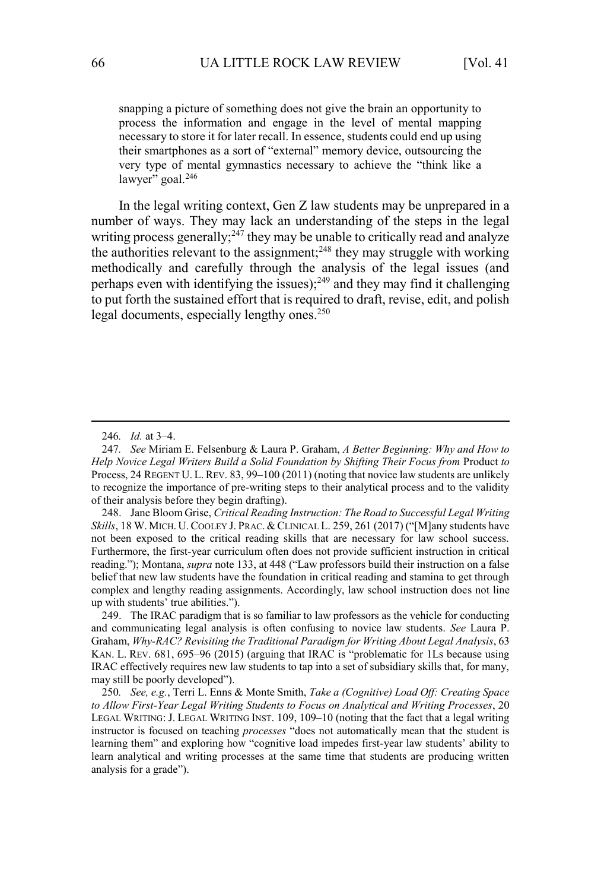> snapping a picture of something does not give the brain an opportunity to process the information and engage in the level of mental mapping necessary to store it for later recall. In essence, students could end up using their smartphones as a sort of "external" memory device, outsourcing the very type of mental gymnastics necessary to achieve the "think like a lawyer" goal.[246]

In the legal writing context, Gen Z law students may be unprepared in a number of ways. They may lack an understanding of the steps in the legal writing process generally;[247] they may be unable to critically read and analyze the authorities relevant to the assignment;[248] they may struggle with working methodically and carefully through the analysis of the legal issues (and perhaps even with identifying the issues);[249] and they may find it challenging to put forth the sustained effort that is required to draft, revise, edit, and polish legal documents, especially lengthy ones.[250]

---

246. *Id.* at 3–4.

247. *See* Miriam E. Felsenburg & Laura P. Graham, *A Better Beginning: Why and How to Help Novice Legal Writers Build a Solid Foundation by Shifting Their Focus from* Product *to* Process, 24 REGENT U. L. REV. 83, 99–100 (2011) (noting that novice law students are unlikely to recognize the importance of pre-writing steps to their analytical process and to the validity of their analysis before they begin drafting).

248. Jane Bloom Grise, *Critical Reading Instruction: The Road to Successful Legal Writing Skills*, 18 W. MICH. U. COOLEY J. PRAC. & CLINICAL L. 259, 261 (2017) ("[M]any students have not been exposed to the critical reading skills that are necessary for law school success. Furthermore, the first-year curriculum often does not provide sufficient instruction in critical reading."); Montana, *supra* note 133, at 448 ("Law professors build their instruction on a false belief that new law students have the foundation in critical reading and stamina to get through complex and lengthy reading assignments. Accordingly, law school instruction does not line up with students' true abilities.").

249. The IRAC paradigm that is so familiar to law professors as the vehicle for conducting and communicating legal analysis is often confusing to novice law students. *See* Laura P. Graham, *Why-RAC? Revisiting the Traditional Paradigm for Writing About Legal Analysis*, 63 KAN. L. REV. 681, 695–96 (2015) (arguing that IRAC is "problematic for 1Ls because using IRAC effectively requires new law students to tap into a set of subsidiary skills that, for many, may still be poorly developed").

250. *See, e.g.*, Terri L. Enns & Monte Smith, *Take a (Cognitive) Load Off: Creating Space to Allow First-Year Legal Writing Students to Focus on Analytical and Writing Processes*, 20 LEGAL WRITING: J. LEGAL WRITING INST. 109, 109–10 (noting that the fact that a legal writing instructor is focused on teaching *processes* "does not automatically mean that the student is learning them" and exploring how "cognitive load impedes first-year law students' ability to learn analytical and writing processes at the same time that students are producing written analysis for a grade").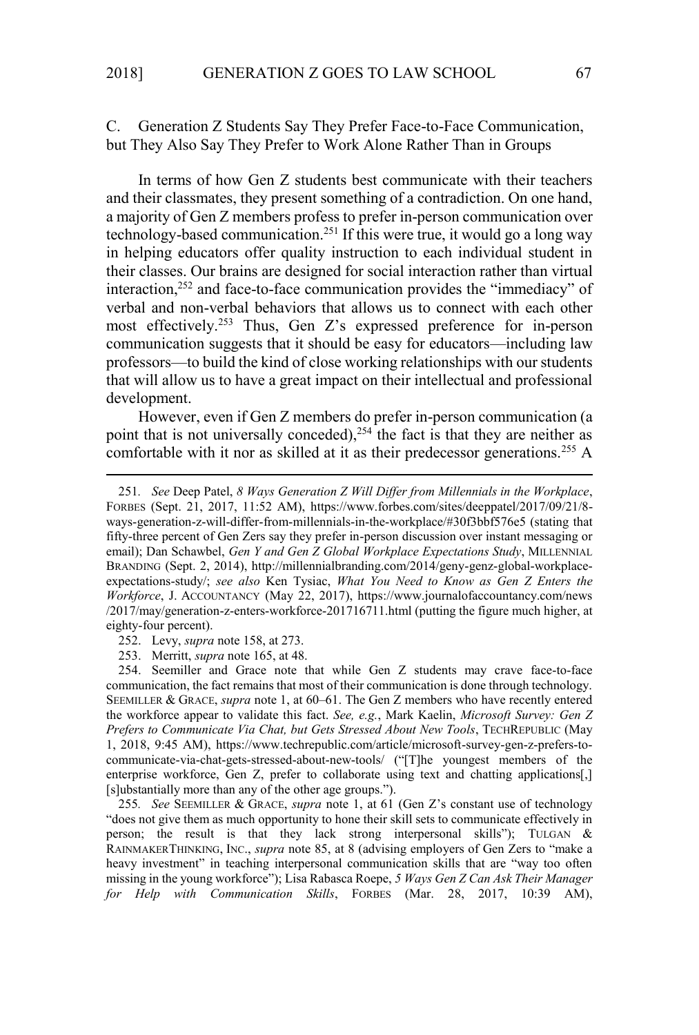### C. Generation Z Students Say They Prefer Face-to-Face Communication, but They Also Say They Prefer to Work Alone Rather Than in Groups

In terms of how Gen Z students best communicate with their teachers and their classmates, they present something of a contradiction. On one hand, a majority of Gen Z members profess to prefer in-person communication over technology-based communication.[251] If this were true, it would go a long way in helping educators offer quality instruction to each individual student in their classes. Our brains are designed for social interaction rather than virtual interaction,[252] and face-to-face communication provides the "immediacy" of verbal and non-verbal behaviors that allows us to connect with each other most effectively.[253] Thus, Gen Z's expressed preference for in-person communication suggests that it should be easy for educators—including law professors—to build the kind of close working relationships with our students that will allow us to have a great impact on their intellectual and professional development.

However, even if Gen Z members do prefer in-person communication (a point that is not universally conceded),[254] the fact is that they are neither as comfortable with it nor as skilled at it as their predecessor generations.[255] A

---

251. *See* Deep Patel, *8 Ways Generation Z Will Differ from Millennials in the Workplace*, FORBES (Sept. 21, 2017, 11:52 AM), https://www.forbes.com/sites/deeppatel/2017/09/21/8-ways-generation-z-will-differ-from-millennials-in-the-workplace/#30f3bbf576e5 (stating that fifty-three percent of Gen Zers say they prefer in-person discussion over instant messaging or email); Dan Schawbel, *Gen Y and Gen Z Global Workplace Expectations Study*, MILLENNIAL BRANDING (Sept. 2, 2014), http://millennialbranding.com/2014/geny-genz-global-workplace-expectations-study/; *see also* Ken Tysiac, *What You Need to Know as Gen Z Enters the Workforce*, J. ACCOUNTANCY (May 22, 2017), https://www.journalofaccountancy.com/news/2017/may/generation-z-enters-workforce-201716711.html (putting the figure much higher, at eighty-four percent).

252. Levy, *supra* note 158, at 273.

253. Merritt, *supra* note 165, at 48.

254. Seemiller and Grace note that while Gen Z students may crave face-to-face communication, the fact remains that most of their communication is done through technology. SEEMILLER & GRACE, *supra* note 1, at 60–61. The Gen Z members who have recently entered the workforce appear to validate this fact. *See, e.g.*, Mark Kaelin, *Microsoft Survey: Gen Z Prefers to Communicate Via Chat, but Gets Stressed About New Tools*, TECHREPUBLIC (May 1, 2018, 9:45 AM), https://www.techrepublic.com/article/microsoft-survey-gen-z-prefers-to-communicate-via-chat-gets-stressed-about-new-tools/ ("[T]he youngest members of the enterprise workforce, Gen Z, prefer to collaborate using text and chatting applications[,] [s]ubstantially more than any of the other age groups.").

255. *See* SEEMILLER & GRACE, *supra* note 1, at 61 (Gen Z's constant use of technology "does not give them as much opportunity to hone their skill sets to communicate effectively in person; the result is that they lack strong interpersonal skills"); TULGAN & RAINMAKERTHINKING, INC., *supra* note 85, at 8 (advising employers of Gen Zers to "make a heavy investment" in teaching interpersonal communication skills that are "way too often missing in the young workforce"); Lisa Rabasca Roepe, *5 Ways Gen Z Can Ask Their Manager for Help with Communication Skills*, FORBES (Mar. 28, 2017, 10:39 AM),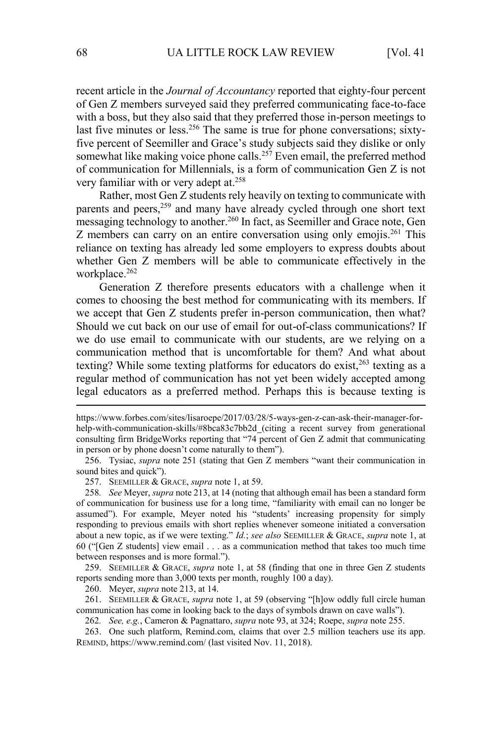recent article in the *Journal of Accountancy* reported that eighty-four percent of Gen Z members surveyed said they preferred communicating face-to-face with a boss, but they also said that they preferred those in-person meetings to last five minutes or less.[256] The same is true for phone conversations; sixty-five percent of Seemiller and Grace's study subjects said they dislike or only somewhat like making voice phone calls.[257] Even email, the preferred method of communication for Millennials, is a form of communication Gen Z is not very familiar with or very adept at.[258]

Rather, most Gen Z students rely heavily on texting to communicate with parents and peers,[259] and many have already cycled through one short text messaging technology to another.[260] In fact, as Seemiller and Grace note, Gen Z members can carry on an entire conversation using only emojis.[261] This reliance on texting has already led some employers to express doubts about whether Gen Z members will be able to communicate effectively in the workplace.[262]

Generation Z therefore presents educators with a challenge when it comes to choosing the best method for communicating with its members. If we accept that Gen Z students prefer in-person communication, then what? Should we cut back on our use of email for out-of-class communications? If we do use email to communicate with our students, are we relying on a communication method that is uncomfortable for them? And what about texting? While some texting platforms for educators do exist,[263] texting as a regular method of communication has not yet been widely accepted among legal educators as a preferred method. Perhaps this is because texting is

---

https://www.forbes.com/sites/lisaroepe/2017/03/28/5-ways-gen-z-can-ask-their-manager-for-help-with-communication-skills/#8bca83c7bb2d (citing a recent survey from generational consulting firm BridgeWorks reporting that "74 percent of Gen Z admit that communicating in person or by phone doesn't come naturally to them").

256. Tysiac, *supra* note 251 (stating that Gen Z members "want their communication in sound bites and quick").

257. SEEMILLER & GRACE, *supra* note 1, at 59.

258. *See* Meyer, *supra* note 213, at 14 (noting that although email has been a standard form of communication for business use for a long time, "familiarity with email can no longer be assumed"). For example, Meyer noted his "students' increasing propensity for simply responding to previous emails with short replies whenever someone initiated a conversation about a new topic, as if we were texting." *Id.*; *see also* SEEMILLER & GRACE, *supra* note 1, at 60 ("[Gen Z students] view email . . . as a communication method that takes too much time between responses and is more formal.").

259. SEEMILLER & GRACE, *supra* note 1, at 58 (finding that one in three Gen Z students reports sending more than 3,000 texts per month, roughly 100 a day).

260. Meyer, *supra* note 213, at 14.

261. SEEMILLER & GRACE, *supra* note 1, at 59 (observing "[h]ow oddly full circle human communication has come in looking back to the days of symbols drawn on cave walls").

262. *See, e.g.*, Cameron & Pagnattaro, *supra* note 93, at 324; Roepe, *supra* note 255.

263. One such platform, Remind.com, claims that over 2.5 million teachers use its app. REMIND, https://www.remind.com/ (last visited Nov. 11, 2018).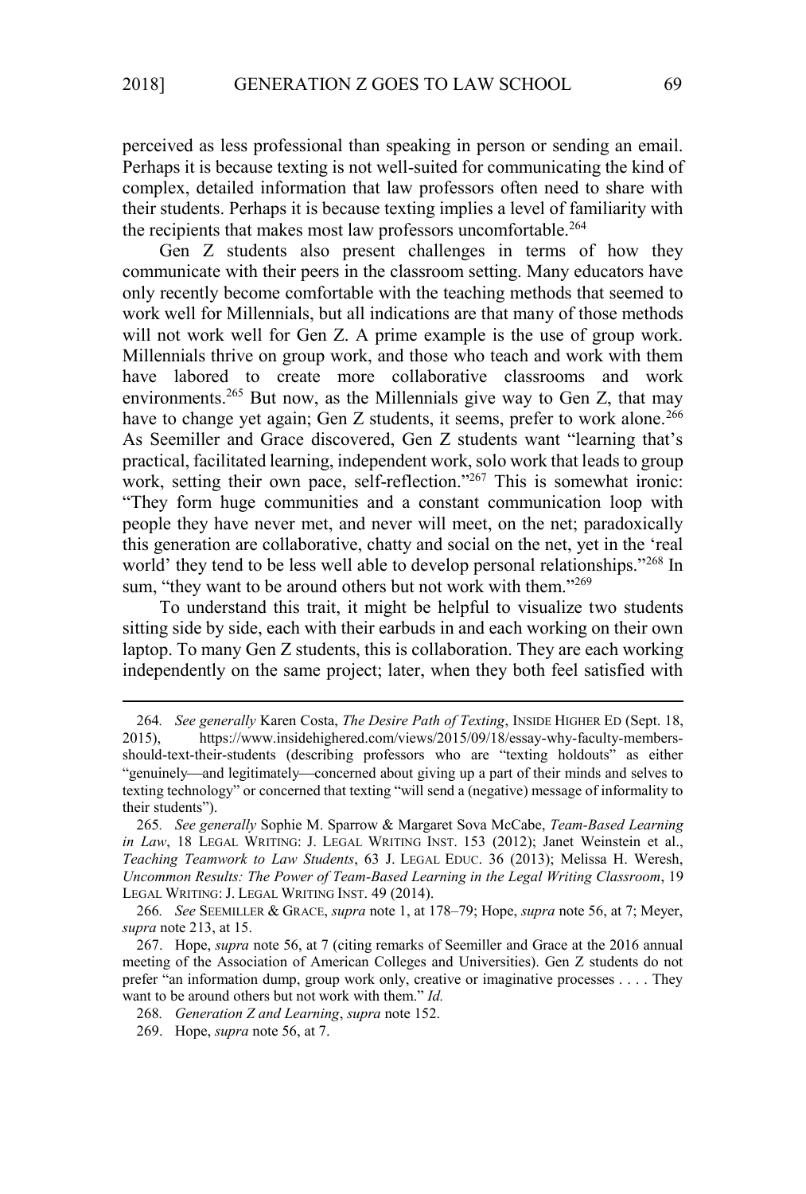perceived as less professional than speaking in person or sending an email. Perhaps it is because texting is not well-suited for communicating the kind of complex, detailed information that law professors often need to share with their students. Perhaps it is because texting implies a level of familiarity with the recipients that makes most law professors uncomfortable.[264]

Gen Z students also present challenges in terms of how they communicate with their peers in the classroom setting. Many educators have only recently become comfortable with the teaching methods that seemed to work well for Millennials, but all indications are that many of those methods will not work well for Gen Z. A prime example is the use of group work. Millennials thrive on group work, and those who teach and work with them have labored to create more collaborative classrooms and work environments.[265] But now, as the Millennials give way to Gen Z, that may have to change yet again; Gen Z students, it seems, prefer to work alone.[266] As Seemiller and Grace discovered, Gen Z students want "learning that's practical, facilitated learning, independent work, solo work that leads to group work, setting their own pace, self-reflection."[267] This is somewhat ironic: "They form huge communities and a constant communication loop with people they have never met, and never will meet, on the net; paradoxically this generation are collaborative, chatty and social on the net, yet in the 'real world' they tend to be less well able to develop personal relationships."[268] In sum, "they want to be around others but not work with them."[269]

To understand this trait, it might be helpful to visualize two students sitting side by side, each with their earbuds in and each working on their own laptop. To many Gen Z students, this is collaboration. They are each working independently on the same project; later, when they both feel satisfied with

---

264. *See generally* Karen Costa, *The Desire Path of Texting*, INSIDE HIGHER ED (Sept. 18, 2015), https://www.insidehighered.com/views/2015/09/18/essay-why-faculty-members-should-text-their-students (describing professors who are "texting holdouts" as either "genuinely—and legitimately—concerned about giving up a part of their minds and selves to texting technology" or concerned that texting "will send a (negative) message of informality to their students").

265. *See generally* Sophie M. Sparrow & Margaret Sova McCabe, *Team-Based Learning in Law*, 18 LEGAL WRITING: J. LEGAL WRITING INST. 153 (2012); Janet Weinstein et al., *Teaching Teamwork to Law Students*, 63 J. LEGAL EDUC. 36 (2013); Melissa H. Weresh, *Uncommon Results: The Power of Team-Based Learning in the Legal Writing Classroom*, 19 LEGAL WRITING: J. LEGAL WRITING INST. 49 (2014).

266. *See* SEEMILLER & GRACE, *supra* note 1, at 178–79; Hope, *supra* note 56, at 7; Meyer, *supra* note 213, at 15.

267. Hope, *supra* note 56, at 7 (citing remarks of Seemiller and Grace at the 2016 annual meeting of the Association of American Colleges and Universities). Gen Z students do not prefer "an information dump, group work only, creative or imaginative processes . . . . They want to be around others but not work with them." *Id.*

268. *Generation Z and Learning*, *supra* note 152.

269. Hope, *supra* note 56, at 7.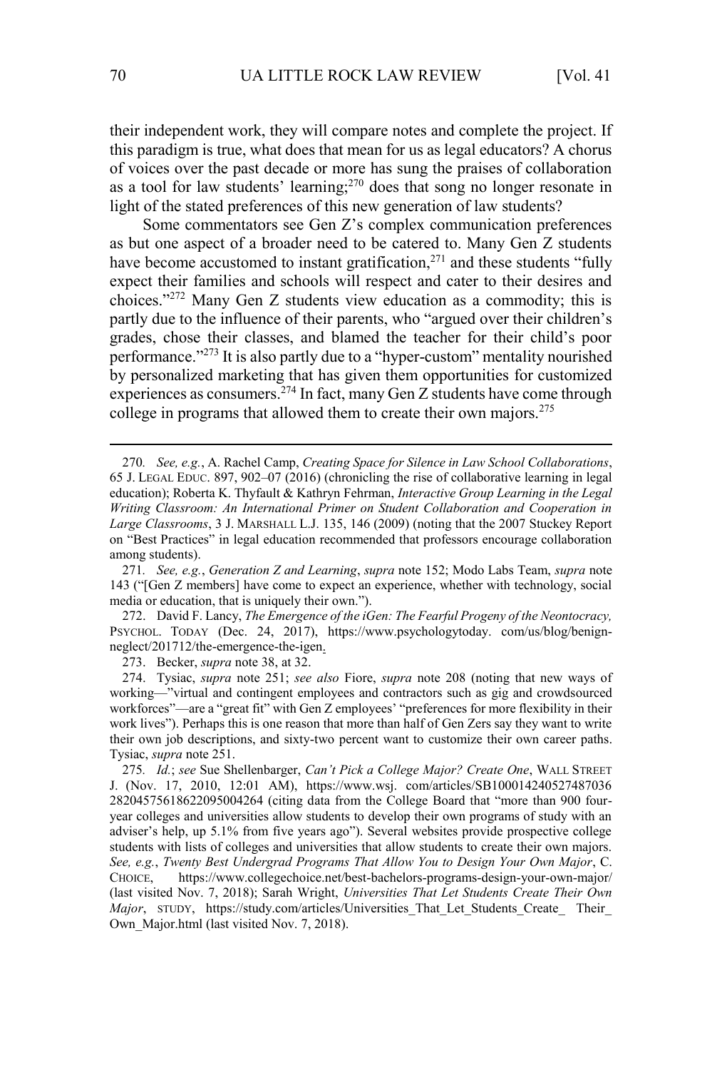their independent work, they will compare notes and complete the project. If this paradigm is true, what does that mean for us as legal educators? A chorus of voices over the past decade or more has sung the praises of collaboration as a tool for law students' learning;[270] does that song no longer resonate in light of the stated preferences of this new generation of law students?

Some commentators see Gen Z's complex communication preferences as but one aspect of a broader need to be catered to. Many Gen Z students have become accustomed to instant gratification,[271] and these students "fully expect their families and schools will respect and cater to their desires and choices."[272] Many Gen Z students view education as a commodity; this is partly due to the influence of their parents, who "argued over their children's grades, chose their classes, and blamed the teacher for their child's poor performance."[273] It is also partly due to a "hyper-custom" mentality nourished by personalized marketing that has given them opportunities for customized experiences as consumers.[274] In fact, many Gen Z students have come through college in programs that allowed them to create their own majors.[275]

---

270. *See, e.g.*, A. Rachel Camp, *Creating Space for Silence in Law School Collaborations*, 65 J. LEGAL EDUC. 897, 902–07 (2016) (chronicling the rise of collaborative learning in legal education); Roberta K. Thyfault & Kathryn Fehrman, *Interactive Group Learning in the Legal Writing Classroom: An International Primer on Student Collaboration and Cooperation in Large Classrooms*, 3 J. MARSHALL L.J. 135, 146 (2009) (noting that the 2007 Stuckey Report on "Best Practices" in legal education recommended that professors encourage collaboration among students).

271. *See, e.g.*, *Generation Z and Learning*, *supra* note 152; Modo Labs Team, *supra* note 143 ("[Gen Z members] have come to expect an experience, whether with technology, social media or education, that is uniquely their own.").

272. David F. Lancy, *The Emergence of the iGen: The Fearful Progeny of the Neontocracy,* PSYCHOL. TODAY (Dec. 24, 2017), https://www.psychologytoday. com/us/blog/benign-neglect/201712/the-emergence-the-igen.

273. Becker, *supra* note 38, at 32.

274. Tysiac, *supra* note 251; *see also* Fiore, *supra* note 208 (noting that new ways of working—"virtual and contingent employees and contractors such as gig and crowdsourced workforces"—are a "great fit" with Gen Z employees' "preferences for more flexibility in their work lives"). Perhaps this is one reason that more than half of Gen Zers say they want to write their own job descriptions, and sixty-two percent want to customize their own career paths. Tysiac, *supra* note 251.

275. *Id.*; *see* Sue Shellenbarger, *Can't Pick a College Major? Create One*, WALL STREET J. (Nov. 17, 2010, 12:01 AM), https://www.wsj. com/articles/SB100014240527487036 28204575618622095004264 (citing data from the College Board that "more than 900 four-year colleges and universities allow students to develop their own programs of study with an adviser's help, up 5.1% from five years ago"). Several websites provide prospective college students with lists of colleges and universities that allow students to create their own majors. *See, e.g.*, *Twenty Best Undergrad Programs That Allow You to Design Your Own Major*, C. CHOICE, https://www.collegechoice.net/best-bachelors-programs-design-your-own-major/ (last visited Nov. 7, 2018); Sarah Wright, *Universities That Let Students Create Their Own Major*, STUDY, https://study.com/articles/Universities_That_Let_Students_Create_ Their_ Own_Major.html (last visited Nov. 7, 2018).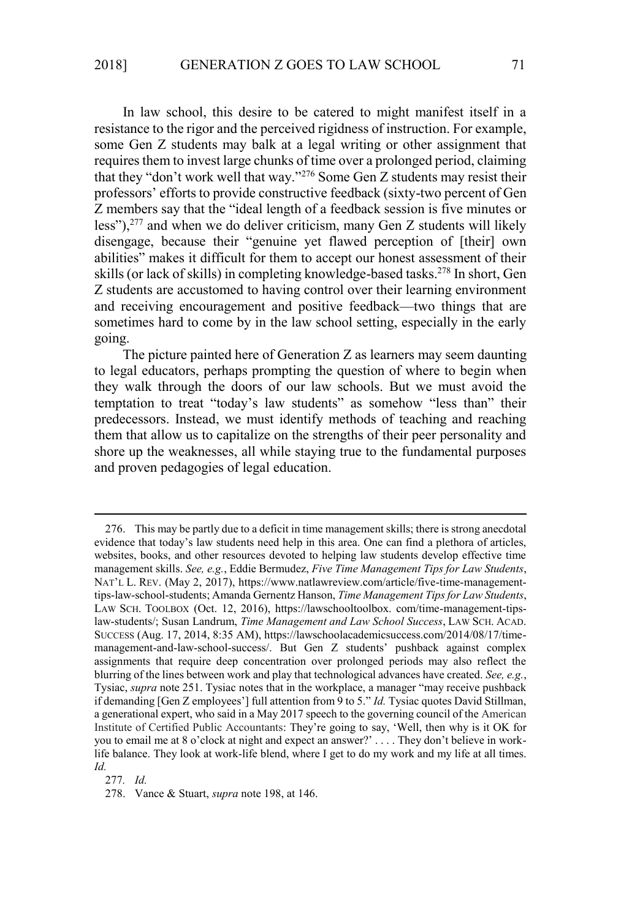In law school, this desire to be catered to might manifest itself in a resistance to the rigor and the perceived rigidness of instruction. For example, some Gen Z students may balk at a legal writing or other assignment that requires them to invest large chunks of time over a prolonged period, claiming that they "don't work well that way."[276] Some Gen Z students may resist their professors' efforts to provide constructive feedback (sixty-two percent of Gen Z members say that the "ideal length of a feedback session is five minutes or less"),[277] and when we do deliver criticism, many Gen Z students will likely disengage, because their "genuine yet flawed perception of [their] own abilities" makes it difficult for them to accept our honest assessment of their skills (or lack of skills) in completing knowledge-based tasks.[278] In short, Gen Z students are accustomed to having control over their learning environment and receiving encouragement and positive feedback—two things that are sometimes hard to come by in the law school setting, especially in the early going.

The picture painted here of Generation Z as learners may seem daunting to legal educators, perhaps prompting the question of where to begin when they walk through the doors of our law schools. But we must avoid the temptation to treat "today's law students" as somehow "less than" their predecessors. Instead, we must identify methods of teaching and reaching them that allow us to capitalize on the strengths of their peer personality and shore up the weaknesses, all while staying true to the fundamental purposes and proven pedagogies of legal education.

---

276. This may be partly due to a deficit in time management skills; there is strong anecdotal evidence that today's law students need help in this area. One can find a plethora of articles, websites, books, and other resources devoted to helping law students develop effective time management skills. *See, e.g.*, Eddie Bermudez, *Five Time Management Tips for Law Students*, NAT'L L. REV. (May 2, 2017), https://www.natlawreview.com/article/five-time-management-tips-law-school-students; Amanda Gernentz Hanson, *Time Management Tips for Law Students*, LAW SCH. TOOLBOX (Oct. 12, 2016), https://lawschooltoolbox. com/time-management-tips-law-students/; Susan Landrum, *Time Management and Law School Success*, LAW SCH. ACAD. SUCCESS (Aug. 17, 2014, 8:35 AM), https://lawschoolacademicsuccess.com/2014/08/17/time-management-and-law-school-success/. But Gen Z students' pushback against complex assignments that require deep concentration over prolonged periods may also reflect the blurring of the lines between work and play that technological advances have created. *See, e.g.*, Tysiac, *supra* note 251. Tysiac notes that in the workplace, a manager "may receive pushback if demanding [Gen Z employees'] full attention from 9 to 5." *Id.* Tysiac quotes David Stillman, a generational expert, who said in a May 2017 speech to the governing council of the American Institute of Certified Public Accountants: They're going to say, 'Well, then why is it OK for you to email me at 8 o'clock at night and expect an answer?' . . . . They don't believe in work-life balance. They look at work-life blend, where I get to do my work and my life at all times. *Id.*

277. *Id.*

278. Vance & Stuart, *supra* note 198, at 146.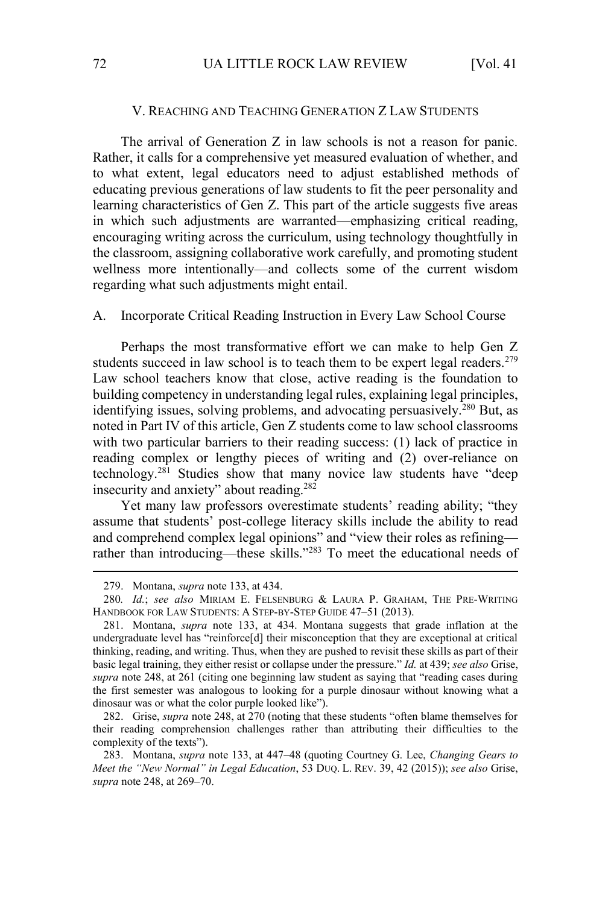## V. REACHING AND TEACHING GENERATION Z LAW STUDENTS

The arrival of Generation Z in law schools is not a reason for panic. Rather, it calls for a comprehensive yet measured evaluation of whether, and to what extent, legal educators need to adjust established methods of educating previous generations of law students to fit the peer personality and learning characteristics of Gen Z. This part of the article suggests five areas in which such adjustments are warranted—emphasizing critical reading, encouraging writing across the curriculum, using technology thoughtfully in the classroom, assigning collaborative work carefully, and promoting student wellness more intentionally—and collects some of the current wisdom regarding what such adjustments might entail.

### A. Incorporate Critical Reading Instruction in Every Law School Course

Perhaps the most transformative effort we can make to help Gen Z students succeed in law school is to teach them to be expert legal readers.[279] Law school teachers know that close, active reading is the foundation to building competency in understanding legal rules, explaining legal principles, identifying issues, solving problems, and advocating persuasively.[280] But, as noted in Part IV of this article, Gen Z students come to law school classrooms with two particular barriers to their reading success: (1) lack of practice in reading complex or lengthy pieces of writing and (2) over-reliance on technology.[281] Studies show that many novice law students have "deep insecurity and anxiety" about reading.[282]

Yet many law professors overestimate students' reading ability; "they assume that students' post-college literacy skills include the ability to read and comprehend complex legal opinions" and "view their roles as refining—rather than introducing—these skills."[283] To meet the educational needs of

---

279. Montana, *supra* note 133, at 434.

280. *Id.*; *see also* MIRIAM E. FELSENBURG & LAURA P. GRAHAM, THE PRE-WRITING HANDBOOK FOR LAW STUDENTS: A STEP-BY-STEP GUIDE 47–51 (2013).

281. Montana, *supra* note 133, at 434. Montana suggests that grade inflation at the undergraduate level has "reinforce[d] their misconception that they are exceptional at critical thinking, reading, and writing. Thus, when they are pushed to revisit these skills as part of their basic legal training, they either resist or collapse under the pressure." *Id.* at 439; *see also* Grise, *supra* note 248, at 261 (citing one beginning law student as saying that "reading cases during the first semester was analogous to looking for a purple dinosaur without knowing what a dinosaur was or what the color purple looked like").

282. Grise, *supra* note 248, at 270 (noting that these students "often blame themselves for their reading comprehension challenges rather than attributing their difficulties to the complexity of the texts").

283. Montana, *supra* note 133, at 447–48 (quoting Courtney G. Lee, *Changing Gears to Meet the "New Normal" in Legal Education*, 53 DUQ. L. REV. 39, 42 (2015)); *see also* Grise, *supra* note 248, at 269–70.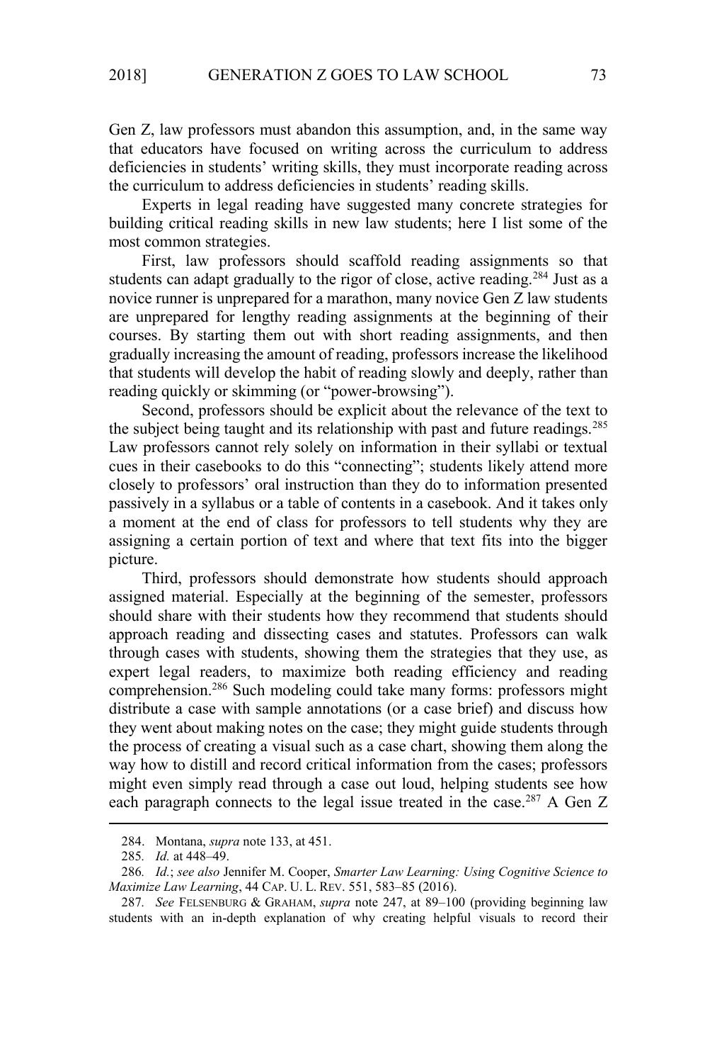Gen Z, law professors must abandon this assumption, and, in the same way that educators have focused on writing across the curriculum to address deficiencies in students' writing skills, they must incorporate reading across the curriculum to address deficiencies in students' reading skills.

Experts in legal reading have suggested many concrete strategies for building critical reading skills in new law students; here I list some of the most common strategies.

First, law professors should scaffold reading assignments so that students can adapt gradually to the rigor of close, active reading.[284] Just as a novice runner is unprepared for a marathon, many novice Gen Z law students are unprepared for lengthy reading assignments at the beginning of their courses. By starting them out with short reading assignments, and then gradually increasing the amount of reading, professors increase the likelihood that students will develop the habit of reading slowly and deeply, rather than reading quickly or skimming (or "power-browsing").

Second, professors should be explicit about the relevance of the text to the subject being taught and its relationship with past and future readings.[285] Law professors cannot rely solely on information in their syllabi or textual cues in their casebooks to do this "connecting"; students likely attend more closely to professors' oral instruction than they do to information presented passively in a syllabus or a table of contents in a casebook. And it takes only a moment at the end of class for professors to tell students why they are assigning a certain portion of text and where that text fits into the bigger picture.

Third, professors should demonstrate how students should approach assigned material. Especially at the beginning of the semester, professors should share with their students how they recommend that students should approach reading and dissecting cases and statutes. Professors can walk through cases with students, showing them the strategies that they use, as expert legal readers, to maximize both reading efficiency and reading comprehension.[286] Such modeling could take many forms: professors might distribute a case with sample annotations (or a case brief) and discuss how they went about making notes on the case; they might guide students through the process of creating a visual such as a case chart, showing them along the way how to distill and record critical information from the cases; professors might even simply read through a case out loud, helping students see how each paragraph connects to the legal issue treated in the case.[287] A Gen Z

---

284. Montana, *supra* note 133, at 451.

285. *Id.* at 448–49.

286. *Id.*; *see also* Jennifer M. Cooper, *Smarter Law Learning: Using Cognitive Science to Maximize Law Learning*, 44 CAP. U. L. REV. 551, 583–85 (2016).

287. *See* FELSENBURG & GRAHAM, *supra* note 247, at 89–100 (providing beginning law students with an in-depth explanation of why creating helpful visuals to record their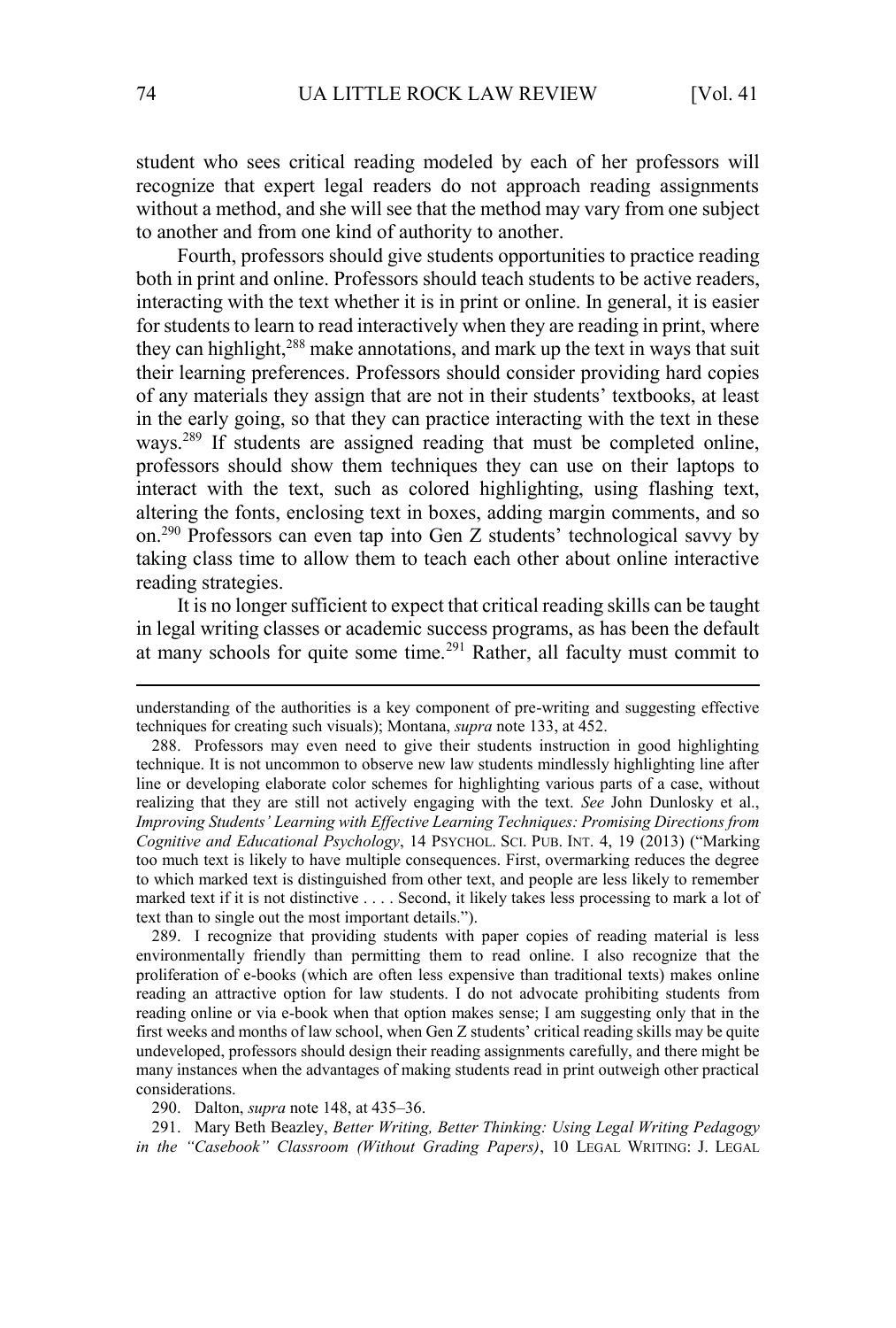student who sees critical reading modeled by each of her professors will recognize that expert legal readers do not approach reading assignments without a method, and she will see that the method may vary from one subject to another and from one kind of authority to another.

Fourth, professors should give students opportunities to practice reading both in print and online. Professors should teach students to be active readers, interacting with the text whether it is in print or online. In general, it is easier for students to learn to read interactively when they are reading in print, where they can highlight,[288] make annotations, and mark up the text in ways that suit their learning preferences. Professors should consider providing hard copies of any materials they assign that are not in their students' textbooks, at least in the early going, so that they can practice interacting with the text in these ways.[289] If students are assigned reading that must be completed online, professors should show them techniques they can use on their laptops to interact with the text, such as colored highlighting, using flashing text, altering the fonts, enclosing text in boxes, adding margin comments, and so on.[290] Professors can even tap into Gen Z students' technological savvy by taking class time to allow them to teach each other about online interactive reading strategies.

It is no longer sufficient to expect that critical reading skills can be taught in legal writing classes or academic success programs, as has been the default at many schools for quite some time.[291] Rather, all faculty must commit to

---

understanding of the authorities is a key component of pre-writing and suggesting effective techniques for creating such visuals); Montana, *supra* note 133, at 452.

288. Professors may even need to give their students instruction in good highlighting technique. It is not uncommon to observe new law students mindlessly highlighting line after line or developing elaborate color schemes for highlighting various parts of a case, without realizing that they are still not actively engaging with the text. *See* John Dunlosky et al., *Improving Students' Learning with Effective Learning Techniques: Promising Directions from Cognitive and Educational Psychology*, 14 PSYCHOL. SCI. PUB. INT. 4, 19 (2013) ("Marking too much text is likely to have multiple consequences. First, overmarking reduces the degree to which marked text is distinguished from other text, and people are less likely to remember marked text if it is not distinctive . . . . Second, it likely takes less processing to mark a lot of text than to single out the most important details.").

289. I recognize that providing students with paper copies of reading material is less environmentally friendly than permitting them to read online. I also recognize that the proliferation of e-books (which are often less expensive than traditional texts) makes online reading an attractive option for law students. I do not advocate prohibiting students from reading online or via e-book when that option makes sense; I am suggesting only that in the first weeks and months of law school, when Gen Z students' critical reading skills may be quite undeveloped, professors should design their reading assignments carefully, and there might be many instances when the advantages of making students read in print outweigh other practical considerations.

290. Dalton, *supra* note 148, at 435–36.

291. Mary Beth Beazley, *Better Writing, Better Thinking: Using Legal Writing Pedagogy in the "Casebook" Classroom (Without Grading Papers)*, 10 LEGAL WRITING: J. LEGAL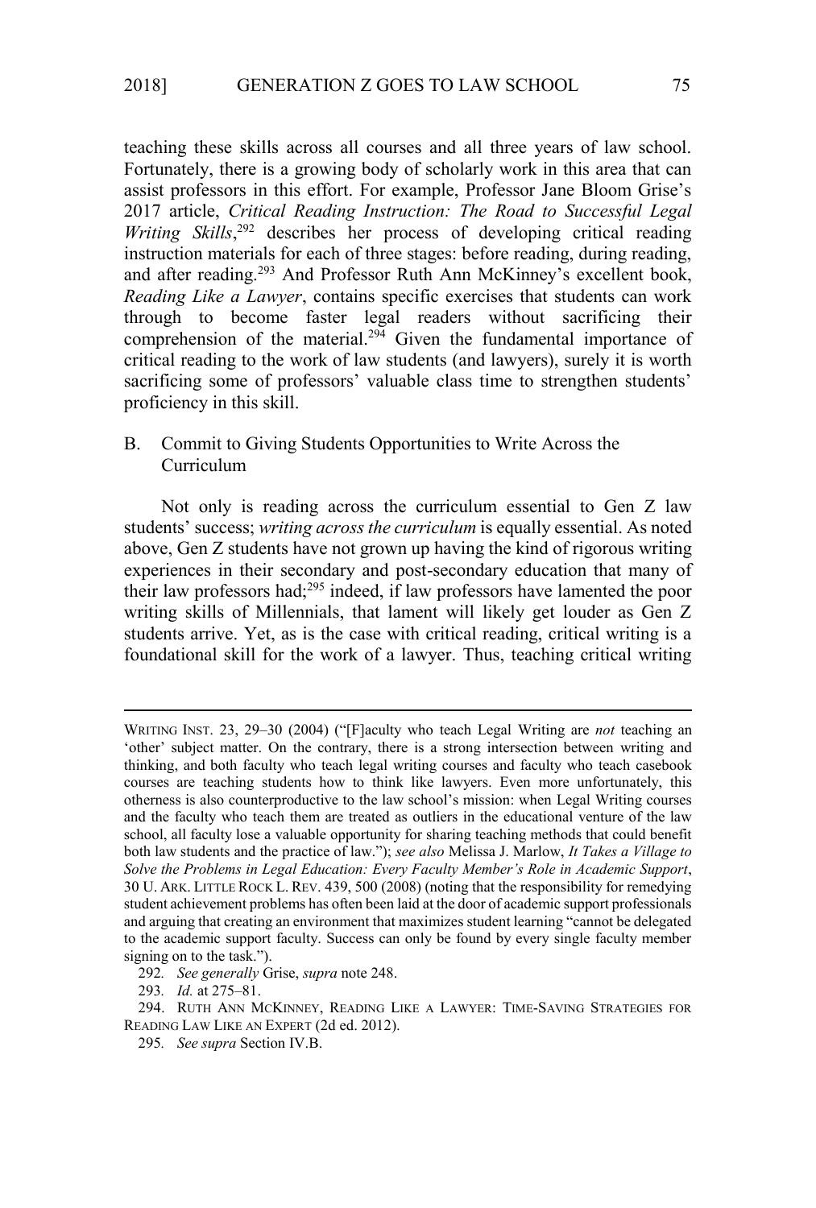teaching these skills across all courses and all three years of law school. Fortunately, there is a growing body of scholarly work in this area that can assist professors in this effort. For example, Professor Jane Bloom Grise's 2017 article, *Critical Reading Instruction: The Road to Successful Legal Writing Skills*,[292] describes her process of developing critical reading instruction materials for each of three stages: before reading, during reading, and after reading.[293] And Professor Ruth Ann McKinney's excellent book, *Reading Like a Lawyer*, contains specific exercises that students can work through to become faster legal readers without sacrificing their comprehension of the material.[294] Given the fundamental importance of critical reading to the work of law students (and lawyers), surely it is worth sacrificing some of professors' valuable class time to strengthen students' proficiency in this skill.

## B. Commit to Giving Students Opportunities to Write Across the Curriculum

Not only is reading across the curriculum essential to Gen Z law students' success; *writing across the curriculum* is equally essential. As noted above, Gen Z students have not grown up having the kind of rigorous writing experiences in their secondary and post-secondary education that many of their law professors had;[295] indeed, if law professors have lamented the poor writing skills of Millennials, that lament will likely get louder as Gen Z students arrive. Yet, as is the case with critical reading, critical writing is a foundational skill for the work of a lawyer. Thus, teaching critical writing

---

WRITING INST. 23, 29–30 (2004) ("[F]aculty who teach Legal Writing are *not* teaching an 'other' subject matter. On the contrary, there is a strong intersection between writing and thinking, and both faculty who teach legal writing courses and faculty who teach casebook courses are teaching students how to think like lawyers. Even more unfortunately, this otherness is also counterproductive to the law school's mission: when Legal Writing courses and the faculty who teach them are treated as outliers in the educational venture of the law school, all faculty lose a valuable opportunity for sharing teaching methods that could benefit both law students and the practice of law."); *see also* Melissa J. Marlow, *It Takes a Village to Solve the Problems in Legal Education: Every Faculty Member's Role in Academic Support*, 30 U. ARK. LITTLE ROCK L. REV. 439, 500 (2008) (noting that the responsibility for remedying student achievement problems has often been laid at the door of academic support professionals and arguing that creating an environment that maximizes student learning "cannot be delegated to the academic support faculty. Success can only be found by every single faculty member signing on to the task.").

292. *See generally* Grise, *supra* note 248.

293. *Id.* at 275–81.

294. RUTH ANN MCKINNEY, READING LIKE A LAWYER: TIME-SAVING STRATEGIES FOR READING LAW LIKE AN EXPERT (2d ed. 2012).

295. *See supra* Section IV.B.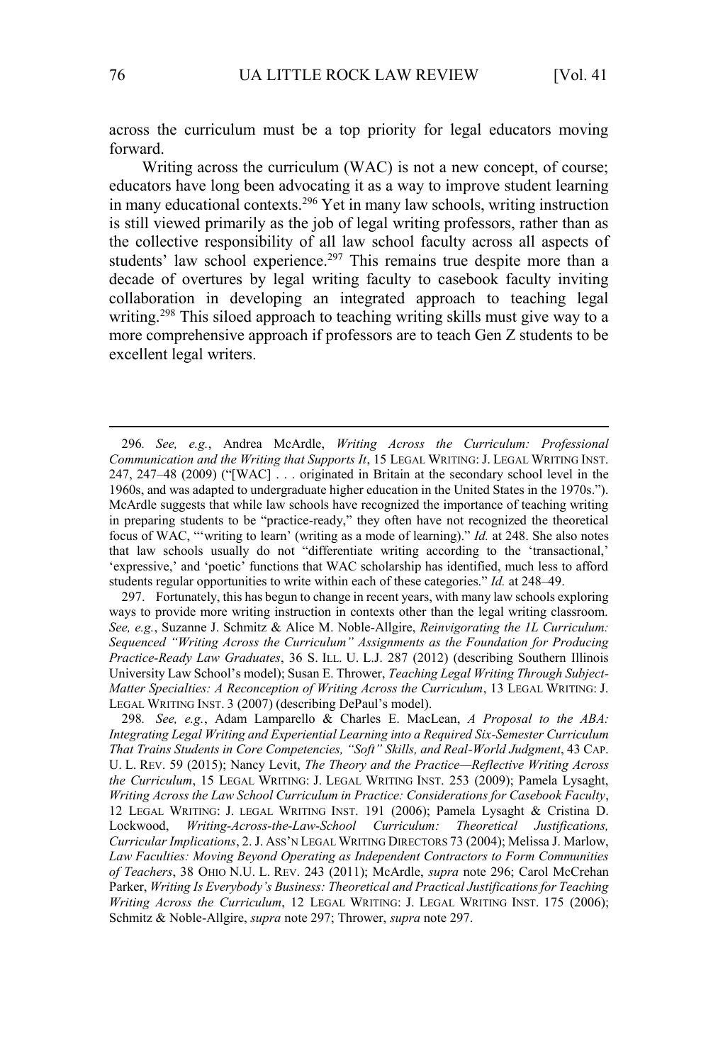across the curriculum must be a top priority for legal educators moving forward.

Writing across the curriculum (WAC) is not a new concept, of course; educators have long been advocating it as a way to improve student learning in many educational contexts.[296] Yet in many law schools, writing instruction is still viewed primarily as the job of legal writing professors, rather than as the collective responsibility of all law school faculty across all aspects of students' law school experience.[297] This remains true despite more than a decade of overtures by legal writing faculty to casebook faculty inviting collaboration in developing an integrated approach to teaching legal writing.[298] This siloed approach to teaching writing skills must give way to a more comprehensive approach if professors are to teach Gen Z students to be excellent legal writers.

---

296. *See, e.g.*, Andrea McArdle, *Writing Across the Curriculum: Professional Communication and the Writing that Supports It*, 15 LEGAL WRITING: J. LEGAL WRITING INST. 247, 247–48 (2009) ("[WAC] . . . originated in Britain at the secondary school level in the 1960s, and was adapted to undergraduate higher education in the United States in the 1970s."). McArdle suggests that while law schools have recognized the importance of teaching writing in preparing students to be "practice-ready," they often have not recognized the theoretical focus of WAC, "'writing to learn' (writing as a mode of learning)." *Id.* at 248. She also notes that law schools usually do not "differentiate writing according to the 'transactional,' 'expressive,' and 'poetic' functions that WAC scholarship has identified, much less to afford students regular opportunities to write within each of these categories." *Id.* at 248–49.

297. Fortunately, this has begun to change in recent years, with many law schools exploring ways to provide more writing instruction in contexts other than the legal writing classroom. *See, e.g.*, Suzanne J. Schmitz & Alice M. Noble-Allgire, *Reinvigorating the 1L Curriculum: Sequenced "Writing Across the Curriculum" Assignments as the Foundation for Producing Practice-Ready Law Graduates*, 36 S. ILL. U. L.J. 287 (2012) (describing Southern Illinois University Law School's model); Susan E. Thrower, *Teaching Legal Writing Through Subject-Matter Specialties: A Reconception of Writing Across the Curriculum*, 13 LEGAL WRITING: J. LEGAL WRITING INST. 3 (2007) (describing DePaul's model).

298. *See, e.g.*, Adam Lamparello & Charles E. MacLean, *A Proposal to the ABA: Integrating Legal Writing and Experiential Learning into a Required Six-Semester Curriculum That Trains Students in Core Competencies, "Soft" Skills, and Real-World Judgment*, 43 CAP. U. L. REV. 59 (2015); Nancy Levit, *The Theory and the Practice—Reflective Writing Across the Curriculum*, 15 LEGAL WRITING: J. LEGAL WRITING INST. 253 (2009); Pamela Lysaght, *Writing Across the Law School Curriculum in Practice: Considerations for Casebook Faculty*, 12 LEGAL WRITING: J. LEGAL WRITING INST. 191 (2006); Pamela Lysaght & Cristina D. Lockwood, *Writing-Across-the-Law-School Curriculum: Theoretical Justifications, Curricular Implications*, 2. J. ASS'N LEGAL WRITING DIRECTORS 73 (2004); Melissa J. Marlow, *Law Faculties: Moving Beyond Operating as Independent Contractors to Form Communities of Teachers*, 38 OHIO N.U. L. REV. 243 (2011); McArdle, *supra* note 296; Carol McCrehan Parker, *Writing Is Everybody's Business: Theoretical and Practical Justifications for Teaching Writing Across the Curriculum*, 12 LEGAL WRITING: J. LEGAL WRITING INST. 175 (2006); Schmitz & Noble-Allgire, *supra* note 297; Thrower, *supra* note 297.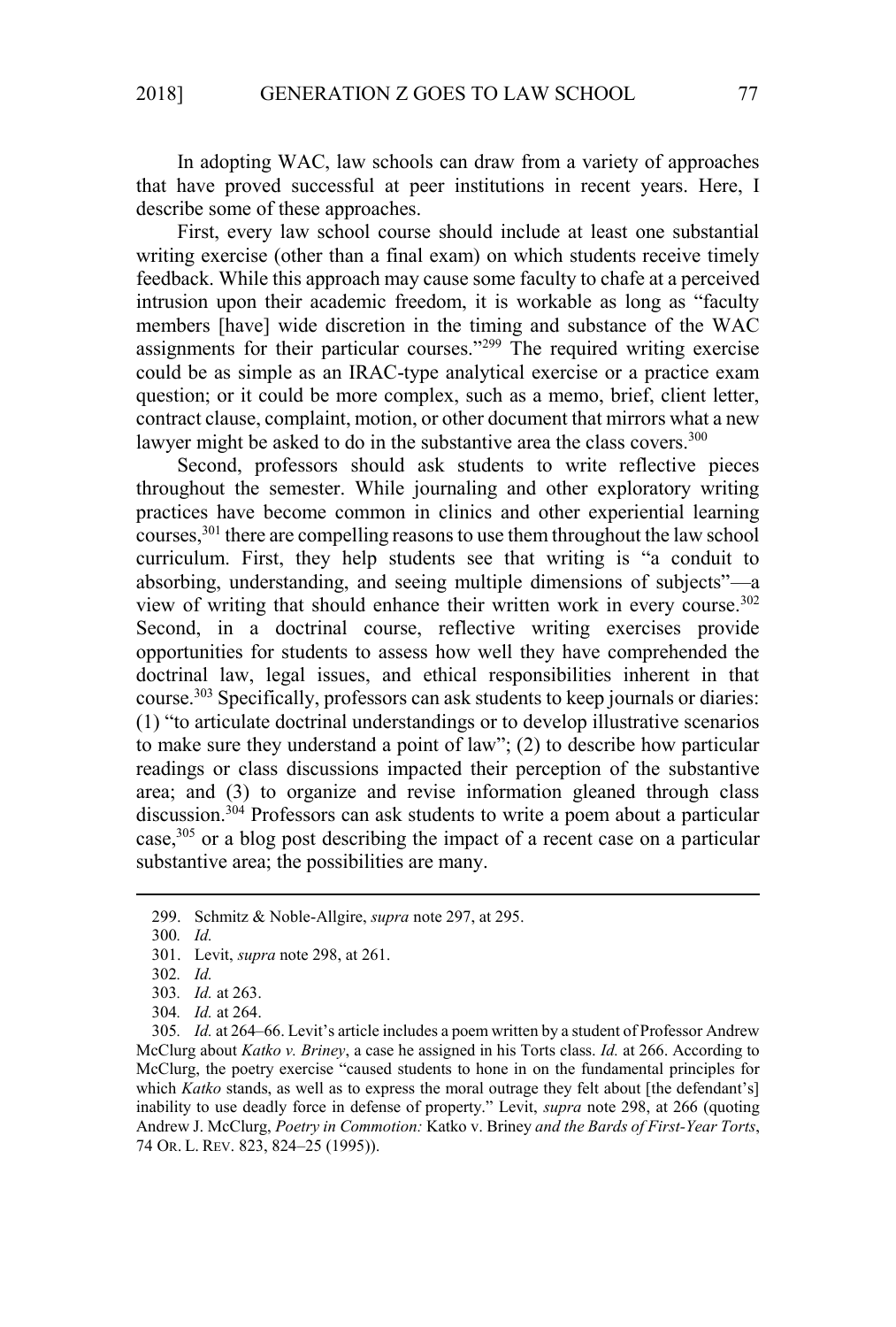In adopting WAC, law schools can draw from a variety of approaches that have proved successful at peer institutions in recent years. Here, I describe some of these approaches.

First, every law school course should include at least one substantial writing exercise (other than a final exam) on which students receive timely feedback. While this approach may cause some faculty to chafe at a perceived intrusion upon their academic freedom, it is workable as long as "faculty members [have] wide discretion in the timing and substance of the WAC assignments for their particular courses."[299] The required writing exercise could be as simple as an IRAC-type analytical exercise or a practice exam question; or it could be more complex, such as a memo, brief, client letter, contract clause, complaint, motion, or other document that mirrors what a new lawyer might be asked to do in the substantive area the class covers.[300]

Second, professors should ask students to write reflective pieces throughout the semester. While journaling and other exploratory writing practices have become common in clinics and other experiential learning courses,[301] there are compelling reasons to use them throughout the law school curriculum. First, they help students see that writing is "a conduit to absorbing, understanding, and seeing multiple dimensions of subjects"—a view of writing that should enhance their written work in every course.[302] Second, in a doctrinal course, reflective writing exercises provide opportunities for students to assess how well they have comprehended the doctrinal law, legal issues, and ethical responsibilities inherent in that course.[303] Specifically, professors can ask students to keep journals or diaries: (1) "to articulate doctrinal understandings or to develop illustrative scenarios to make sure they understand a point of law"; (2) to describe how particular readings or class discussions impacted their perception of the substantive area; and (3) to organize and revise information gleaned through class discussion.[304] Professors can ask students to write a poem about a particular case,[305] or a blog post describing the impact of a recent case on a particular substantive area; the possibilities are many.

---

299. Schmitz & Noble-Allgire, *supra* note 297, at 295.

300. *Id.*

301. Levit, *supra* note 298, at 261.

302. *Id.*

303. *Id.* at 263.

304. *Id.* at 264.

305. *Id.* at 264–66. Levit's article includes a poem written by a student of Professor Andrew McClurg about *Katko v. Briney*, a case he assigned in his Torts class. *Id.* at 266. According to McClurg, the poetry exercise "caused students to hone in on the fundamental principles for which *Katko* stands, as well as to express the moral outrage they felt about [the defendant's] inability to use deadly force in defense of property." Levit, *supra* note 298, at 266 (quoting Andrew J. McClurg, *Poetry in Commotion:* Katko v. Briney *and the Bards of First-Year Torts*, 74 OR. L. REV. 823, 824–25 (1995)).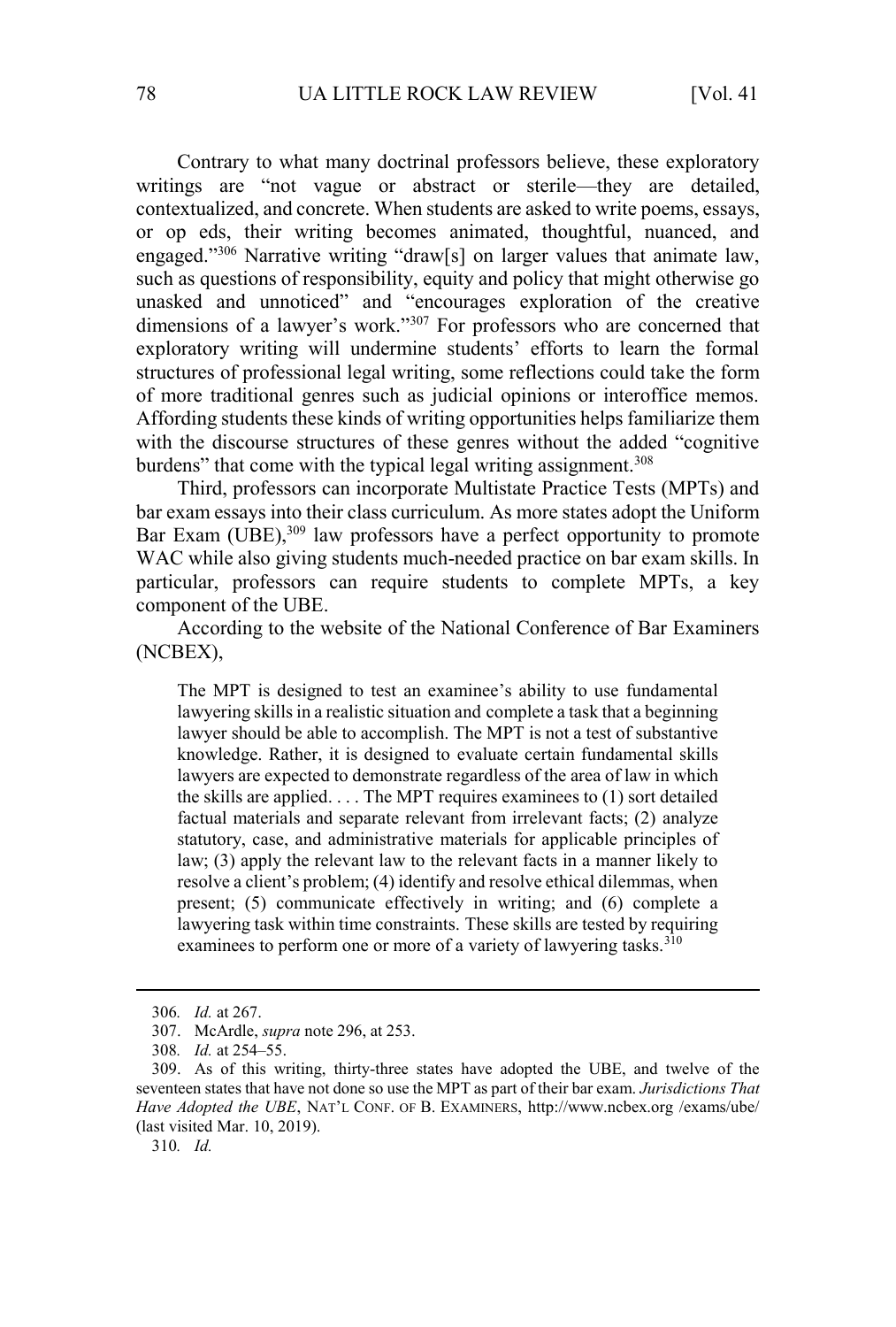Contrary to what many doctrinal professors believe, these exploratory writings are "not vague or abstract or sterile—they are detailed, contextualized, and concrete. When students are asked to write poems, essays, or op eds, their writing becomes animated, thoughtful, nuanced, and engaged."[306] Narrative writing "draw[s] on larger values that animate law, such as questions of responsibility, equity and policy that might otherwise go unasked and unnoticed" and "encourages exploration of the creative dimensions of a lawyer's work."[307] For professors who are concerned that exploratory writing will undermine students' efforts to learn the formal structures of professional legal writing, some reflections could take the form of more traditional genres such as judicial opinions or interoffice memos. Affording students these kinds of writing opportunities helps familiarize them with the discourse structures of these genres without the added "cognitive burdens" that come with the typical legal writing assignment.[308]

Third, professors can incorporate Multistate Practice Tests (MPTs) and bar exam essays into their class curriculum. As more states adopt the Uniform Bar Exam (UBE),[309] law professors have a perfect opportunity to promote WAC while also giving students much-needed practice on bar exam skills. In particular, professors can require students to complete MPTs, a key component of the UBE.

According to the website of the National Conference of Bar Examiners (NCBEX),

> The MPT is designed to test an examinee's ability to use fundamental lawyering skills in a realistic situation and complete a task that a beginning lawyer should be able to accomplish. The MPT is not a test of substantive knowledge. Rather, it is designed to evaluate certain fundamental skills lawyers are expected to demonstrate regardless of the area of law in which the skills are applied. . . . The MPT requires examinees to (1) sort detailed factual materials and separate relevant from irrelevant facts; (2) analyze statutory, case, and administrative materials for applicable principles of law; (3) apply the relevant law to the relevant facts in a manner likely to resolve a client's problem; (4) identify and resolve ethical dilemmas, when present; (5) communicate effectively in writing; and (6) complete a lawyering task within time constraints. These skills are tested by requiring examinees to perform one or more of a variety of lawyering tasks.[310]

---

306. *Id.* at 267.

307. McArdle, *supra* note 296, at 253.

308. *Id.* at 254–55.

309. As of this writing, thirty-three states have adopted the UBE, and twelve of the seventeen states that have not done so use the MPT as part of their bar exam. *Jurisdictions That Have Adopted the UBE*, NAT'L CONF. OF B. EXAMINERS, http://www.ncbex.org /exams/ube/ (last visited Mar. 10, 2019).

310. *Id.*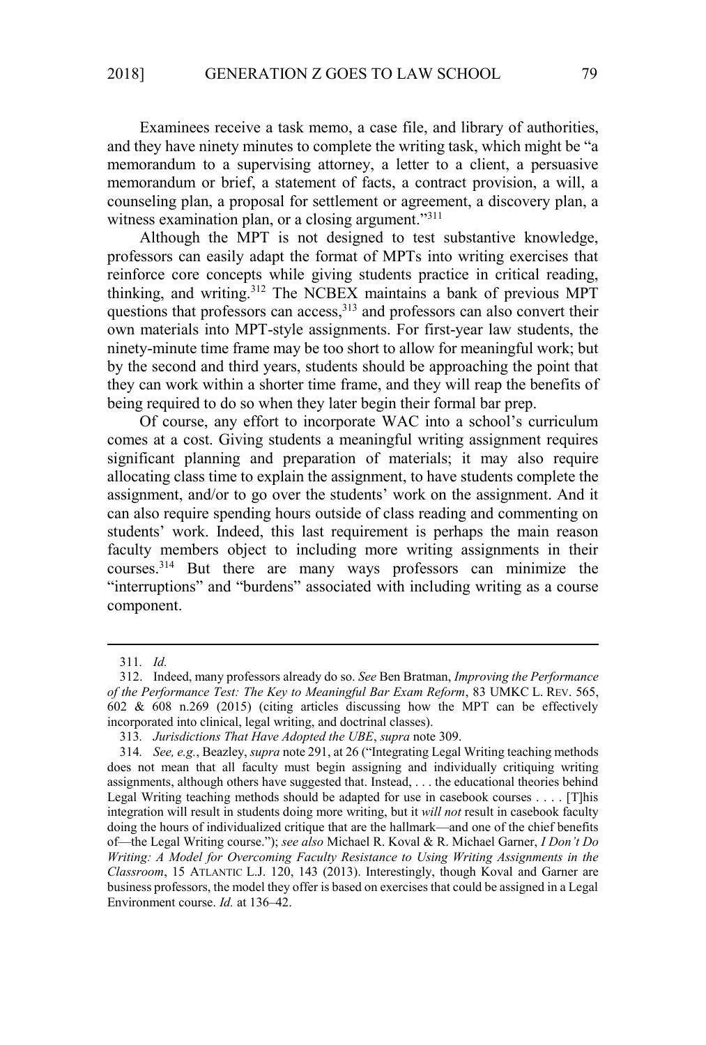Examinees receive a task memo, a case file, and library of authorities, and they have ninety minutes to complete the writing task, which might be "a memorandum to a supervising attorney, a letter to a client, a persuasive memorandum or brief, a statement of facts, a contract provision, a will, a counseling plan, a proposal for settlement or agreement, a discovery plan, a witness examination plan, or a closing argument."[311]

Although the MPT is not designed to test substantive knowledge, professors can easily adapt the format of MPTs into writing exercises that reinforce core concepts while giving students practice in critical reading, thinking, and writing.[312] The NCBEX maintains a bank of previous MPT questions that professors can access,[313] and professors can also convert their own materials into MPT-style assignments. For first-year law students, the ninety-minute time frame may be too short to allow for meaningful work; but by the second and third years, students should be approaching the point that they can work within a shorter time frame, and they will reap the benefits of being required to do so when they later begin their formal bar prep.

Of course, any effort to incorporate WAC into a school's curriculum comes at a cost. Giving students a meaningful writing assignment requires significant planning and preparation of materials; it may also require allocating class time to explain the assignment, to have students complete the assignment, and/or to go over the students' work on the assignment. And it can also require spending hours outside of class reading and commenting on students' work. Indeed, this last requirement is perhaps the main reason faculty members object to including more writing assignments in their courses.[314] But there are many ways professors can minimize the "interruptions" and "burdens" associated with including writing as a course component.

---

311. *Id.*

312. Indeed, many professors already do so. *See* Ben Bratman, *Improving the Performance of the Performance Test: The Key to Meaningful Bar Exam Reform*, 83 UMKC L. REV. 565, 602 & 608 n.269 (2015) (citing articles discussing how the MPT can be effectively incorporated into clinical, legal writing, and doctrinal classes).

313. *Jurisdictions That Have Adopted the UBE*, *supra* note 309.

314. *See, e.g.*, Beazley, *supra* note 291, at 26 ("Integrating Legal Writing teaching methods does not mean that all faculty must begin assigning and individually critiquing writing assignments, although others have suggested that. Instead, . . . the educational theories behind Legal Writing teaching methods should be adapted for use in casebook courses . . . . [T]his integration will result in students doing more writing, but it *will not* result in casebook faculty doing the hours of individualized critique that are the hallmark—and one of the chief benefits of—the Legal Writing course."); *see also* Michael R. Koval & R. Michael Garner, *I Don't Do Writing: A Model for Overcoming Faculty Resistance to Using Writing Assignments in the Classroom*, 15 ATLANTIC L.J. 120, 143 (2013). Interestingly, though Koval and Garner are business professors, the model they offer is based on exercises that could be assigned in a Legal Environment course. *Id.* at 136–42.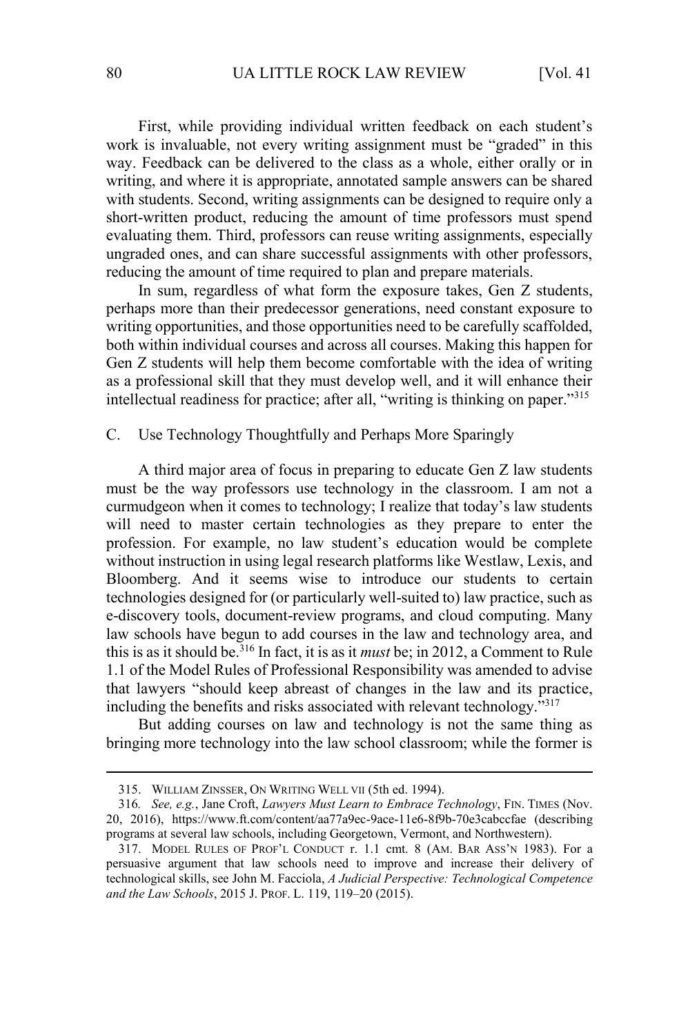First, while providing individual written feedback on each student's work is invaluable, not every writing assignment must be "graded" in this way. Feedback can be delivered to the class as a whole, either orally or in writing, and where it is appropriate, annotated sample answers can be shared with students. Second, writing assignments can be designed to require only a short-written product, reducing the amount of time professors must spend evaluating them. Third, professors can reuse writing assignments, especially ungraded ones, and can share successful assignments with other professors, reducing the amount of time required to plan and prepare materials.

In sum, regardless of what form the exposure takes, Gen Z students, perhaps more than their predecessor generations, need constant exposure to writing opportunities, and those opportunities need to be carefully scaffolded, both within individual courses and across all courses. Making this happen for Gen Z students will help them become comfortable with the idea of writing as a professional skill that they must develop well, and it will enhance their intellectual readiness for practice; after all, "writing is thinking on paper."[315]

### C. Use Technology Thoughtfully and Perhaps More Sparingly

A third major area of focus in preparing to educate Gen Z law students must be the way professors use technology in the classroom. I am not a curmudgeon when it comes to technology; I realize that today's law students will need to master certain technologies as they prepare to enter the profession. For example, no law student's education would be complete without instruction in using legal research platforms like Westlaw, Lexis, and Bloomberg. And it seems wise to introduce our students to certain technologies designed for (or particularly well-suited to) law practice, such as e-discovery tools, document-review programs, and cloud computing. Many law schools have begun to add courses in the law and technology area, and this is as it should be.[316] In fact, it is as it *must* be; in 2012, a Comment to Rule 1.1 of the Model Rules of Professional Responsibility was amended to advise that lawyers "should keep abreast of changes in the law and its practice, including the benefits and risks associated with relevant technology."[317]

But adding courses on law and technology is not the same thing as bringing more technology into the law school classroom; while the former is

---

315. WILLIAM ZINSSER, ON WRITING WELL vii (5th ed. 1994).

316. *See, e.g.*, Jane Croft, *Lawyers Must Learn to Embrace Technology*, FIN. TIMES (Nov. 20, 2016), https://www.ft.com/content/aa77a9ec-9ace-11e6-8f9b-70e3cabccfae (describing programs at several law schools, including Georgetown, Vermont, and Northwestern).

317. MODEL RULES OF PROF'L CONDUCT r. 1.1 cmt. 8 (AM. BAR ASS'N 1983). For a persuasive argument that law schools need to improve and increase their delivery of technological skills, see John M. Facciola, *A Judicial Perspective: Technological Competence and the Law Schools*, 2015 J. PROF. L. 119, 119–20 (2015).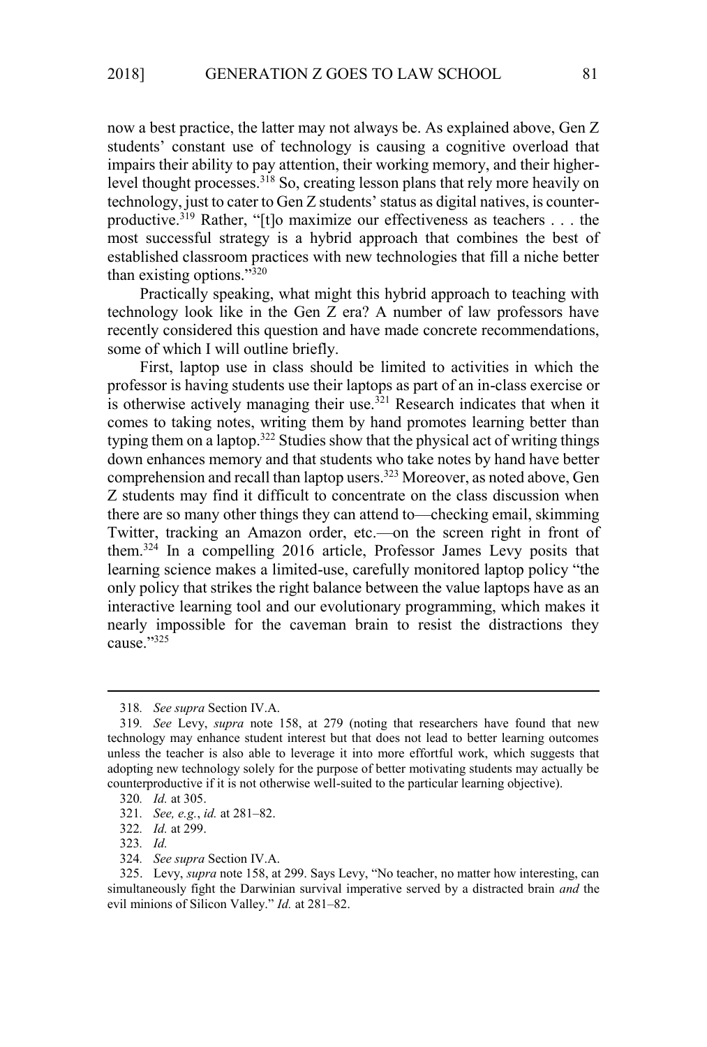now a best practice, the latter may not always be. As explained above, Gen Z students' constant use of technology is causing a cognitive overload that impairs their ability to pay attention, their working memory, and their higher-level thought processes.[318] So, creating lesson plans that rely more heavily on technology, just to cater to Gen Z students' status as digital natives, is counter-productive.[319] Rather, "[t]o maximize our effectiveness as teachers . . . the most successful strategy is a hybrid approach that combines the best of established classroom practices with new technologies that fill a niche better than existing options."[320]

Practically speaking, what might this hybrid approach to teaching with technology look like in the Gen Z era? A number of law professors have recently considered this question and have made concrete recommendations, some of which I will outline briefly.

First, laptop use in class should be limited to activities in which the professor is having students use their laptops as part of an in-class exercise or is otherwise actively managing their use.[321] Research indicates that when it comes to taking notes, writing them by hand promotes learning better than typing them on a laptop.[322] Studies show that the physical act of writing things down enhances memory and that students who take notes by hand have better comprehension and recall than laptop users.[323] Moreover, as noted above, Gen Z students may find it difficult to concentrate on the class discussion when there are so many other things they can attend to—checking email, skimming Twitter, tracking an Amazon order, etc.—on the screen right in front of them.[324] In a compelling 2016 article, Professor James Levy posits that learning science makes a limited-use, carefully monitored laptop policy "the only policy that strikes the right balance between the value laptops have as an interactive learning tool and our evolutionary programming, which makes it nearly impossible for the caveman brain to resist the distractions they cause."[325]

---

318. *See supra* Section IV.A.

319. *See* Levy, *supra* note 158, at 279 (noting that researchers have found that new technology may enhance student interest but that does not lead to better learning outcomes unless the teacher is also able to leverage it into more effortful work, which suggests that adopting new technology solely for the purpose of better motivating students may actually be counterproductive if it is not otherwise well-suited to the particular learning objective).

320. *Id.* at 305.

321. *See, e.g.*, *id.* at 281–82.

322. *Id.* at 299.

323. *Id.*

324. *See supra* Section IV.A.

325. Levy, *supra* note 158, at 299. Says Levy, "No teacher, no matter how interesting, can simultaneously fight the Darwinian survival imperative served by a distracted brain *and* the evil minions of Silicon Valley." *Id.* at 281–82.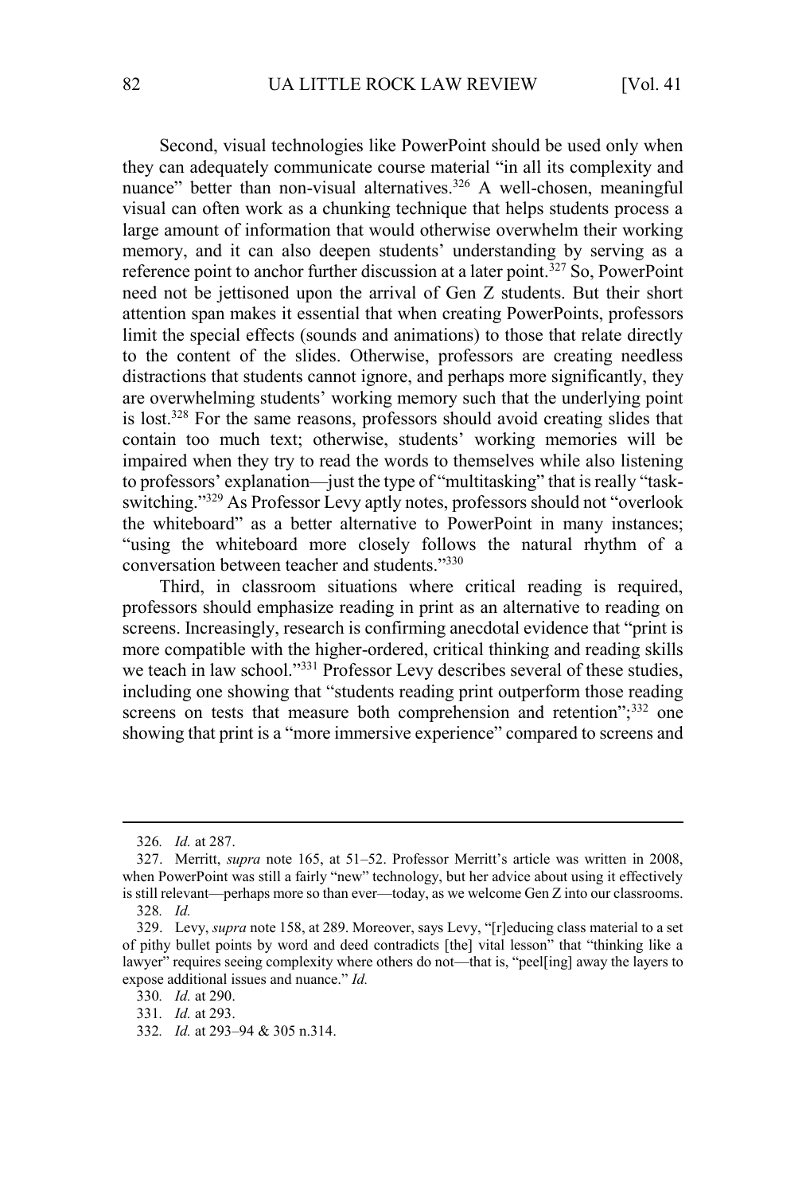Second, visual technologies like PowerPoint should be used only when they can adequately communicate course material "in all its complexity and nuance" better than non-visual alternatives.[326] A well-chosen, meaningful visual can often work as a chunking technique that helps students process a large amount of information that would otherwise overwhelm their working memory, and it can also deepen students' understanding by serving as a reference point to anchor further discussion at a later point.[327] So, PowerPoint need not be jettisoned upon the arrival of Gen Z students. But their short attention span makes it essential that when creating PowerPoints, professors limit the special effects (sounds and animations) to those that relate directly to the content of the slides. Otherwise, professors are creating needless distractions that students cannot ignore, and perhaps more significantly, they are overwhelming students' working memory such that the underlying point is lost.[328] For the same reasons, professors should avoid creating slides that contain too much text; otherwise, students' working memories will be impaired when they try to read the words to themselves while also listening to professors' explanation—just the type of "multitasking" that is really "task-switching."[329] As Professor Levy aptly notes, professors should not "overlook the whiteboard" as a better alternative to PowerPoint in many instances; "using the whiteboard more closely follows the natural rhythm of a conversation between teacher and students."[330]

Third, in classroom situations where critical reading is required, professors should emphasize reading in print as an alternative to reading on screens. Increasingly, research is confirming anecdotal evidence that "print is more compatible with the higher-ordered, critical thinking and reading skills we teach in law school."[331] Professor Levy describes several of these studies, including one showing that "students reading print outperform those reading screens on tests that measure both comprehension and retention";[332] one showing that print is a "more immersive experience" compared to screens and

---

326. *Id.* at 287.

327. Merritt, *supra* note 165, at 51–52. Professor Merritt's article was written in 2008, when PowerPoint was still a fairly "new" technology, but her advice about using it effectively is still relevant—perhaps more so than ever—today, as we welcome Gen Z into our classrooms.

328. *Id.*

329. Levy, *supra* note 158, at 289. Moreover, says Levy, "[r]educing class material to a set of pithy bullet points by word and deed contradicts [the] vital lesson" that "thinking like a lawyer" requires seeing complexity where others do not—that is, "peel[ing] away the layers to expose additional issues and nuance." *Id.*

330. *Id.* at 290.

331. *Id.* at 293.

332. *Id.* at 293–94 & 305 n.314.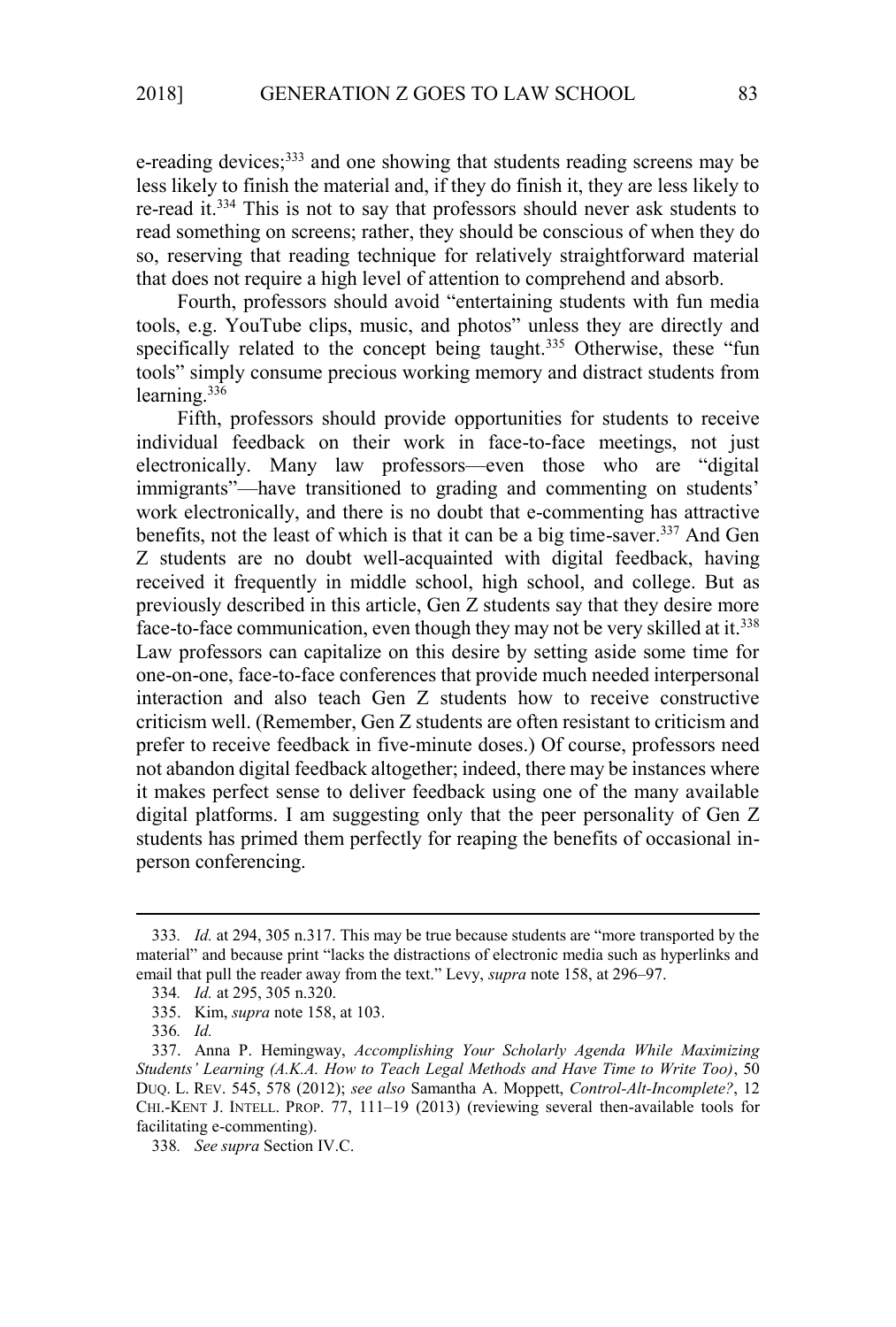e-reading devices;[333] and one showing that students reading screens may be less likely to finish the material and, if they do finish it, they are less likely to re-read it.[334] This is not to say that professors should never ask students to read something on screens; rather, they should be conscious of when they do so, reserving that reading technique for relatively straightforward material that does not require a high level of attention to comprehend and absorb.

Fourth, professors should avoid "entertaining students with fun media tools, e.g. YouTube clips, music, and photos" unless they are directly and specifically related to the concept being taught.[335] Otherwise, these "fun tools" simply consume precious working memory and distract students from learning.[336]

Fifth, professors should provide opportunities for students to receive individual feedback on their work in face-to-face meetings, not just electronically. Many law professors—even those who are "digital immigrants"—have transitioned to grading and commenting on students' work electronically, and there is no doubt that e-commenting has attractive benefits, not the least of which is that it can be a big time-saver.[337] And Gen Z students are no doubt well-acquainted with digital feedback, having received it frequently in middle school, high school, and college. But as previously described in this article, Gen Z students say that they desire more face-to-face communication, even though they may not be very skilled at it.[338] Law professors can capitalize on this desire by setting aside some time for one-on-one, face-to-face conferences that provide much needed interpersonal interaction and also teach Gen Z students how to receive constructive criticism well. (Remember, Gen Z students are often resistant to criticism and prefer to receive feedback in five-minute doses.) Of course, professors need not abandon digital feedback altogether; indeed, there may be instances where it makes perfect sense to deliver feedback using one of the many available digital platforms. I am suggesting only that the peer personality of Gen Z students has primed them perfectly for reaping the benefits of occasional in-person conferencing.

---

333. *Id.* at 294, 305 n.317. This may be true because students are "more transported by the material" and because print "lacks the distractions of electronic media such as hyperlinks and email that pull the reader away from the text." Levy, *supra* note 158, at 296–97.

334. *Id.* at 295, 305 n.320.

335. Kim, *supra* note 158, at 103.

336. *Id.*

337. Anna P. Hemingway, *Accomplishing Your Scholarly Agenda While Maximizing Students' Learning (A.K.A. How to Teach Legal Methods and Have Time to Write Too)*, 50 DUQ. L. REV. 545, 578 (2012); *see also* Samantha A. Moppett, *Control-Alt-Incomplete?*, 12 CHI.-KENT J. INTELL. PROP. 77, 111–19 (2013) (reviewing several then-available tools for facilitating e-commenting).

338. *See supra* Section IV.C.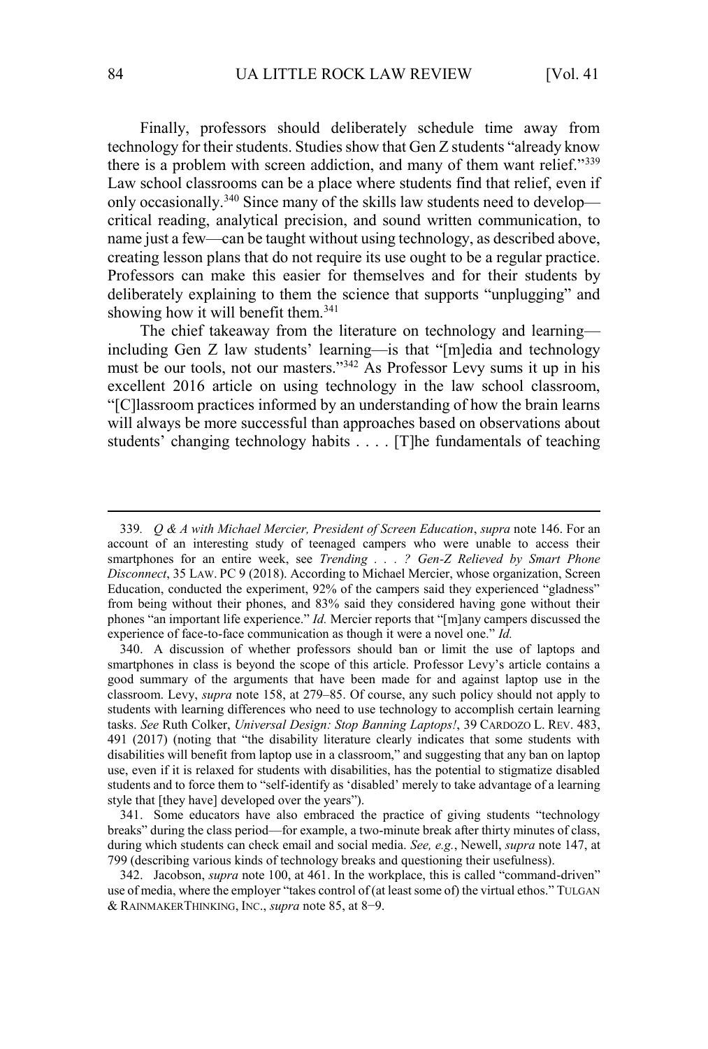Finally, professors should deliberately schedule time away from technology for their students. Studies show that Gen Z students "already know there is a problem with screen addiction, and many of them want relief."[339] Law school classrooms can be a place where students find that relief, even if only occasionally.[340] Since many of the skills law students need to develop—critical reading, analytical precision, and sound written communication, to name just a few—can be taught without using technology, as described above, creating lesson plans that do not require its use ought to be a regular practice. Professors can make this easier for themselves and for their students by deliberately explaining to them the science that supports "unplugging" and showing how it will benefit them.[341]

The chief takeaway from the literature on technology and learning—including Gen Z law students' learning—is that "[m]edia and technology must be our tools, not our masters."[342] As Professor Levy sums it up in his excellent 2016 article on using technology in the law school classroom, "[C]lassroom practices informed by an understanding of how the brain learns will always be more successful than approaches based on observations about students' changing technology habits . . . . [T]he fundamentals of teaching

---

339. *Q & A with Michael Mercier, President of Screen Education*, *supra* note 146. For an account of an interesting study of teenaged campers who were unable to access their smartphones for an entire week, see *Trending . . . ? Gen-Z Relieved by Smart Phone Disconnect*, 35 LAW. PC 9 (2018). According to Michael Mercier, whose organization, Screen Education, conducted the experiment, 92% of the campers said they experienced "gladness" from being without their phones, and 83% said they considered having gone without their phones "an important life experience." *Id.* Mercier reports that "[m]any campers discussed the experience of face-to-face communication as though it were a novel one." *Id.*

340. A discussion of whether professors should ban or limit the use of laptops and smartphones in class is beyond the scope of this article. Professor Levy's article contains a good summary of the arguments that have been made for and against laptop use in the classroom. Levy, *supra* note 158, at 279–85. Of course, any such policy should not apply to students with learning differences who need to use technology to accomplish certain learning tasks. *See* Ruth Colker, *Universal Design: Stop Banning Laptops!*, 39 CARDOZO L. REV. 483, 491 (2017) (noting that "the disability literature clearly indicates that some students with disabilities will benefit from laptop use in a classroom," and suggesting that any ban on laptop use, even if it is relaxed for students with disabilities, has the potential to stigmatize disabled students and to force them to "self-identify as 'disabled' merely to take advantage of a learning style that [they have] developed over the years").

341. Some educators have also embraced the practice of giving students "technology breaks" during the class period—for example, a two-minute break after thirty minutes of class, during which students can check email and social media. *See, e.g.*, Newell, *supra* note 147, at 799 (describing various kinds of technology breaks and questioning their usefulness).

342. Jacobson, *supra* note 100, at 461. In the workplace, this is called "command-driven" use of media, where the employer "takes control of (at least some of) the virtual ethos." TULGAN & RAINMAKERTHINKING, INC., *supra* note 85, at 8−9.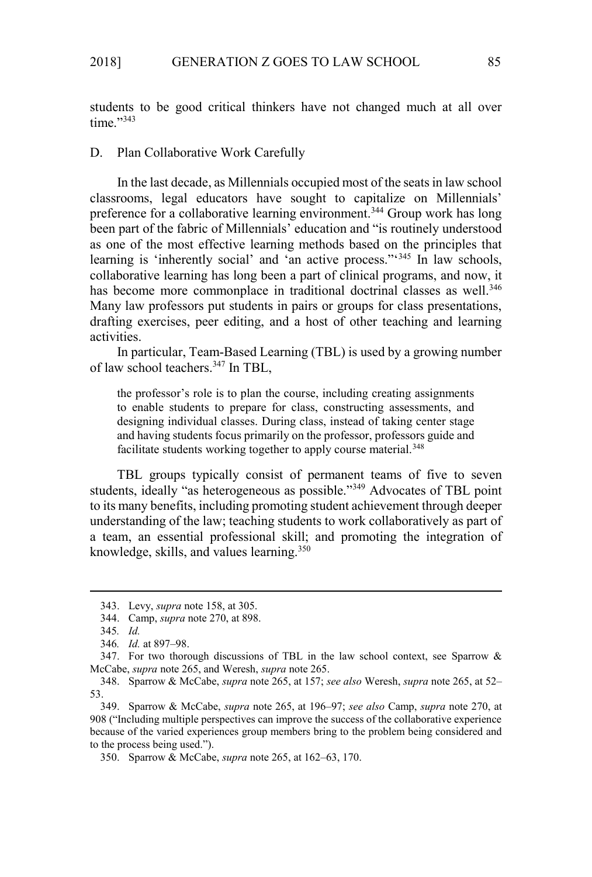students to be good critical thinkers have not changed much at all over time."[343]

### D. Plan Collaborative Work Carefully

In the last decade, as Millennials occupied most of the seats in law school classrooms, legal educators have sought to capitalize on Millennials' preference for a collaborative learning environment.[344] Group work has long been part of the fabric of Millennials' education and "is routinely understood as one of the most effective learning methods based on the principles that learning is 'inherently social' and 'an active process.'"[345] In law schools, collaborative learning has long been a part of clinical programs, and now, it has become more commonplace in traditional doctrinal classes as well.[346] Many law professors put students in pairs or groups for class presentations, drafting exercises, peer editing, and a host of other teaching and learning activities.

In particular, Team-Based Learning (TBL) is used by a growing number of law school teachers.[347] In TBL,

> the professor's role is to plan the course, including creating assignments to enable students to prepare for class, constructing assessments, and designing individual classes. During class, instead of taking center stage and having students focus primarily on the professor, professors guide and facilitate students working together to apply course material.[348]

TBL groups typically consist of permanent teams of five to seven students, ideally "as heterogeneous as possible."[349] Advocates of TBL point to its many benefits, including promoting student achievement through deeper understanding of the law; teaching students to work collaboratively as part of a team, an essential professional skill; and promoting the integration of knowledge, skills, and values learning.[350]

---

343. Levy, *supra* note 158, at 305.

344. Camp, *supra* note 270, at 898.

345. *Id.*

346. *Id.* at 897–98.

347. For two thorough discussions of TBL in the law school context, see Sparrow & McCabe, *supra* note 265, and Weresh, *supra* note 265.

348. Sparrow & McCabe, *supra* note 265, at 157; *see also* Weresh, *supra* note 265, at 52–53.

349. Sparrow & McCabe, *supra* note 265, at 196–97; *see also* Camp, *supra* note 270, at 908 ("Including multiple perspectives can improve the success of the collaborative experience because of the varied experiences group members bring to the problem being considered and to the process being used.").

350. Sparrow & McCabe, *supra* note 265, at 162–63, 170.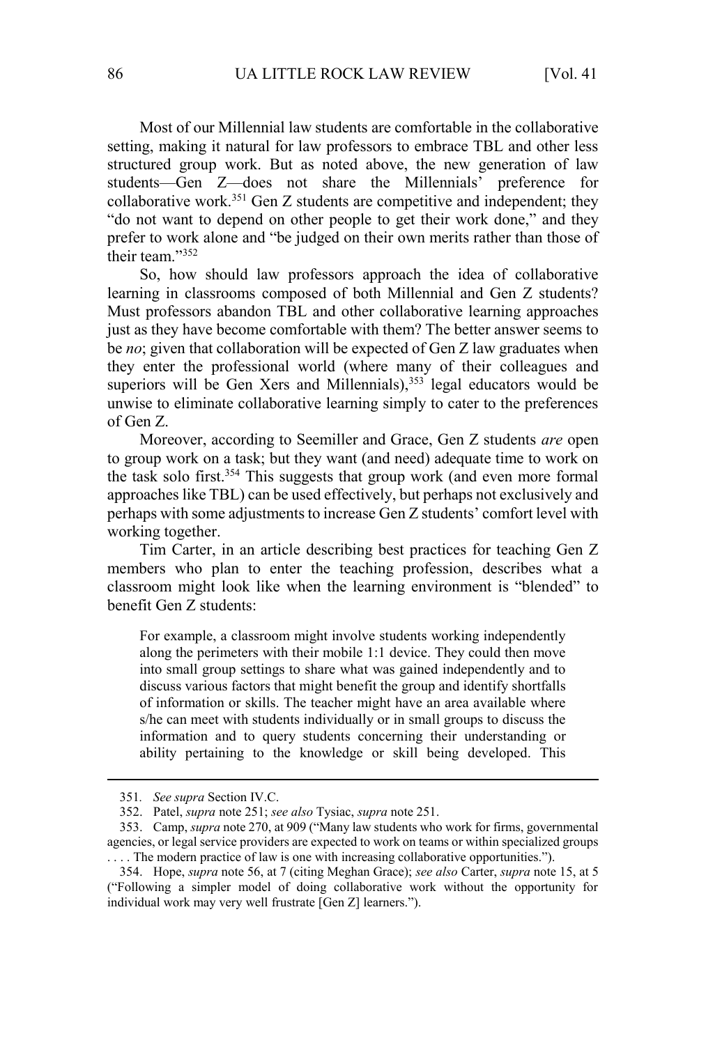Most of our Millennial law students are comfortable in the collaborative setting, making it natural for law professors to embrace TBL and other less structured group work. But as noted above, the new generation of law students—Gen Z—does not share the Millennials' preference for collaborative work.[351] Gen Z students are competitive and independent; they "do not want to depend on other people to get their work done," and they prefer to work alone and "be judged on their own merits rather than those of their team."[352]

So, how should law professors approach the idea of collaborative learning in classrooms composed of both Millennial and Gen Z students? Must professors abandon TBL and other collaborative learning approaches just as they have become comfortable with them? The better answer seems to be *no*; given that collaboration will be expected of Gen Z law graduates when they enter the professional world (where many of their colleagues and superiors will be Gen Xers and Millennials),[353] legal educators would be unwise to eliminate collaborative learning simply to cater to the preferences of Gen Z.

Moreover, according to Seemiller and Grace, Gen Z students *are* open to group work on a task; but they want (and need) adequate time to work on the task solo first.[354] This suggests that group work (and even more formal approaches like TBL) can be used effectively, but perhaps not exclusively and perhaps with some adjustments to increase Gen Z students' comfort level with working together.

Tim Carter, in an article describing best practices for teaching Gen Z members who plan to enter the teaching profession, describes what a classroom might look like when the learning environment is "blended" to benefit Gen Z students:

> For example, a classroom might involve students working independently along the perimeters with their mobile 1:1 device. They could then move into small group settings to share what was gained independently and to discuss various factors that might benefit the group and identify shortfalls of information or skills. The teacher might have an area available where s/he can meet with students individually or in small groups to discuss the information and to query students concerning their understanding or ability pertaining to the knowledge or skill being developed. This

---

351. *See supra* Section IV.C.

352. Patel, *supra* note 251; *see also* Tysiac, *supra* note 251.

353. Camp, *supra* note 270, at 909 ("Many law students who work for firms, governmental agencies, or legal service providers are expected to work on teams or within specialized groups . . . . The modern practice of law is one with increasing collaborative opportunities.").

354. Hope, *supra* note 56, at 7 (citing Meghan Grace); *see also* Carter, *supra* note 15, at 5 ("Following a simpler model of doing collaborative work without the opportunity for individual work may very well frustrate [Gen Z] learners.").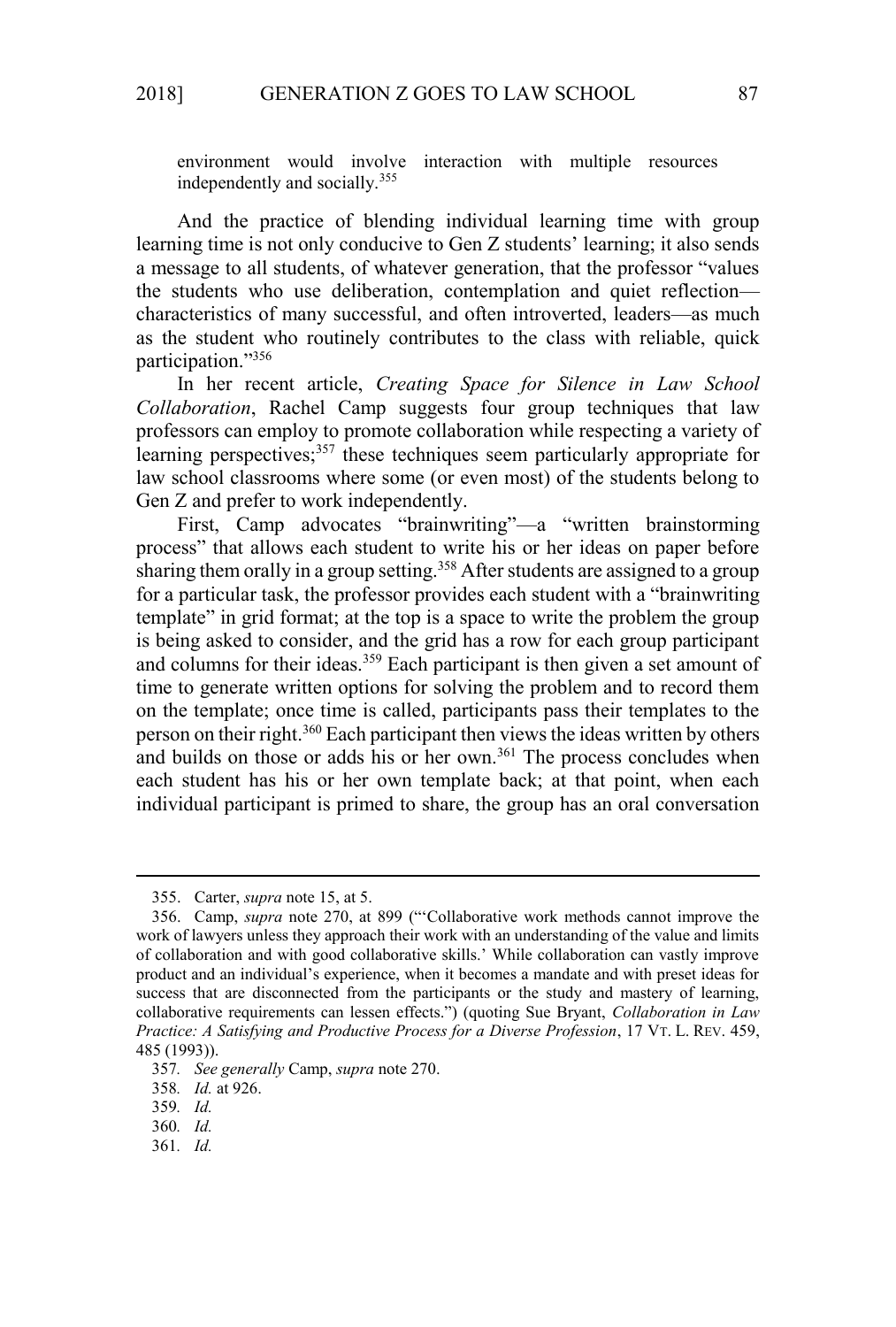environment would involve interaction with multiple resources independently and socially.[355]

And the practice of blending individual learning time with group learning time is not only conducive to Gen Z students' learning; it also sends a message to all students, of whatever generation, that the professor "values the students who use deliberation, contemplation and quiet reflection—characteristics of many successful, and often introverted, leaders—as much as the student who routinely contributes to the class with reliable, quick participation."[356]

In her recent article, *Creating Space for Silence in Law School Collaboration*, Rachel Camp suggests four group techniques that law professors can employ to promote collaboration while respecting a variety of learning perspectives;[357] these techniques seem particularly appropriate for law school classrooms where some (or even most) of the students belong to Gen Z and prefer to work independently.

First, Camp advocates "brainwriting"—a "written brainstorming process" that allows each student to write his or her ideas on paper before sharing them orally in a group setting.[358] After students are assigned to a group for a particular task, the professor provides each student with a "brainwriting template" in grid format; at the top is a space to write the problem the group is being asked to consider, and the grid has a row for each group participant and columns for their ideas.[359] Each participant is then given a set amount of time to generate written options for solving the problem and to record them on the template; once time is called, participants pass their templates to the person on their right.[360] Each participant then views the ideas written by others and builds on those or adds his or her own.[361] The process concludes when each student has his or her own template back; at that point, when each individual participant is primed to share, the group has an oral conversation

---

355. Carter, *supra* note 15, at 5.

356. Camp, *supra* note 270, at 899 ("'Collaborative work methods cannot improve the work of lawyers unless they approach their work with an understanding of the value and limits of collaboration and with good collaborative skills.' While collaboration can vastly improve product and an individual's experience, when it becomes a mandate and with preset ideas for success that are disconnected from the participants or the study and mastery of learning, collaborative requirements can lessen effects.") (quoting Sue Bryant, *Collaboration in Law Practice: A Satisfying and Productive Process for a Diverse Profession*, 17 VT. L. REV. 459, 485 (1993)).

357. *See generally* Camp, *supra* note 270.

358. *Id.* at 926.

359. *Id.*

360. *Id.*

361. *Id.*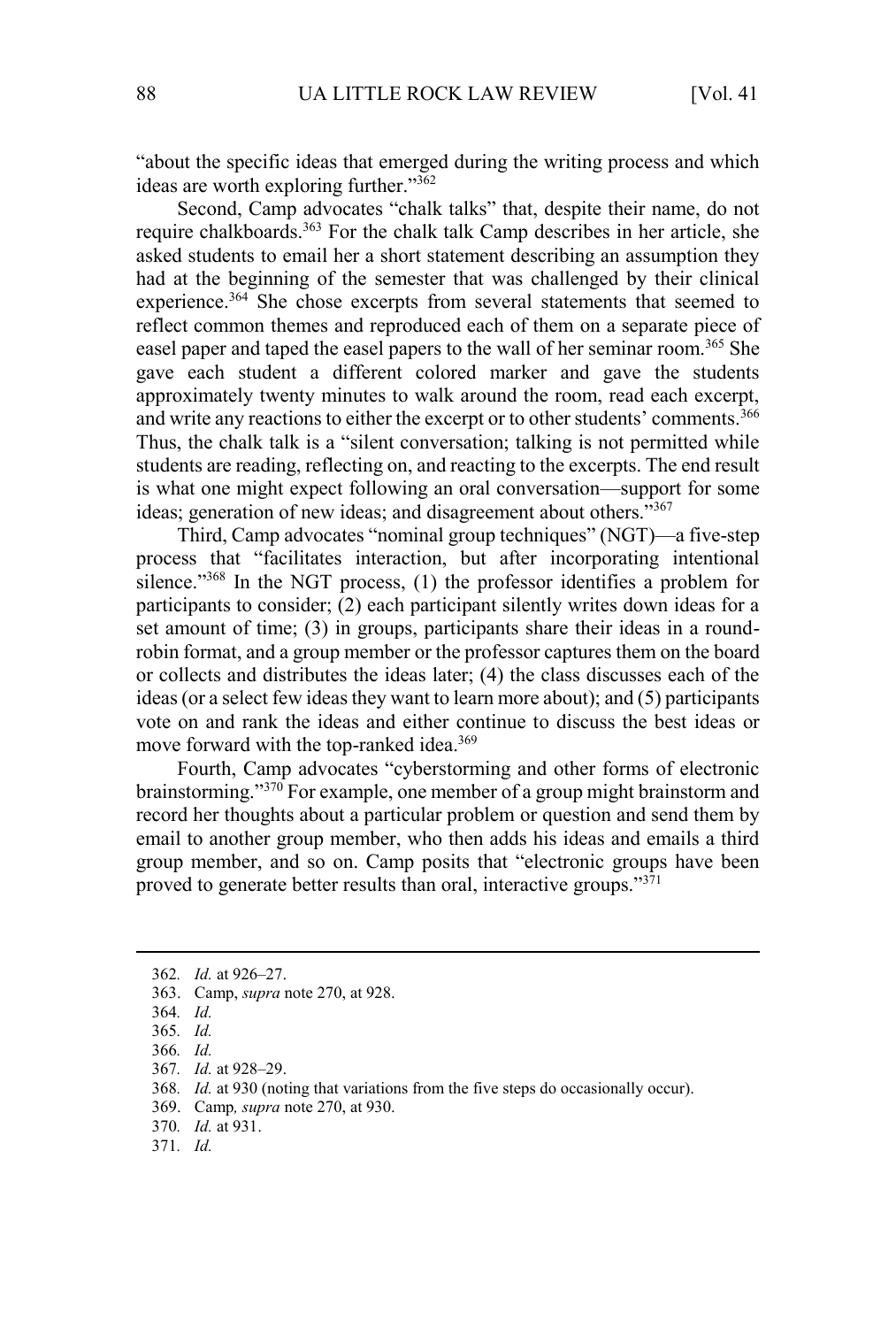"about the specific ideas that emerged during the writing process and which ideas are worth exploring further."[362]

Second, Camp advocates "chalk talks" that, despite their name, do not require chalkboards.[363] For the chalk talk Camp describes in her article, she asked students to email her a short statement describing an assumption they had at the beginning of the semester that was challenged by their clinical experience.[364] She chose excerpts from several statements that seemed to reflect common themes and reproduced each of them on a separate piece of easel paper and taped the easel papers to the wall of her seminar room.[365] She gave each student a different colored marker and gave the students approximately twenty minutes to walk around the room, read each excerpt, and write any reactions to either the excerpt or to other students' comments.[366] Thus, the chalk talk is a "silent conversation; talking is not permitted while students are reading, reflecting on, and reacting to the excerpts. The end result is what one might expect following an oral conversation—support for some ideas; generation of new ideas; and disagreement about others."[367]

Third, Camp advocates "nominal group techniques" (NGT)—a five-step process that "facilitates interaction, but after incorporating intentional silence."[368] In the NGT process, (1) the professor identifies a problem for participants to consider; (2) each participant silently writes down ideas for a set amount of time; (3) in groups, participants share their ideas in a round-robin format, and a group member or the professor captures them on the board or collects and distributes the ideas later; (4) the class discusses each of the ideas (or a select few ideas they want to learn more about); and (5) participants vote on and rank the ideas and either continue to discuss the best ideas or move forward with the top-ranked idea.[369]

Fourth, Camp advocates "cyberstorming and other forms of electronic brainstorming."[370] For example, one member of a group might brainstorm and record her thoughts about a particular problem or question and send them by email to another group member, who then adds his ideas and emails a third group member, and so on. Camp posits that "electronic groups have been proved to generate better results than oral, interactive groups."[371]

---

362. *Id.* at 926–27.
363. Camp, *supra* note 270, at 928.
364. *Id.*
365. *Id.*
366. *Id.*
367. *Id.* at 928–29.
368. *Id.* at 930 (noting that variations from the five steps do occasionally occur).
369. Camp*, supra* note 270, at 930.
370. *Id.* at 931.
371. *Id.*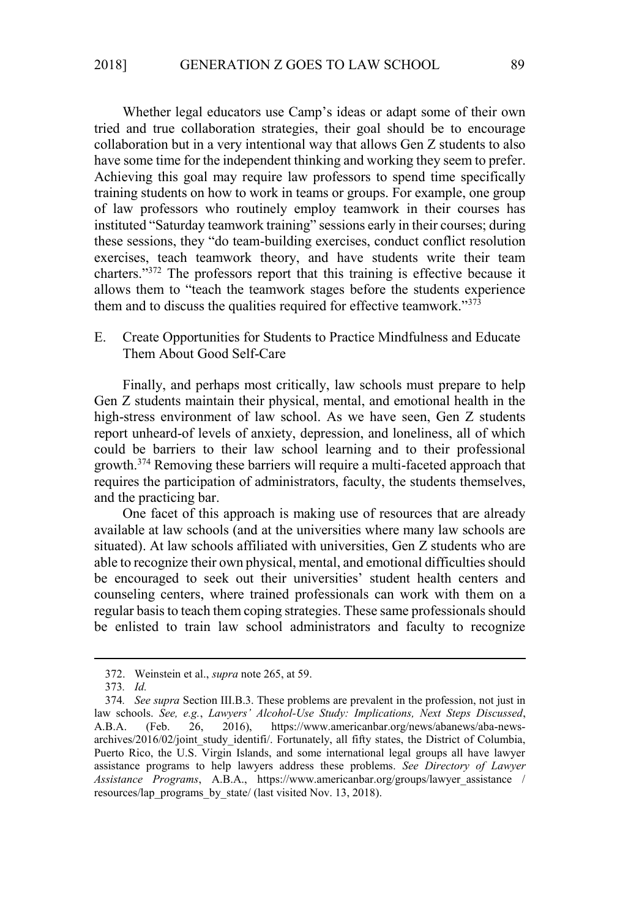Whether legal educators use Camp's ideas or adapt some of their own tried and true collaboration strategies, their goal should be to encourage collaboration but in a very intentional way that allows Gen Z students to also have some time for the independent thinking and working they seem to prefer. Achieving this goal may require law professors to spend time specifically training students on how to work in teams or groups. For example, one group of law professors who routinely employ teamwork in their courses has instituted "Saturday teamwork training" sessions early in their courses; during these sessions, they "do team-building exercises, conduct conflict resolution exercises, teach teamwork theory, and have students write their team charters."[372] The professors report that this training is effective because it allows them to "teach the teamwork stages before the students experience them and to discuss the qualities required for effective teamwork."[373]

### E. Create Opportunities for Students to Practice Mindfulness and Educate Them About Good Self-Care

Finally, and perhaps most critically, law schools must prepare to help Gen Z students maintain their physical, mental, and emotional health in the high-stress environment of law school. As we have seen, Gen Z students report unheard-of levels of anxiety, depression, and loneliness, all of which could be barriers to their law school learning and to their professional growth.[374] Removing these barriers will require a multi-faceted approach that requires the participation of administrators, faculty, the students themselves, and the practicing bar.

One facet of this approach is making use of resources that are already available at law schools (and at the universities where many law schools are situated). At law schools affiliated with universities, Gen Z students who are able to recognize their own physical, mental, and emotional difficulties should be encouraged to seek out their universities' student health centers and counseling centers, where trained professionals can work with them on a regular basis to teach them coping strategies. These same professionals should be enlisted to train law school administrators and faculty to recognize

---

372. Weinstein et al., *supra* note 265, at 59.

373. *Id.*

374. *See supra* Section III.B.3. These problems are prevalent in the profession, not just in law schools. *See, e.g.*, *Lawyers' Alcohol-Use Study: Implications, Next Steps Discussed*, A.B.A. (Feb. 26, 2016), https://www.americanbar.org/news/abanews/aba-news-archives/2016/02/joint_study_identifi/. Fortunately, all fifty states, the District of Columbia, Puerto Rico, the U.S. Virgin Islands, and some international legal groups all have lawyer assistance programs to help lawyers address these problems. *See Directory of Lawyer Assistance Programs*, A.B.A., https://www.americanbar.org/groups/lawyer_assistance / resources/lap_programs_by_state/ (last visited Nov. 13, 2018).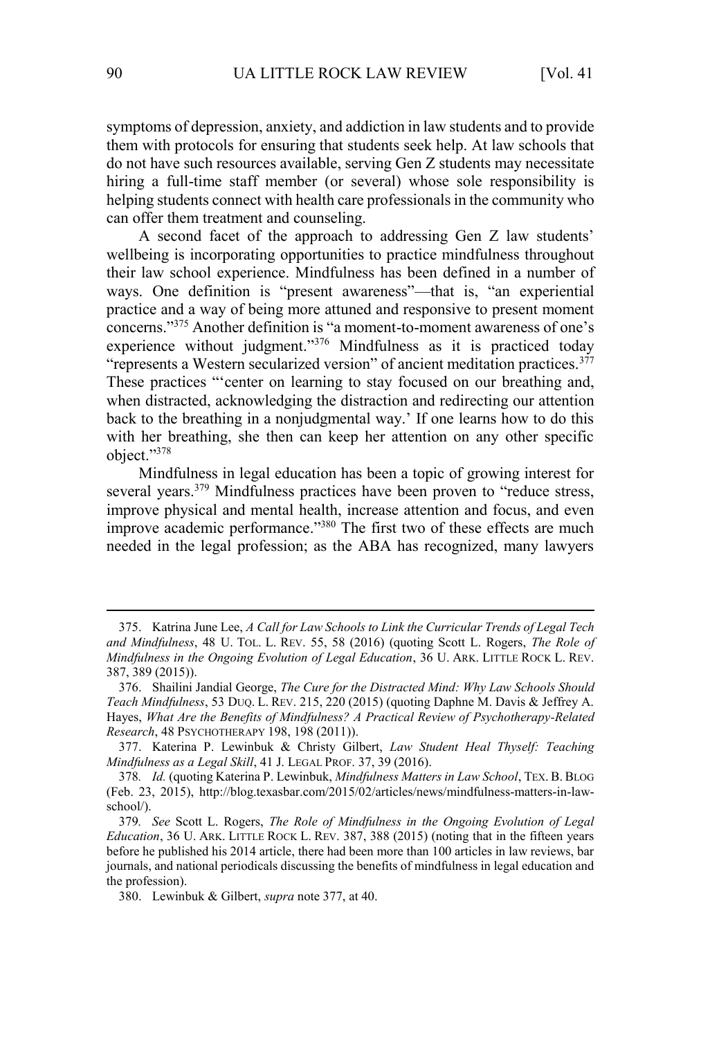symptoms of depression, anxiety, and addiction in law students and to provide them with protocols for ensuring that students seek help. At law schools that do not have such resources available, serving Gen Z students may necessitate hiring a full-time staff member (or several) whose sole responsibility is helping students connect with health care professionals in the community who can offer them treatment and counseling.

A second facet of the approach to addressing Gen Z law students' wellbeing is incorporating opportunities to practice mindfulness throughout their law school experience. Mindfulness has been defined in a number of ways. One definition is "present awareness"—that is, "an experiential practice and a way of being more attuned and responsive to present moment concerns."[375] Another definition is "a moment-to-moment awareness of one's experience without judgment."[376] Mindfulness as it is practiced today "represents a Western secularized version" of ancient meditation practices.[377] These practices "'center on learning to stay focused on our breathing and, when distracted, acknowledging the distraction and redirecting our attention back to the breathing in a nonjudgmental way.' If one learns how to do this with her breathing, she then can keep her attention on any other specific object."[378]

Mindfulness in legal education has been a topic of growing interest for several years.[379] Mindfulness practices have been proven to "reduce stress, improve physical and mental health, increase attention and focus, and even improve academic performance."[380] The first two of these effects are much needed in the legal profession; as the ABA has recognized, many lawyers

---

375. Katrina June Lee, *A Call for Law Schools to Link the Curricular Trends of Legal Tech and Mindfulness*, 48 U. TOL. L. REV. 55, 58 (2016) (quoting Scott L. Rogers, *The Role of Mindfulness in the Ongoing Evolution of Legal Education*, 36 U. ARK. LITTLE ROCK L. REV. 387, 389 (2015)).

376. Shailini Jandial George, *The Cure for the Distracted Mind: Why Law Schools Should Teach Mindfulness*, 53 DUQ. L. REV. 215, 220 (2015) (quoting Daphne M. Davis & Jeffrey A. Hayes, *What Are the Benefits of Mindfulness? A Practical Review of Psychotherapy-Related Research*, 48 PSYCHOTHERAPY 198, 198 (2011)).

377. Katerina P. Lewinbuk & Christy Gilbert, *Law Student Heal Thyself: Teaching Mindfulness as a Legal Skill*, 41 J. LEGAL PROF. 37, 39 (2016).

378. *Id.* (quoting Katerina P. Lewinbuk, *Mindfulness Matters in Law School*, TEX. B. BLOG (Feb. 23, 2015), http://blog.texasbar.com/2015/02/articles/news/mindfulness-matters-in-law-school/).

379. *See* Scott L. Rogers, *The Role of Mindfulness in the Ongoing Evolution of Legal Education*, 36 U. ARK. LITTLE ROCK L. REV. 387, 388 (2015) (noting that in the fifteen years before he published his 2014 article, there had been more than 100 articles in law reviews, bar journals, and national periodicals discussing the benefits of mindfulness in legal education and the profession).

380. Lewinbuk & Gilbert, *supra* note 377, at 40.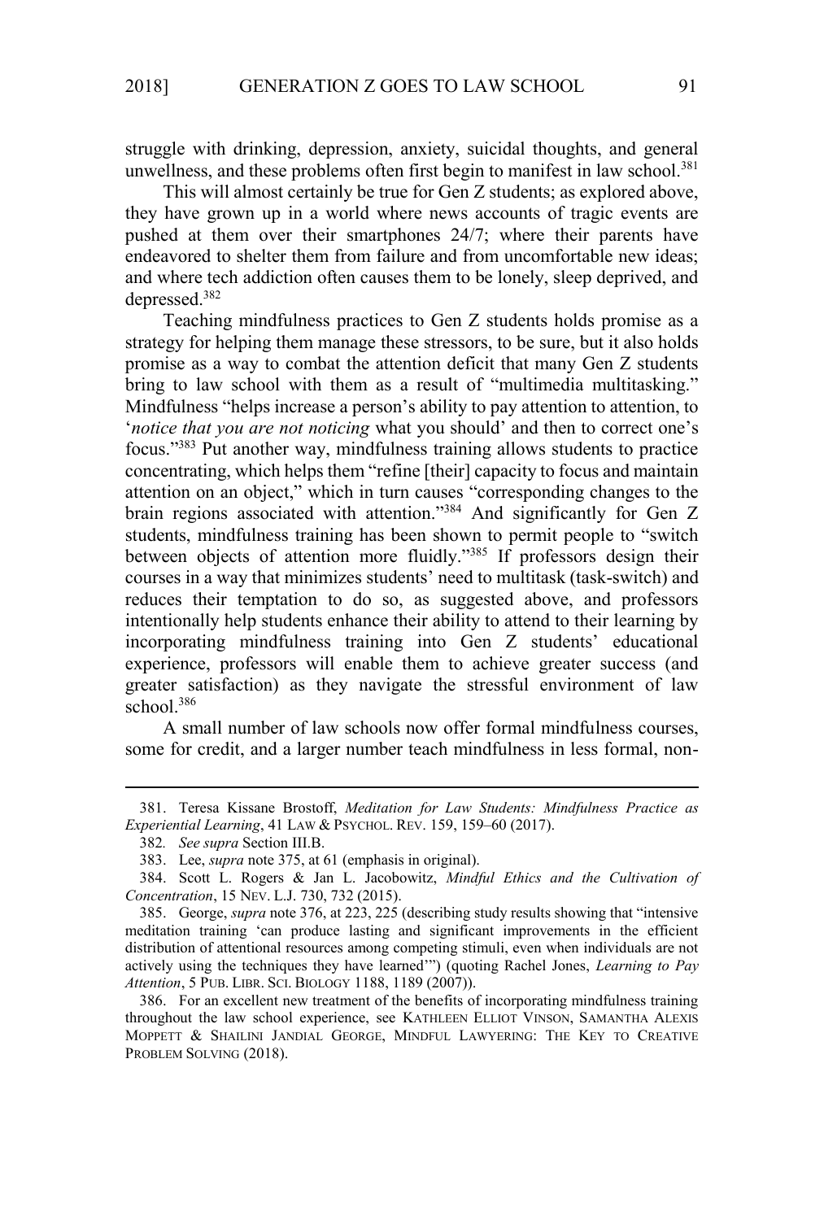struggle with drinking, depression, anxiety, suicidal thoughts, and general unwellness, and these problems often first begin to manifest in law school.[381]

This will almost certainly be true for Gen Z students; as explored above, they have grown up in a world where news accounts of tragic events are pushed at them over their smartphones 24/7; where their parents have endeavored to shelter them from failure and from uncomfortable new ideas; and where tech addiction often causes them to be lonely, sleep deprived, and depressed.[382]

Teaching mindfulness practices to Gen Z students holds promise as a strategy for helping them manage these stressors, to be sure, but it also holds promise as a way to combat the attention deficit that many Gen Z students bring to law school with them as a result of "multimedia multitasking." Mindfulness "helps increase a person's ability to pay attention to attention, to '*notice that you are not noticing* what you should' and then to correct one's focus."[383] Put another way, mindfulness training allows students to practice concentrating, which helps them "refine [their] capacity to focus and maintain attention on an object," which in turn causes "corresponding changes to the brain regions associated with attention."[384] And significantly for Gen Z students, mindfulness training has been shown to permit people to "switch between objects of attention more fluidly."[385] If professors design their courses in a way that minimizes students' need to multitask (task-switch) and reduces their temptation to do so, as suggested above, and professors intentionally help students enhance their ability to attend to their learning by incorporating mindfulness training into Gen Z students' educational experience, professors will enable them to achieve greater success (and greater satisfaction) as they navigate the stressful environment of law school.[386]

A small number of law schools now offer formal mindfulness courses, some for credit, and a larger number teach mindfulness in less formal, non-

---

381. Teresa Kissane Brostoff, *Meditation for Law Students: Mindfulness Practice as Experiential Learning*, 41 LAW & PSYCHOL. REV. 159, 159–60 (2017).

382. *See supra* Section III.B.

383. Lee, *supra* note 375, at 61 (emphasis in original).

384. Scott L. Rogers & Jan L. Jacobowitz, *Mindful Ethics and the Cultivation of Concentration*, 15 NEV. L.J. 730, 732 (2015).

385. George, *supra* note 376, at 223, 225 (describing study results showing that "intensive meditation training 'can produce lasting and significant improvements in the efficient distribution of attentional resources among competing stimuli, even when individuals are not actively using the techniques they have learned'") (quoting Rachel Jones, *Learning to Pay Attention*, 5 PUB. LIBR. SCI. BIOLOGY 1188, 1189 (2007)).

386. For an excellent new treatment of the benefits of incorporating mindfulness training throughout the law school experience, see KATHLEEN ELLIOT VINSON, SAMANTHA ALEXIS MOPPETT & SHAILINI JANDIAL GEORGE, MINDFUL LAWYERING: THE KEY TO CREATIVE PROBLEM SOLVING (2018).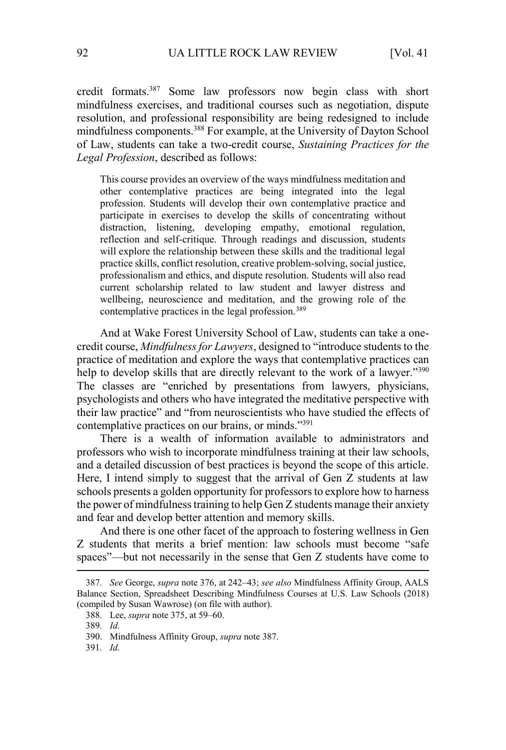credit formats.[387] Some law professors now begin class with short mindfulness exercises, and traditional courses such as negotiation, dispute resolution, and professional responsibility are being redesigned to include mindfulness components.[388] For example, at the University of Dayton School of Law, students can take a two-credit course, *Sustaining Practices for the Legal Profession*, described as follows:

> This course provides an overview of the ways mindfulness meditation and other contemplative practices are being integrated into the legal profession. Students will develop their own contemplative practice and participate in exercises to develop the skills of concentrating without distraction, listening, developing empathy, emotional regulation, reflection and self-critique. Through readings and discussion, students will explore the relationship between these skills and the traditional legal practice skills, conflict resolution, creative problem-solving, social justice, professionalism and ethics, and dispute resolution. Students will also read current scholarship related to law student and lawyer distress and wellbeing, neuroscience and meditation, and the growing role of the contemplative practices in the legal profession.[389]

And at Wake Forest University School of Law, students can take a one-credit course, *Mindfulness for Lawyers*, designed to "introduce students to the practice of meditation and explore the ways that contemplative practices can help to develop skills that are directly relevant to the work of a lawyer."[390] The classes are "enriched by presentations from lawyers, physicians, psychologists and others who have integrated the meditative perspective with their law practice" and "from neuroscientists who have studied the effects of contemplative practices on our brains, or minds."[391]

There is a wealth of information available to administrators and professors who wish to incorporate mindfulness training at their law schools, and a detailed discussion of best practices is beyond the scope of this article. Here, I intend simply to suggest that the arrival of Gen Z students at law schools presents a golden opportunity for professors to explore how to harness the power of mindfulness training to help Gen Z students manage their anxiety and fear and develop better attention and memory skills.

And there is one other facet of the approach to fostering wellness in Gen Z students that merits a brief mention: law schools must become "safe spaces"—but not necessarily in the sense that Gen Z students have come to

---

387. *See* George, *supra* note 376, at 242–43; *see also* Mindfulness Affinity Group, AALS Balance Section, Spreadsheet Describing Mindfulness Courses at U.S. Law Schools (2018) (compiled by Susan Wawrose) (on file with author).

388. Lee, *supra* note 375, at 59–60.

389. *Id.*

390. Mindfulness Affinity Group, *supra* note 387.

391. *Id.*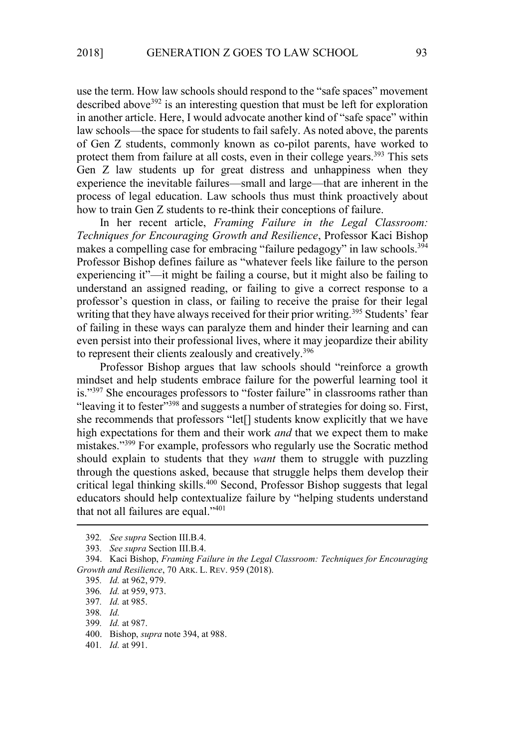use the term. How law schools should respond to the "safe spaces" movement described above[392] is an interesting question that must be left for exploration in another article. Here, I would advocate another kind of "safe space" within law schools—the space for students to fail safely. As noted above, the parents of Gen Z students, commonly known as co-pilot parents, have worked to protect them from failure at all costs, even in their college years.[393] This sets Gen Z law students up for great distress and unhappiness when they experience the inevitable failures—small and large—that are inherent in the process of legal education. Law schools thus must think proactively about how to train Gen Z students to re-think their conceptions of failure.

In her recent article, *Framing Failure in the Legal Classroom: Techniques for Encouraging Growth and Resilience*, Professor Kaci Bishop makes a compelling case for embracing "failure pedagogy" in law schools.[394] Professor Bishop defines failure as "whatever feels like failure to the person experiencing it"—it might be failing a course, but it might also be failing to understand an assigned reading, or failing to give a correct response to a professor's question in class, or failing to receive the praise for their legal writing that they have always received for their prior writing.[395] Students' fear of failing in these ways can paralyze them and hinder their learning and can even persist into their professional lives, where it may jeopardize their ability to represent their clients zealously and creatively.[396]

Professor Bishop argues that law schools should "reinforce a growth mindset and help students embrace failure for the powerful learning tool it is."[397] She encourages professors to "foster failure" in classrooms rather than "leaving it to fester"[398] and suggests a number of strategies for doing so. First, she recommends that professors "let[] students know explicitly that we have high expectations for them and their work *and* that we expect them to make mistakes."[399] For example, professors who regularly use the Socratic method should explain to students that they *want* them to struggle with puzzling through the questions asked, because that struggle helps them develop their critical legal thinking skills.[400] Second, Professor Bishop suggests that legal educators should help contextualize failure by "helping students understand that not all failures are equal."[401]

---

392. *See supra* Section III.B.4.

393. *See supra* Section III.B.4.

394. Kaci Bishop, *Framing Failure in the Legal Classroom: Techniques for Encouraging Growth and Resilience*, 70 ARK. L. REV. 959 (2018).

395. *Id.* at 962, 979.

396. *Id.* at 959, 973.

397. *Id.* at 985.

398. *Id.*

399. *Id.* at 987.

400. Bishop, *supra* note 394, at 988.

401. *Id.* at 991.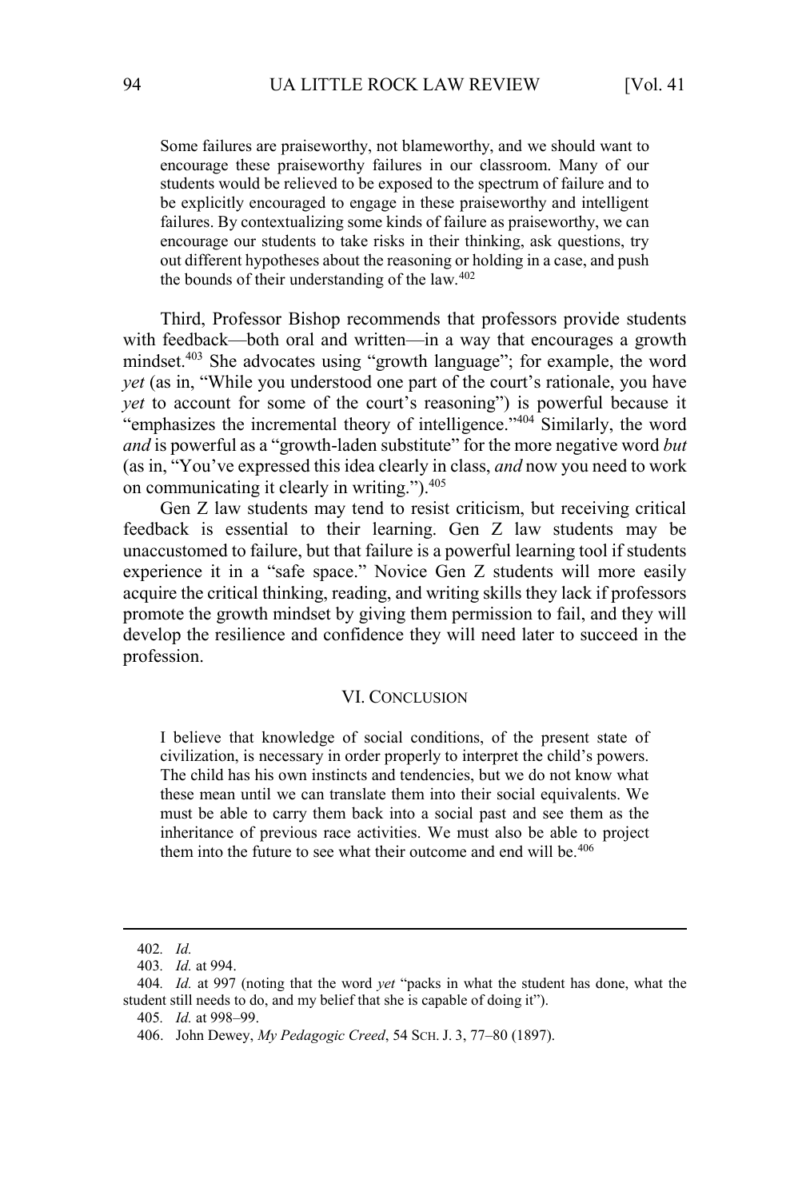> Some failures are praiseworthy, not blameworthy, and we should want to encourage these praiseworthy failures in our classroom. Many of our students would be relieved to be exposed to the spectrum of failure and to be explicitly encouraged to engage in these praiseworthy and intelligent failures. By contextualizing some kinds of failure as praiseworthy, we can encourage our students to take risks in their thinking, ask questions, try out different hypotheses about the reasoning or holding in a case, and push the bounds of their understanding of the law.[402]

Third, Professor Bishop recommends that professors provide students with feedback—both oral and written—in a way that encourages a growth mindset.[403] She advocates using "growth language"; for example, the word *yet* (as in, "While you understood one part of the court's rationale, you have *yet* to account for some of the court's reasoning") is powerful because it "emphasizes the incremental theory of intelligence."[404] Similarly, the word *and* is powerful as a "growth-laden substitute" for the more negative word *but* (as in, "You've expressed this idea clearly in class, *and* now you need to work on communicating it clearly in writing.").[405]

Gen Z law students may tend to resist criticism, but receiving critical feedback is essential to their learning. Gen Z law students may be unaccustomed to failure, but that failure is a powerful learning tool if students experience it in a "safe space." Novice Gen Z students will more easily acquire the critical thinking, reading, and writing skills they lack if professors promote the growth mindset by giving them permission to fail, and they will develop the resilience and confidence they will need later to succeed in the profession.

## VI. CONCLUSION

> I believe that knowledge of social conditions, of the present state of civilization, is necessary in order properly to interpret the child's powers. The child has his own instincts and tendencies, but we do not know what these mean until we can translate them into their social equivalents. We must be able to carry them back into a social past and see them as the inheritance of previous race activities. We must also be able to project them into the future to see what their outcome and end will be.[406]

---

402. *Id.*

403. *Id.* at 994.

404. *Id.* at 997 (noting that the word *yet* "packs in what the student has done, what the student still needs to do, and my belief that she is capable of doing it").

405. *Id.* at 998–99.

406. John Dewey, *My Pedagogic Creed*, 54 SCH. J. 3, 77–80 (1897).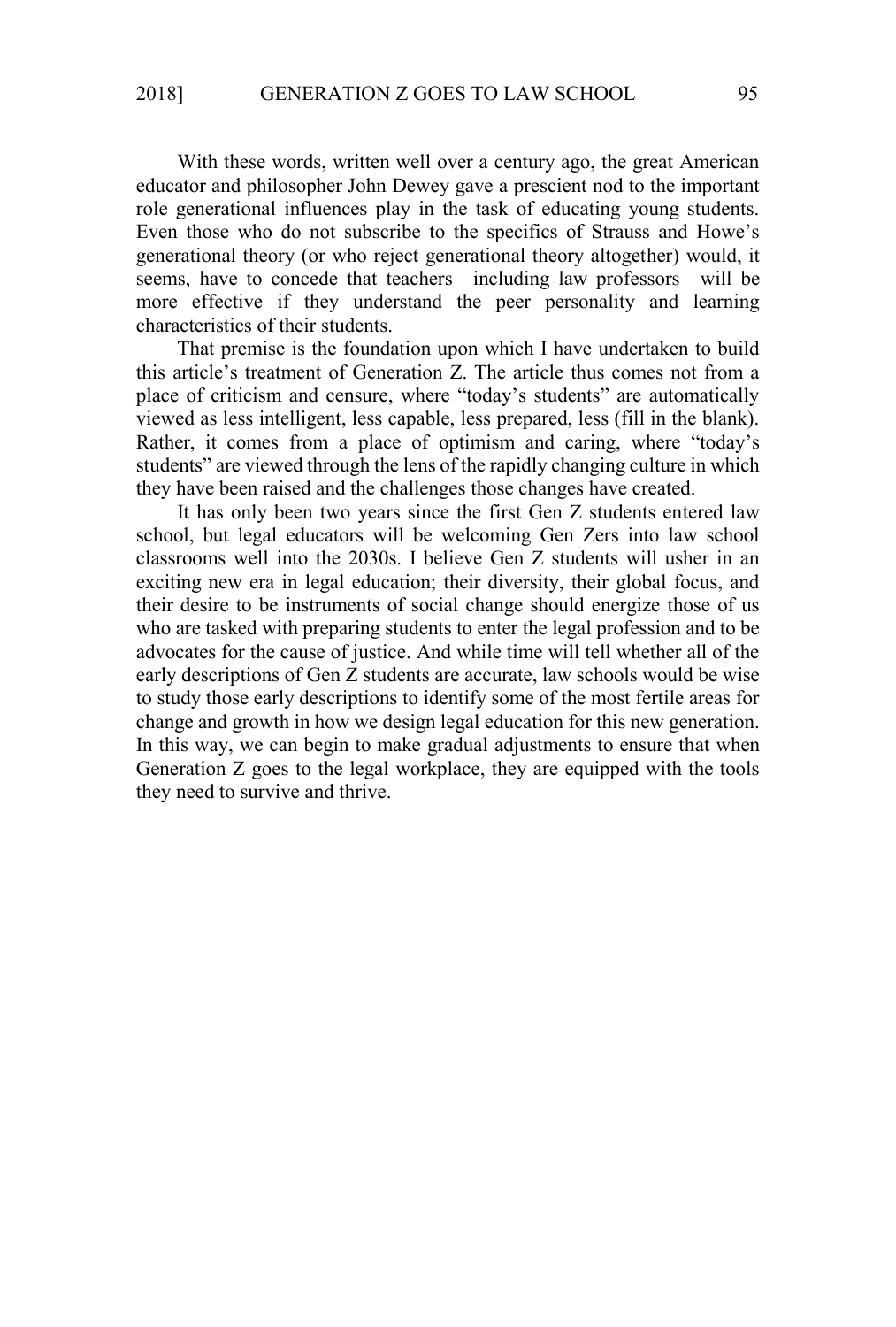With these words, written well over a century ago, the great American educator and philosopher John Dewey gave a prescient nod to the important role generational influences play in the task of educating young students. Even those who do not subscribe to the specifics of Strauss and Howe's generational theory (or who reject generational theory altogether) would, it seems, have to concede that teachers—including law professors—will be more effective if they understand the peer personality and learning characteristics of their students.

That premise is the foundation upon which I have undertaken to build this article's treatment of Generation Z. The article thus comes not from a place of criticism and censure, where "today's students" are automatically viewed as less intelligent, less capable, less prepared, less (fill in the blank). Rather, it comes from a place of optimism and caring, where "today's students" are viewed through the lens of the rapidly changing culture in which they have been raised and the challenges those changes have created.

It has only been two years since the first Gen Z students entered law school, but legal educators will be welcoming Gen Zers into law school classrooms well into the 2030s. I believe Gen Z students will usher in an exciting new era in legal education; their diversity, their global focus, and their desire to be instruments of social change should energize those of us who are tasked with preparing students to enter the legal profession and to be advocates for the cause of justice. And while time will tell whether all of the early descriptions of Gen Z students are accurate, law schools would be wise to study those early descriptions to identify some of the most fertile areas for change and growth in how we design legal education for this new generation. In this way, we can begin to make gradual adjustments to ensure that when Generation Z goes to the legal workplace, they are equipped with the tools they need to survive and thrive.